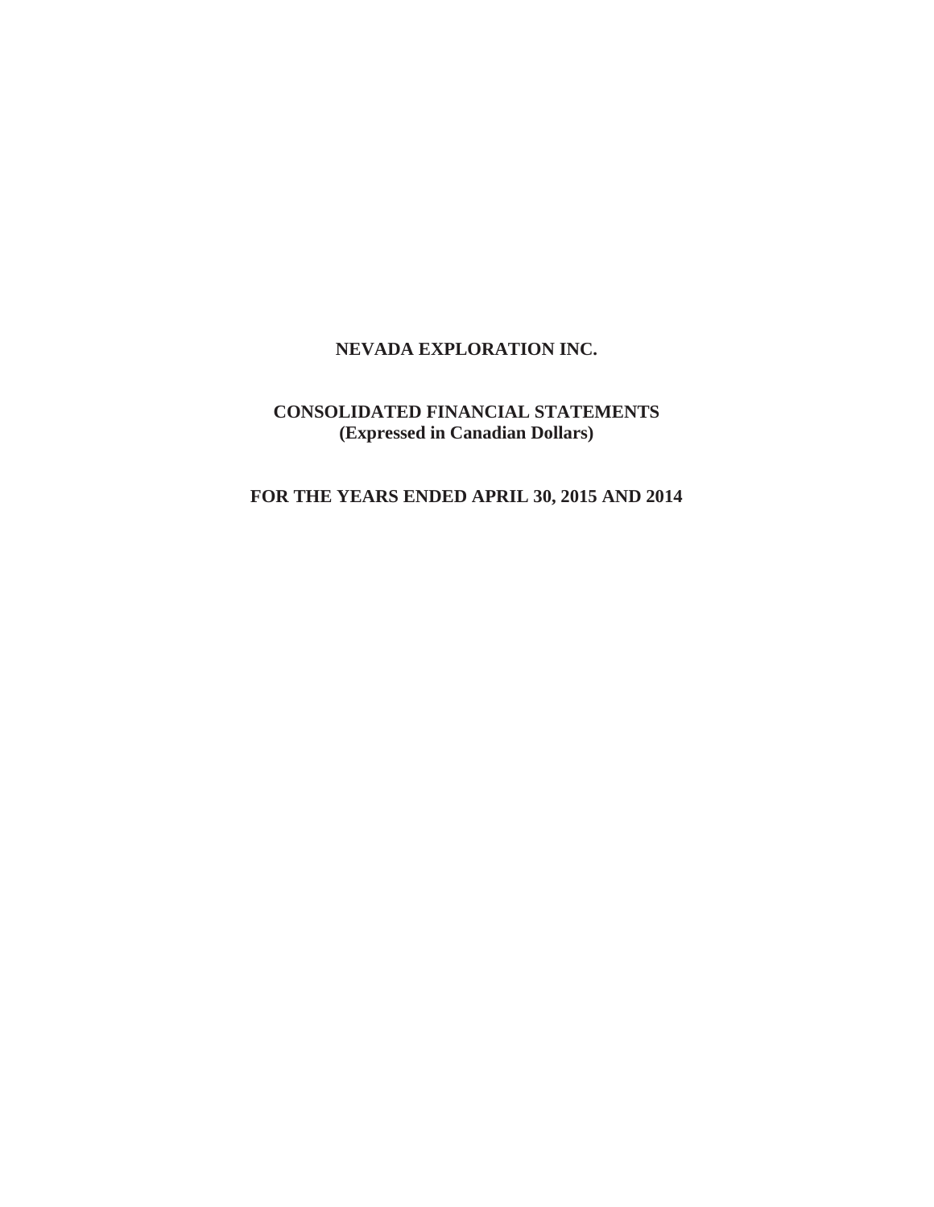# NEVADA EXPLORATION INC.

## CONSOLIDATED FINANCIAL STATEMENTS
**(Expressed in Canadian Dollars)**

## FOR THE YEARS ENDED APRIL 30, 2015 AND 2014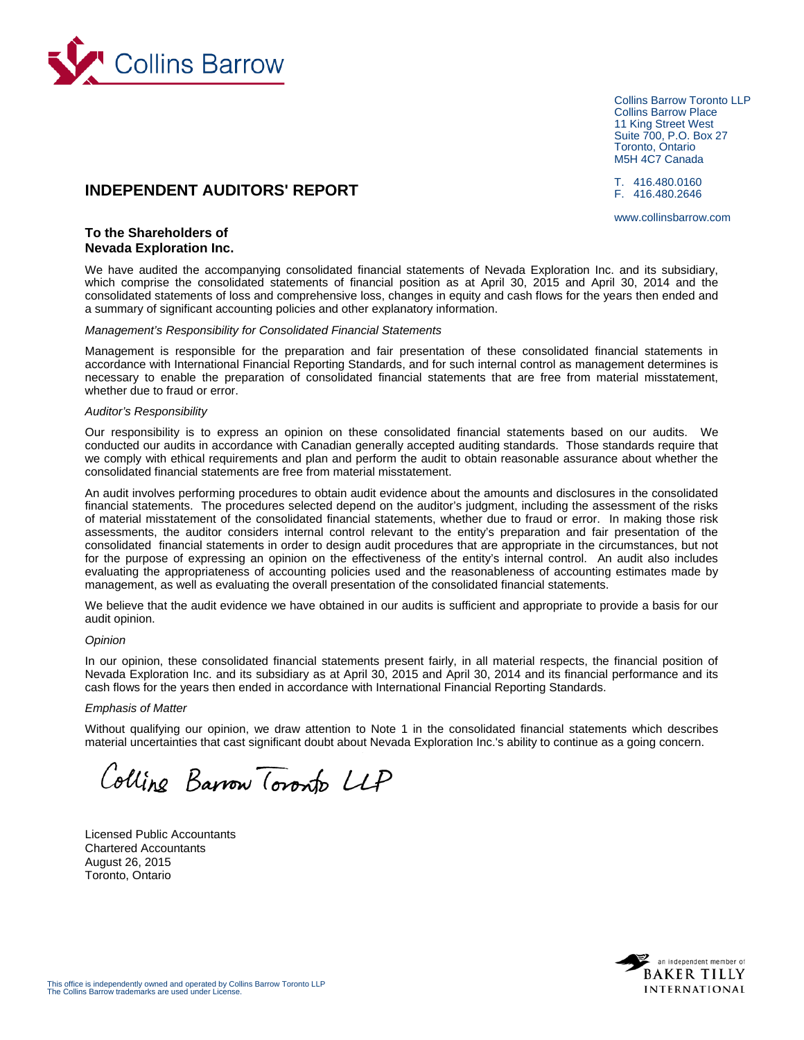Collins Barrow

Collins Barrow Toronto LLP
Collins Barrow Place
11 King Street West
Suite 700, P.O. Box 27
Toronto, Ontario
M5H 4C7 Canada

T. 416.480.0160
F. 416.480.2646

www.collinsbarrow.com

## INDEPENDENT AUDITORS' REPORT

**To the Shareholders of**
**Nevada Exploration Inc.**

We have audited the accompanying consolidated financial statements of Nevada Exploration Inc. and its subsidiary, which comprise the consolidated statements of financial position as at April 30, 2015 and April 30, 2014 and the consolidated statements of loss and comprehensive loss, changes in equity and cash flows for the years then ended and a summary of significant accounting policies and other explanatory information.

*Management's Responsibility for Consolidated Financial Statements*

Management is responsible for the preparation and fair presentation of these consolidated financial statements in accordance with International Financial Reporting Standards, and for such internal control as management determines is necessary to enable the preparation of consolidated financial statements that are free from material misstatement, whether due to fraud or error.

*Auditor's Responsibility*

Our responsibility is to express an opinion on these consolidated financial statements based on our audits. We conducted our audits in accordance with Canadian generally accepted auditing standards. Those standards require that we comply with ethical requirements and plan and perform the audit to obtain reasonable assurance about whether the consolidated financial statements are free from material misstatement.

An audit involves performing procedures to obtain audit evidence about the amounts and disclosures in the consolidated financial statements. The procedures selected depend on the auditor's judgment, including the assessment of the risks of material misstatement of the consolidated financial statements, whether due to fraud or error. In making those risk assessments, the auditor considers internal control relevant to the entity's preparation and fair presentation of the consolidated financial statements in order to design audit procedures that are appropriate in the circumstances, but not for the purpose of expressing an opinion on the effectiveness of the entity's internal control. An audit also includes evaluating the appropriateness of accounting policies used and the reasonableness of accounting estimates made by management, as well as evaluating the overall presentation of the consolidated financial statements.

We believe that the audit evidence we have obtained in our audits is sufficient and appropriate to provide a basis for our audit opinion.

*Opinion*

In our opinion, these consolidated financial statements present fairly, in all material respects, the financial position of Nevada Exploration Inc. and its subsidiary as at April 30, 2015 and April 30, 2014 and its financial performance and its cash flows for the years then ended in accordance with International Financial Reporting Standards.

*Emphasis of Matter*

Without qualifying our opinion, we draw attention to Note 1 in the consolidated financial statements which describes material uncertainties that cast significant doubt about Nevada Exploration Inc.'s ability to continue as a going concern.

Collins Barrow Toronto LLP

Licensed Public Accountants
Chartered Accountants
August 26, 2015
Toronto, Ontario

This office is independently owned and operated by Collins Barrow Toronto LLP
The Collins Barrow trademarks are used under License.

an independent member of BAKER TILLY INTERNATIONAL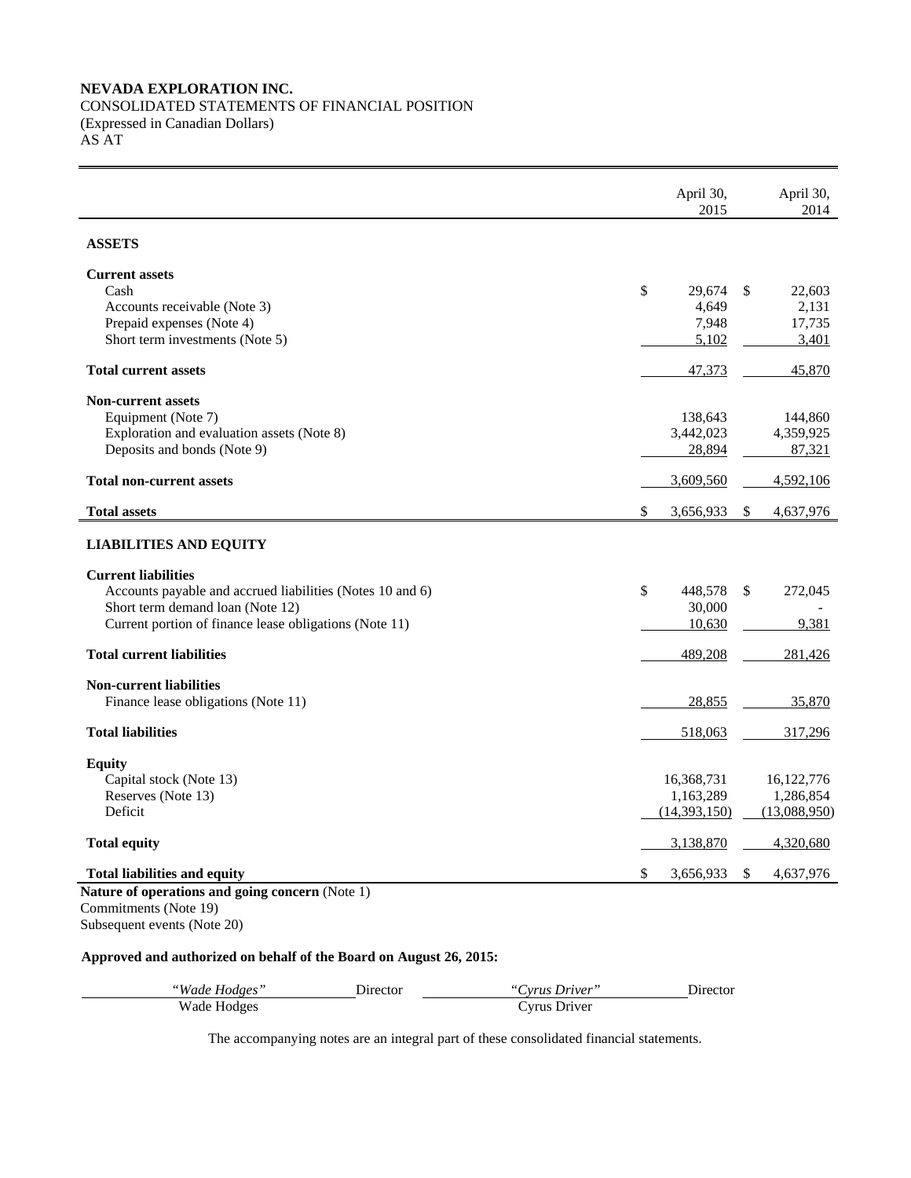**NEVADA EXPLORATION INC.**
CONSOLIDATED STATEMENTS OF FINANCIAL POSITION
(Expressed in Canadian Dollars)
AS AT

| | April 30, 2015 | April 30, 2014 |
|---|---|---|
| **ASSETS** | | |
| **Current assets** | | |
| Cash | $ 29,674 | $ 22,603 |
| Accounts receivable (Note 3) | 4,649 | 2,131 |
| Prepaid expenses (Note 4) | 7,948 | 17,735 |
| Short term investments (Note 5) | 5,102 | 3,401 |
| **Total current assets** | 47,373 | 45,870 |
| **Non-current assets** | | |
| Equipment (Note 7) | 138,643 | 144,860 |
| Exploration and evaluation assets (Note 8) | 3,442,023 | 4,359,925 |
| Deposits and bonds (Note 9) | 28,894 | 87,321 |
| **Total non-current assets** | 3,609,560 | 4,592,106 |
| **Total assets** | $ 3,656,933 | $ 4,637,976 |
| **LIABILITIES AND EQUITY** | | |
| **Current liabilities** | | |
| Accounts payable and accrued liabilities (Notes 10 and 6) | $ 448,578 | $ 272,045 |
| Short term demand loan (Note 12) | 30,000 | - |
| Current portion of finance lease obligations (Note 11) | 10,630 | 9,381 |
| **Total current liabilities** | 489,208 | 281,426 |
| **Non-current liabilities** | | |
| Finance lease obligations (Note 11) | 28,855 | 35,870 |
| **Total liabilities** | 518,063 | 317,296 |
| **Equity** | | |
| Capital stock (Note 13) | 16,368,731 | 16,122,776 |
| Reserves (Note 13) | 1,163,289 | 1,286,854 |
| Deficit | (14,393,150) | (13,088,950) |
| **Total equity** | 3,138,870 | 4,320,680 |
| **Total liabilities and equity** | $ 3,656,933 | $ 4,637,976 |

**Nature of operations and going concern** (Note 1)
Commitments (Note 19)
Subsequent events (Note 20)

**Approved and authorized on behalf of the Board on August 26, 2015:**

| *"Wade Hodges"* | Director | *"Cyrus Driver"* | Director |
|---|---|---|---|
| Wade Hodges | | Cyrus Driver | |

The accompanying notes are an integral part of these consolidated financial statements.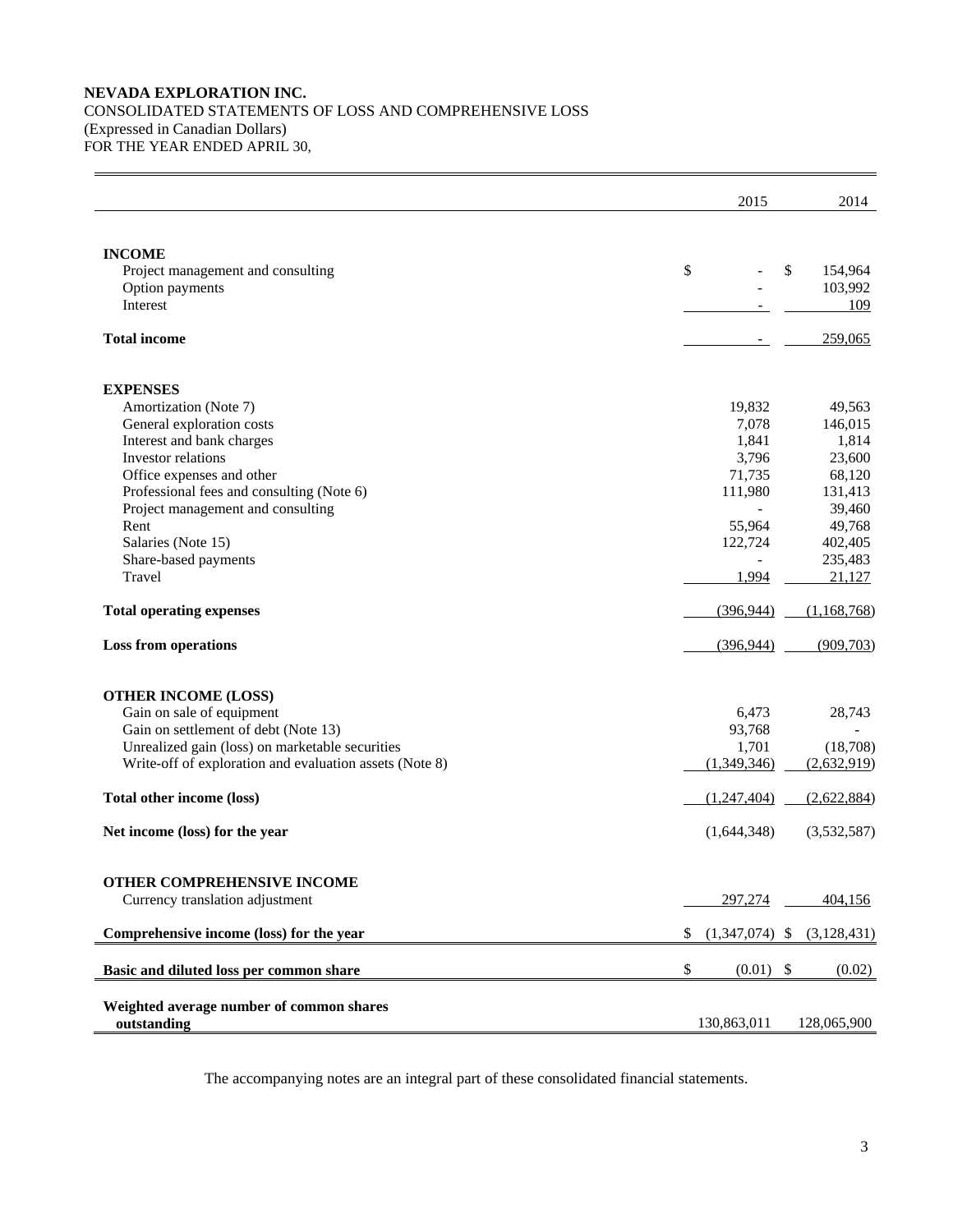**NEVADA EXPLORATION INC.**
CONSOLIDATED STATEMENTS OF LOSS AND COMPREHENSIVE LOSS
(Expressed in Canadian Dollars)
FOR THE YEAR ENDED APRIL 30,

| | 2015 | 2014 |
|---|---|---|
| **INCOME** | | |
| Project management and consulting | $ - | $ 154,964 |
| Option payments | - | 103,992 |
| Interest | - | 109 |
| **Total income** | - | 259,065 |
| **EXPENSES** | | |
| Amortization (Note 7) | 19,832 | 49,563 |
| General exploration costs | 7,078 | 146,015 |
| Interest and bank charges | 1,841 | 1,814 |
| Investor relations | 3,796 | 23,600 |
| Office expenses and other | 71,735 | 68,120 |
| Professional fees and consulting (Note 6) | 111,980 | 131,413 |
| Project management and consulting | - | 39,460 |
| Rent | 55,964 | 49,768 |
| Salaries (Note 15) | 122,724 | 402,405 |
| Share-based payments | - | 235,483 |
| Travel | 1,994 | 21,127 |
| **Total operating expenses** | (396,944) | (1,168,768) |
| **Loss from operations** | (396,944) | (909,703) |
| **OTHER INCOME (LOSS)** | | |
| Gain on sale of equipment | 6,473 | 28,743 |
| Gain on settlement of debt (Note 13) | 93,768 | - |
| Unrealized gain (loss) on marketable securities | 1,701 | (18,708) |
| Write-off of exploration and evaluation assets (Note 8) | (1,349,346) | (2,632,919) |
| **Total other income (loss)** | (1,247,404) | (2,622,884) |
| **Net income (loss) for the year** | (1,644,348) | (3,532,587) |
| **OTHER COMPREHENSIVE INCOME** | | |
| Currency translation adjustment | 297,274 | 404,156 |
| **Comprehensive income (loss) for the year** | $ (1,347,074) | $ (3,128,431) |
| **Basic and diluted loss per common share** | $ (0.01) | $ (0.02) |
| **Weighted average number of common shares outstanding** | 130,863,011 | 128,065,900 |

The accompanying notes are an integral part of these consolidated financial statements.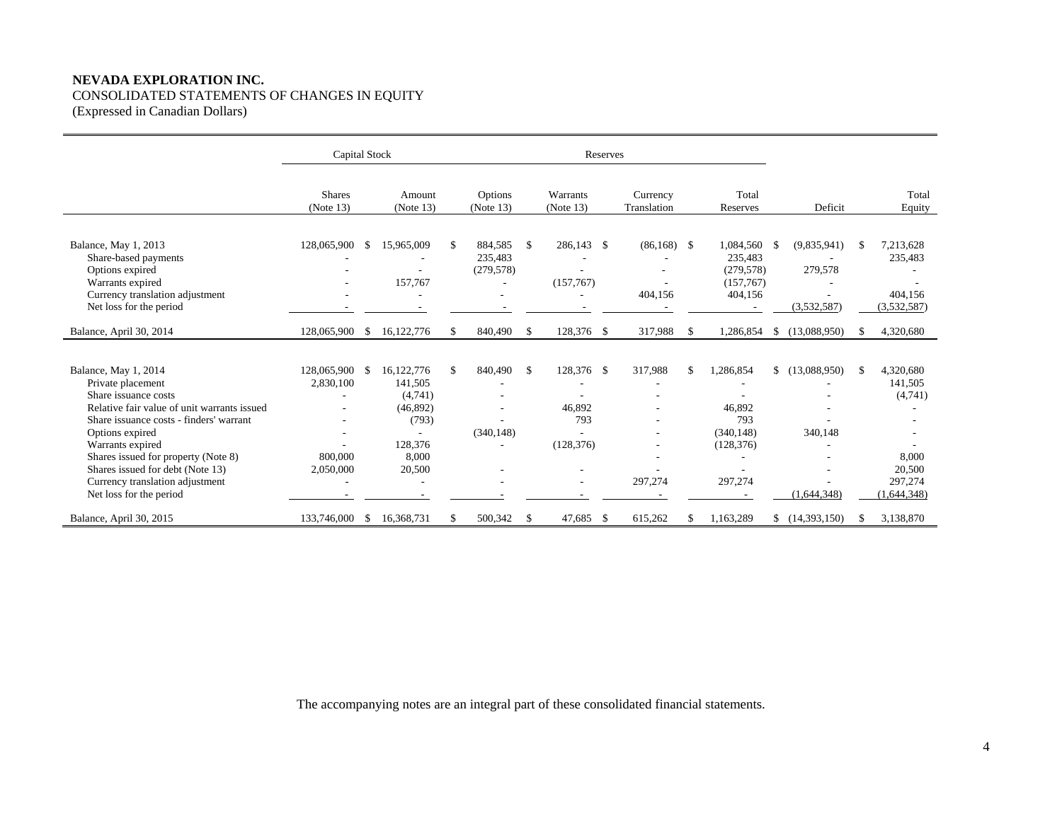**NEVADA EXPLORATION INC.**
CONSOLIDATED STATEMENTS OF CHANGES IN EQUITY
(Expressed in Canadian Dollars)

| | Capital Stock | | Reserves | | | | | |
|---|---|---|---|---|---|---|---|---|
| | Shares (Note 13) | Amount (Note 13) | Options (Note 13) | Warrants (Note 13) | Currency Translation | Total Reserves | Deficit | Total Equity |
| Balance, May 1, 2013 | 128,065,900 | $ 15,965,009 | $ 884,585 | $ 286,143 | $ (86,168) | $ 1,084,560 | $ (9,835,941) | $ 7,213,628 |
| Share-based payments | - | - | 235,483 | - | - | 235,483 | - | 235,483 |
| Options expired | - | - | (279,578) | - | - | (279,578) | 279,578 | - |
| Warrants expired | - | 157,767 | - | (157,767) | - | (157,767) | - | - |
| Currency translation adjustment | - | - | - | - | 404,156 | 404,156 | - | 404,156 |
| Net loss for the period | - | - | - | - | - | - | (3,532,587) | (3,532,587) |
| Balance, April 30, 2014 | 128,065,900 | $ 16,122,776 | $ 840,490 | $ 128,376 | $ 317,988 | $ 1,286,854 | $ (13,088,950) | $ 4,320,680 |
| | | | | | | | | |
| Balance, May 1, 2014 | 128,065,900 | $ 16,122,776 | $ 840,490 | $ 128,376 | $ 317,988 | $ 1,286,854 | $ (13,088,950) | $ 4,320,680 |
| Private placement | 2,830,100 | 141,505 | - | - | - | - | - | 141,505 |
| Share issuance costs | - | (4,741) | - | - | - | - | - | (4,741) |
| Relative fair value of unit warrants issued | - | (46,892) | - | 46,892 | - | 46,892 | - | - |
| Share issuance costs - finders' warrant | - | (793) | - | 793 | - | 793 | - | - |
| Options expired | - | - | (340,148) | - | - | (340,148) | 340,148 | - |
| Warrants expired | - | 128,376 | - | (128,376) | - | (128,376) | - | - |
| Shares issued for property (Note 8) | 800,000 | 8,000 | | | - | - | - | 8,000 |
| Shares issued for debt (Note 13) | 2,050,000 | 20,500 | - | - | - | - | - | 20,500 |
| Currency translation adjustment | - | - | - | - | 297,274 | 297,274 | - | 297,274 |
| Net loss for the period | - | - | - | - | - | - | (1,644,348) | (1,644,348) |
| Balance, April 30, 2015 | 133,746,000 | $ 16,368,731 | $ 500,342 | $ 47,685 | $ 615,262 | $ 1,163,289 | $ (14,393,150) | $ 3,138,870 |

The accompanying notes are an integral part of these consolidated financial statements.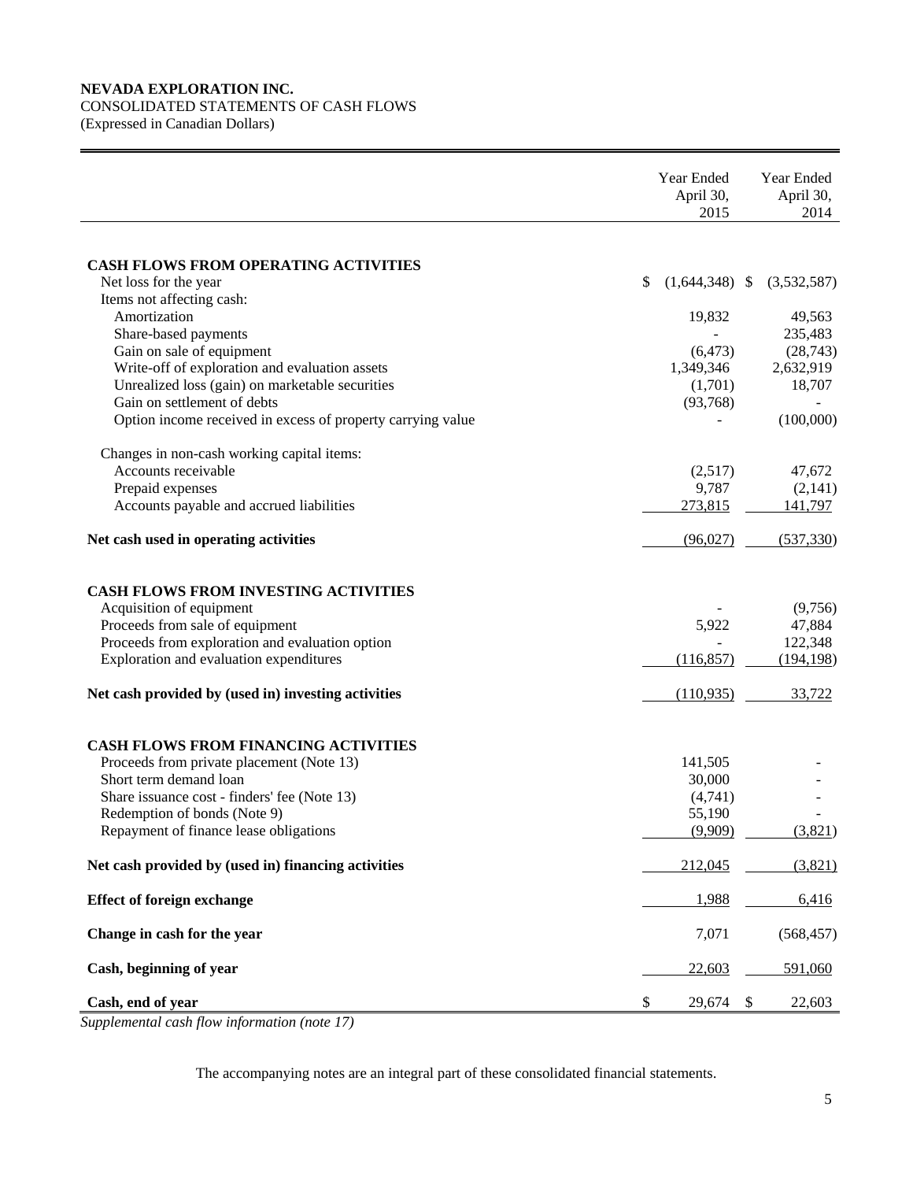**NEVADA EXPLORATION INC.**
CONSOLIDATED STATEMENTS OF CASH FLOWS
(Expressed in Canadian Dollars)

| | Year Ended April 30, 2015 | Year Ended April 30, 2014 |
|---|---|---|
| **CASH FLOWS FROM OPERATING ACTIVITIES** | | |
| Net loss for the year | $ (1,644,348) | $ (3,532,587) |
| Items not affecting cash: | | |
| Amortization | 19,832 | 49,563 |
| Share-based payments | - | 235,483 |
| Gain on sale of equipment | (6,473) | (28,743) |
| Write-off of exploration and evaluation assets | 1,349,346 | 2,632,919 |
| Unrealized loss (gain) on marketable securities | (1,701) | 18,707 |
| Gain on settlement of debts | (93,768) | - |
| Option income received in excess of property carrying value | - | (100,000) |
| Changes in non-cash working capital items: | | |
| Accounts receivable | (2,517) | 47,672 |
| Prepaid expenses | 9,787 | (2,141) |
| Accounts payable and accrued liabilities | 273,815 | 141,797 |
| **Net cash used in operating activities** | (96,027) | (537,330) |
| **CASH FLOWS FROM INVESTING ACTIVITIES** | | |
| Acquisition of equipment | - | (9,756) |
| Proceeds from sale of equipment | 5,922 | 47,884 |
| Proceeds from exploration and evaluation option | - | 122,348 |
| Exploration and evaluation expenditures | (116,857) | (194,198) |
| **Net cash provided by (used in) investing activities** | (110,935) | 33,722 |
| **CASH FLOWS FROM FINANCING ACTIVITIES** | | |
| Proceeds from private placement (Note 13) | 141,505 | - |
| Short term demand loan | 30,000 | - |
| Share issuance cost - finders' fee (Note 13) | (4,741) | - |
| Redemption of bonds (Note 9) | 55,190 | - |
| Repayment of finance lease obligations | (9,909) | (3,821) |
| **Net cash provided by (used in) financing activities** | 212,045 | (3,821) |
| **Effect of foreign exchange** | 1,988 | 6,416 |
| **Change in cash for the year** | 7,071 | (568,457) |
| **Cash, beginning of year** | 22,603 | 591,060 |
| **Cash, end of year** | $ 29,674 | $ 22,603 |

*Supplemental cash flow information (note 17)*

The accompanying notes are an integral part of these consolidated financial statements.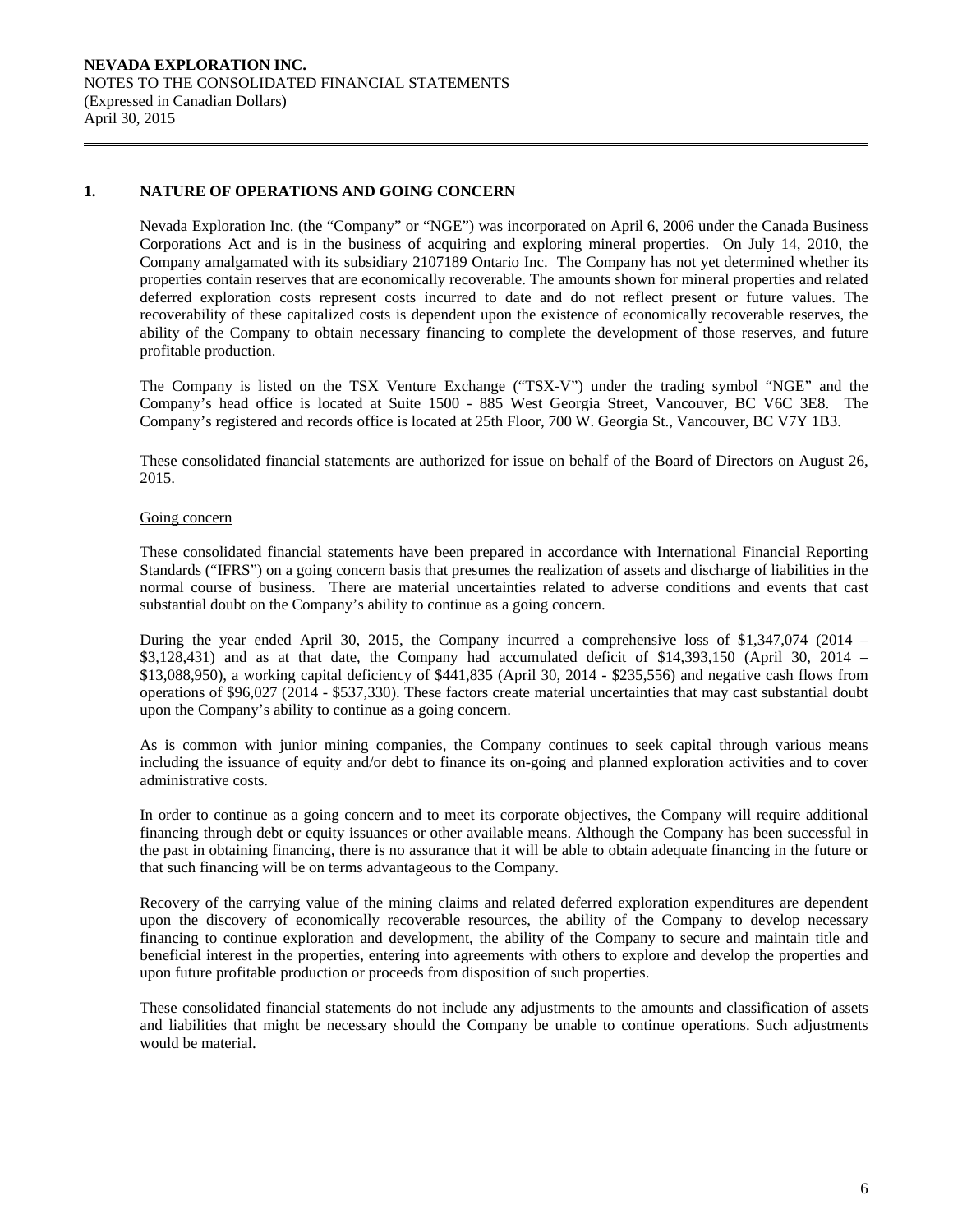## 1. NATURE OF OPERATIONS AND GOING CONCERN

Nevada Exploration Inc. (the "Company" or "NGE") was incorporated on April 6, 2006 under the Canada Business Corporations Act and is in the business of acquiring and exploring mineral properties. On July 14, 2010, the Company amalgamated with its subsidiary 2107189 Ontario Inc. The Company has not yet determined whether its properties contain reserves that are economically recoverable. The amounts shown for mineral properties and related deferred exploration costs represent costs incurred to date and do not reflect present or future values. The recoverability of these capitalized costs is dependent upon the existence of economically recoverable reserves, the ability of the Company to obtain necessary financing to complete the development of those reserves, and future profitable production.

The Company is listed on the TSX Venture Exchange ("TSX-V") under the trading symbol "NGE" and the Company's head office is located at Suite 1500 - 885 West Georgia Street, Vancouver, BC V6C 3E8. The Company's registered and records office is located at 25th Floor, 700 W. Georgia St., Vancouver, BC V7Y 1B3.

These consolidated financial statements are authorized for issue on behalf of the Board of Directors on August 26, 2015.

Going concern

These consolidated financial statements have been prepared in accordance with International Financial Reporting Standards ("IFRS") on a going concern basis that presumes the realization of assets and discharge of liabilities in the normal course of business. There are material uncertainties related to adverse conditions and events that cast substantial doubt on the Company's ability to continue as a going concern.

During the year ended April 30, 2015, the Company incurred a comprehensive loss of $1,347,074 (2014 – $3,128,431) and as at that date, the Company had accumulated deficit of $14,393,150 (April 30, 2014 – $13,088,950), a working capital deficiency of $441,835 (April 30, 2014 - $235,556) and negative cash flows from operations of $96,027 (2014 - $537,330). These factors create material uncertainties that may cast substantial doubt upon the Company's ability to continue as a going concern.

As is common with junior mining companies, the Company continues to seek capital through various means including the issuance of equity and/or debt to finance its on-going and planned exploration activities and to cover administrative costs.

In order to continue as a going concern and to meet its corporate objectives, the Company will require additional financing through debt or equity issuances or other available means. Although the Company has been successful in the past in obtaining financing, there is no assurance that it will be able to obtain adequate financing in the future or that such financing will be on terms advantageous to the Company.

Recovery of the carrying value of the mining claims and related deferred exploration expenditures are dependent upon the discovery of economically recoverable resources, the ability of the Company to develop necessary financing to continue exploration and development, the ability of the Company to secure and maintain title and beneficial interest in the properties, entering into agreements with others to explore and develop the properties and upon future profitable production or proceeds from disposition of such properties.

These consolidated financial statements do not include any adjustments to the amounts and classification of assets and liabilities that might be necessary should the Company be unable to continue operations. Such adjustments would be material.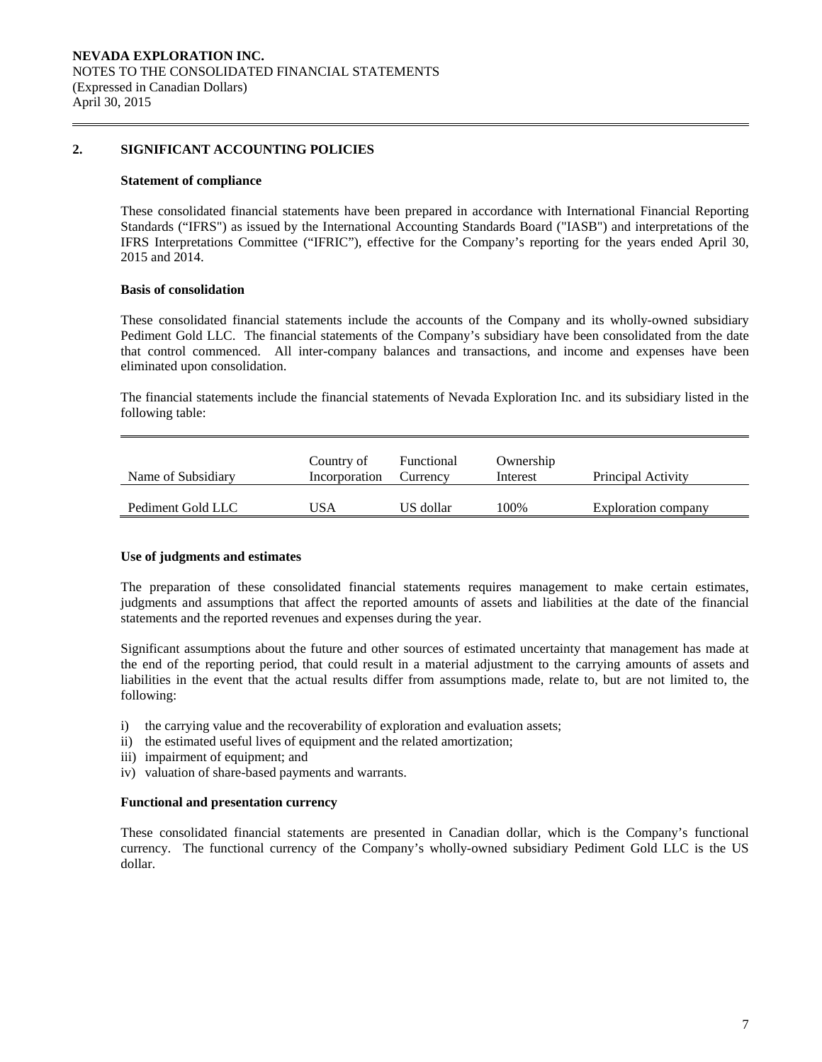NEVADA EXPLORATION INC.
NOTES TO THE CONSOLIDATED FINANCIAL STATEMENTS
(Expressed in Canadian Dollars)
April 30, 2015

## 2. SIGNIFICANT ACCOUNTING POLICIES

### Statement of compliance

These consolidated financial statements have been prepared in accordance with International Financial Reporting Standards ("IFRS") as issued by the International Accounting Standards Board ("IASB") and interpretations of the IFRS Interpretations Committee ("IFRIC"), effective for the Company's reporting for the years ended April 30, 2015 and 2014.

### Basis of consolidation

These consolidated financial statements include the accounts of the Company and its wholly-owned subsidiary Pediment Gold LLC. The financial statements of the Company's subsidiary have been consolidated from the date that control commenced. All inter-company balances and transactions, and income and expenses have been eliminated upon consolidation.

The financial statements include the financial statements of Nevada Exploration Inc. and its subsidiary listed in the following table:

| Name of Subsidiary | Country of Incorporation | Functional Currency | Ownership Interest | Principal Activity |
|---|---|---|---|---|
| Pediment Gold LLC | USA | US dollar | 100% | Exploration company |

### Use of judgments and estimates

The preparation of these consolidated financial statements requires management to make certain estimates, judgments and assumptions that affect the reported amounts of assets and liabilities at the date of the financial statements and the reported revenues and expenses during the year.

Significant assumptions about the future and other sources of estimated uncertainty that management has made at the end of the reporting period, that could result in a material adjustment to the carrying amounts of assets and liabilities in the event that the actual results differ from assumptions made, relate to, but are not limited to, the following:

i) the carrying value and the recoverability of exploration and evaluation assets;
ii) the estimated useful lives of equipment and the related amortization;
iii) impairment of equipment; and
iv) valuation of share-based payments and warrants.

### Functional and presentation currency

These consolidated financial statements are presented in Canadian dollar, which is the Company's functional currency. The functional currency of the Company's wholly-owned subsidiary Pediment Gold LLC is the US dollar.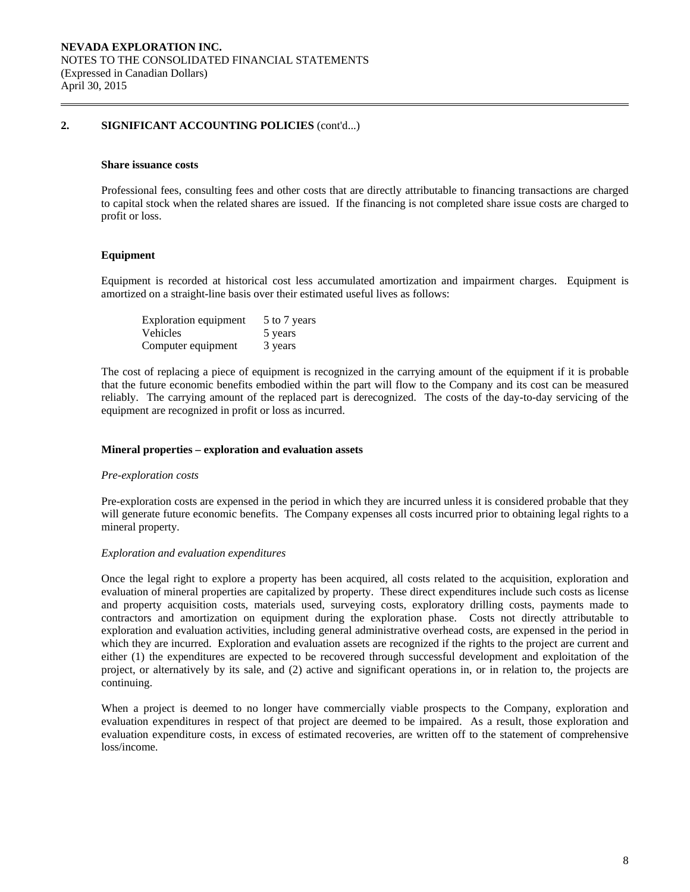## 2. SIGNIFICANT ACCOUNTING POLICIES (cont'd...)

**Share issuance costs**

Professional fees, consulting fees and other costs that are directly attributable to financing transactions are charged to capital stock when the related shares are issued. If the financing is not completed share issue costs are charged to profit or loss.

**Equipment**

Equipment is recorded at historical cost less accumulated amortization and impairment charges. Equipment is amortized on a straight-line basis over their estimated useful lives as follows:

| | |
|---|---|
| Exploration equipment | 5 to 7 years |
| Vehicles | 5 years |
| Computer equipment | 3 years |

The cost of replacing a piece of equipment is recognized in the carrying amount of the equipment if it is probable that the future economic benefits embodied within the part will flow to the Company and its cost can be measured reliably. The carrying amount of the replaced part is derecognized. The costs of the day-to-day servicing of the equipment are recognized in profit or loss as incurred.

**Mineral properties – exploration and evaluation assets**

*Pre-exploration costs*

Pre-exploration costs are expensed in the period in which they are incurred unless it is considered probable that they will generate future economic benefits. The Company expenses all costs incurred prior to obtaining legal rights to a mineral property.

*Exploration and evaluation expenditures*

Once the legal right to explore a property has been acquired, all costs related to the acquisition, exploration and evaluation of mineral properties are capitalized by property. These direct expenditures include such costs as license and property acquisition costs, materials used, surveying costs, exploratory drilling costs, payments made to contractors and amortization on equipment during the exploration phase. Costs not directly attributable to exploration and evaluation activities, including general administrative overhead costs, are expensed in the period in which they are incurred. Exploration and evaluation assets are recognized if the rights to the project are current and either (1) the expenditures are expected to be recovered through successful development and exploitation of the project, or alternatively by its sale, and (2) active and significant operations in, or in relation to, the projects are continuing.

When a project is deemed to no longer have commercially viable prospects to the Company, exploration and evaluation expenditures in respect of that project are deemed to be impaired. As a result, those exploration and evaluation expenditure costs, in excess of estimated recoveries, are written off to the statement of comprehensive loss/income.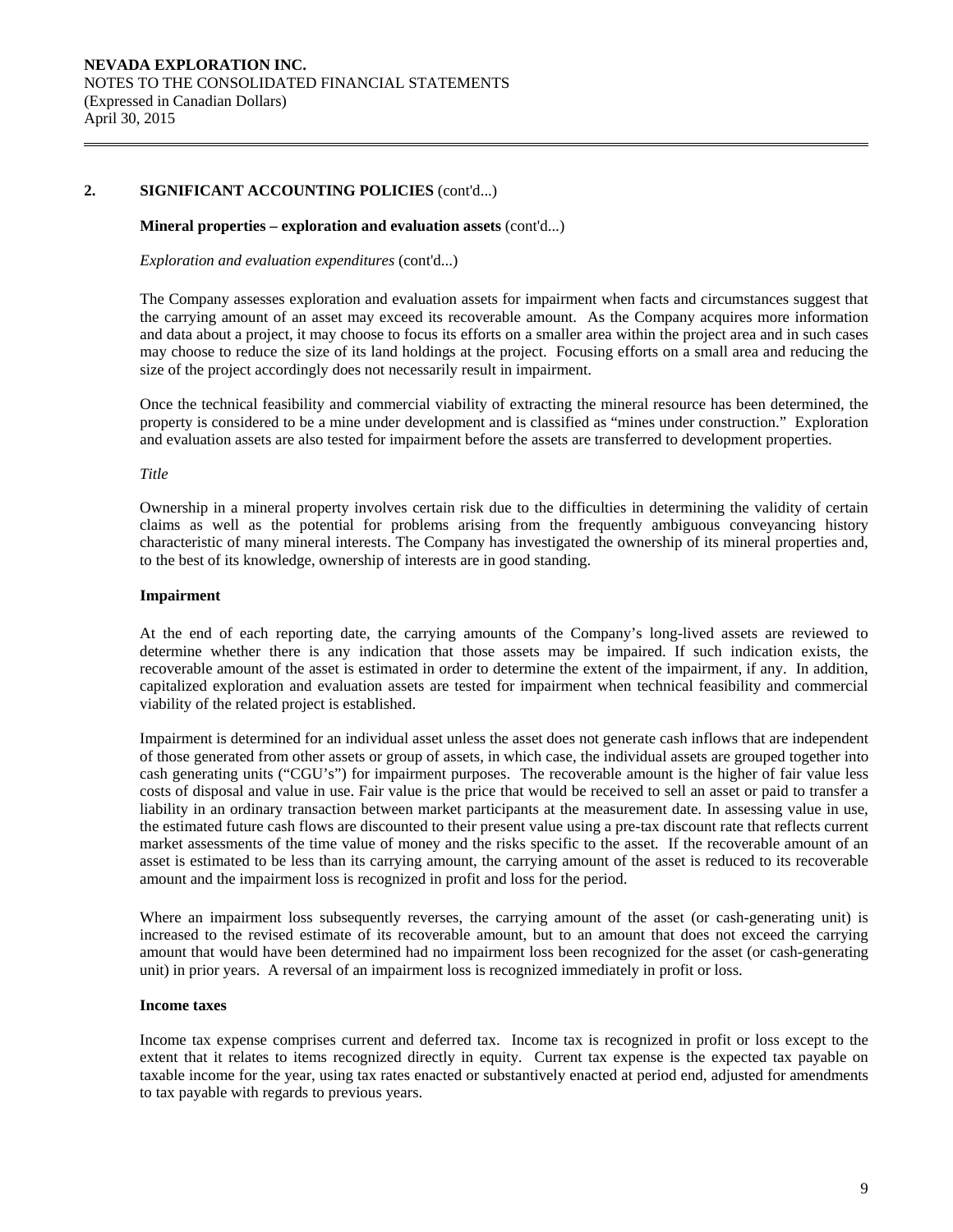## 2. SIGNIFICANT ACCOUNTING POLICIES (cont'd...)

**Mineral properties – exploration and evaluation assets** (cont'd...)

*Exploration and evaluation expenditures* (cont'd...)

The Company assesses exploration and evaluation assets for impairment when facts and circumstances suggest that the carrying amount of an asset may exceed its recoverable amount. As the Company acquires more information and data about a project, it may choose to focus its efforts on a smaller area within the project area and in such cases may choose to reduce the size of its land holdings at the project. Focusing efforts on a small area and reducing the size of the project accordingly does not necessarily result in impairment.

Once the technical feasibility and commercial viability of extracting the mineral resource has been determined, the property is considered to be a mine under development and is classified as "mines under construction." Exploration and evaluation assets are also tested for impairment before the assets are transferred to development properties.

*Title*

Ownership in a mineral property involves certain risk due to the difficulties in determining the validity of certain claims as well as the potential for problems arising from the frequently ambiguous conveyancing history characteristic of many mineral interests. The Company has investigated the ownership of its mineral properties and, to the best of its knowledge, ownership of interests are in good standing.

**Impairment**

At the end of each reporting date, the carrying amounts of the Company's long-lived assets are reviewed to determine whether there is any indication that those assets may be impaired. If such indication exists, the recoverable amount of the asset is estimated in order to determine the extent of the impairment, if any. In addition, capitalized exploration and evaluation assets are tested for impairment when technical feasibility and commercial viability of the related project is established.

Impairment is determined for an individual asset unless the asset does not generate cash inflows that are independent of those generated from other assets or group of assets, in which case, the individual assets are grouped together into cash generating units ("CGU's") for impairment purposes. The recoverable amount is the higher of fair value less costs of disposal and value in use. Fair value is the price that would be received to sell an asset or paid to transfer a liability in an ordinary transaction between market participants at the measurement date. In assessing value in use, the estimated future cash flows are discounted to their present value using a pre-tax discount rate that reflects current market assessments of the time value of money and the risks specific to the asset. If the recoverable amount of an asset is estimated to be less than its carrying amount, the carrying amount of the asset is reduced to its recoverable amount and the impairment loss is recognized in profit and loss for the period.

Where an impairment loss subsequently reverses, the carrying amount of the asset (or cash-generating unit) is increased to the revised estimate of its recoverable amount, but to an amount that does not exceed the carrying amount that would have been determined had no impairment loss been recognized for the asset (or cash-generating unit) in prior years. A reversal of an impairment loss is recognized immediately in profit or loss.

**Income taxes**

Income tax expense comprises current and deferred tax. Income tax is recognized in profit or loss except to the extent that it relates to items recognized directly in equity. Current tax expense is the expected tax payable on taxable income for the year, using tax rates enacted or substantively enacted at period end, adjusted for amendments to tax payable with regards to previous years.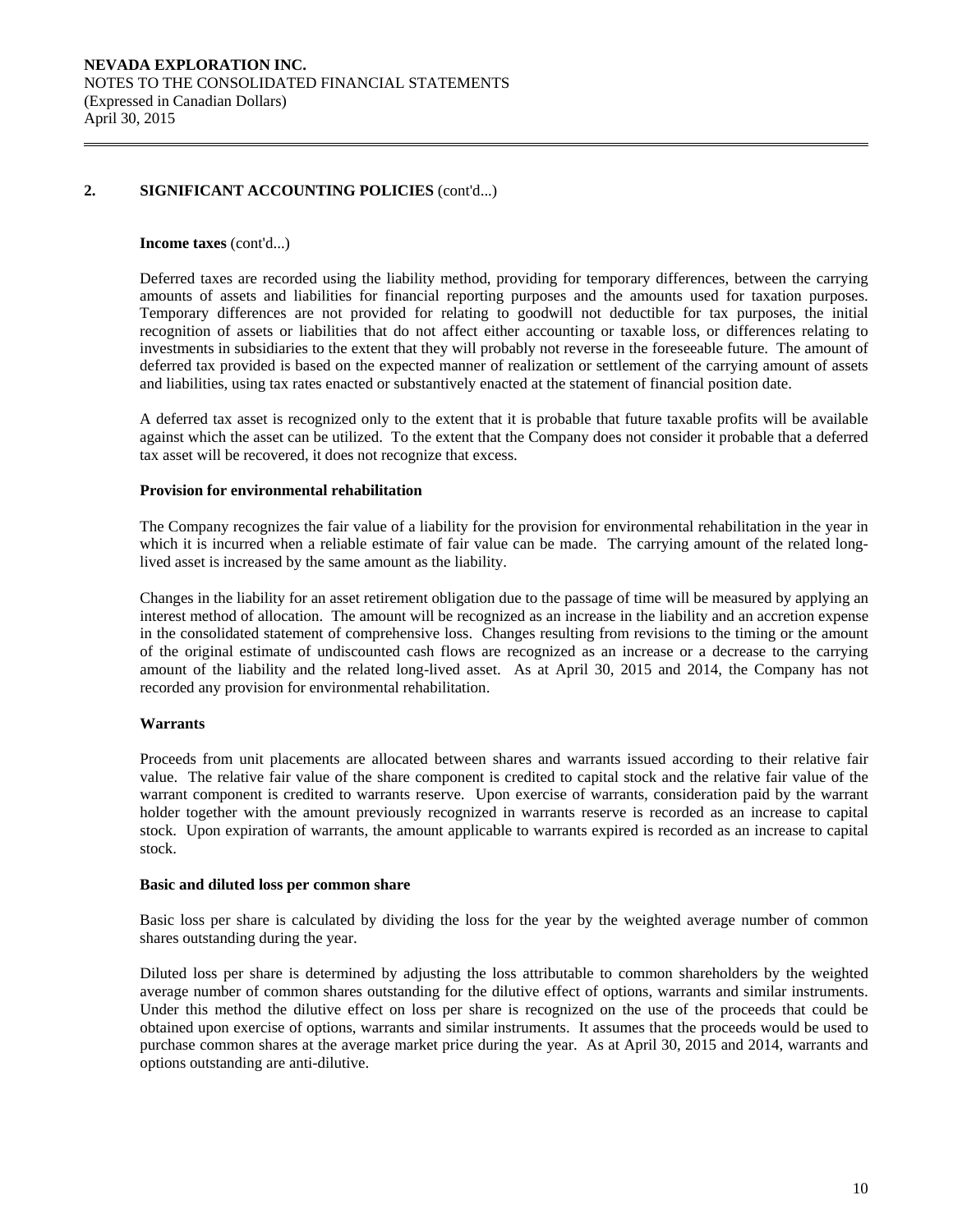## 2. SIGNIFICANT ACCOUNTING POLICIES (cont'd...)

**Income taxes** (cont'd...)

Deferred taxes are recorded using the liability method, providing for temporary differences, between the carrying amounts of assets and liabilities for financial reporting purposes and the amounts used for taxation purposes. Temporary differences are not provided for relating to goodwill not deductible for tax purposes, the initial recognition of assets or liabilities that do not affect either accounting or taxable loss, or differences relating to investments in subsidiaries to the extent that they will probably not reverse in the foreseeable future. The amount of deferred tax provided is based on the expected manner of realization or settlement of the carrying amount of assets and liabilities, using tax rates enacted or substantively enacted at the statement of financial position date.

A deferred tax asset is recognized only to the extent that it is probable that future taxable profits will be available against which the asset can be utilized. To the extent that the Company does not consider it probable that a deferred tax asset will be recovered, it does not recognize that excess.

**Provision for environmental rehabilitation**

The Company recognizes the fair value of a liability for the provision for environmental rehabilitation in the year in which it is incurred when a reliable estimate of fair value can be made. The carrying amount of the related long-lived asset is increased by the same amount as the liability.

Changes in the liability for an asset retirement obligation due to the passage of time will be measured by applying an interest method of allocation. The amount will be recognized as an increase in the liability and an accretion expense in the consolidated statement of comprehensive loss. Changes resulting from revisions to the timing or the amount of the original estimate of undiscounted cash flows are recognized as an increase or a decrease to the carrying amount of the liability and the related long-lived asset. As at April 30, 2015 and 2014, the Company has not recorded any provision for environmental rehabilitation.

**Warrants**

Proceeds from unit placements are allocated between shares and warrants issued according to their relative fair value. The relative fair value of the share component is credited to capital stock and the relative fair value of the warrant component is credited to warrants reserve. Upon exercise of warrants, consideration paid by the warrant holder together with the amount previously recognized in warrants reserve is recorded as an increase to capital stock. Upon expiration of warrants, the amount applicable to warrants expired is recorded as an increase to capital stock.

**Basic and diluted loss per common share**

Basic loss per share is calculated by dividing the loss for the year by the weighted average number of common shares outstanding during the year.

Diluted loss per share is determined by adjusting the loss attributable to common shareholders by the weighted average number of common shares outstanding for the dilutive effect of options, warrants and similar instruments. Under this method the dilutive effect on loss per share is recognized on the use of the proceeds that could be obtained upon exercise of options, warrants and similar instruments. It assumes that the proceeds would be used to purchase common shares at the average market price during the year. As at April 30, 2015 and 2014, warrants and options outstanding are anti-dilutive.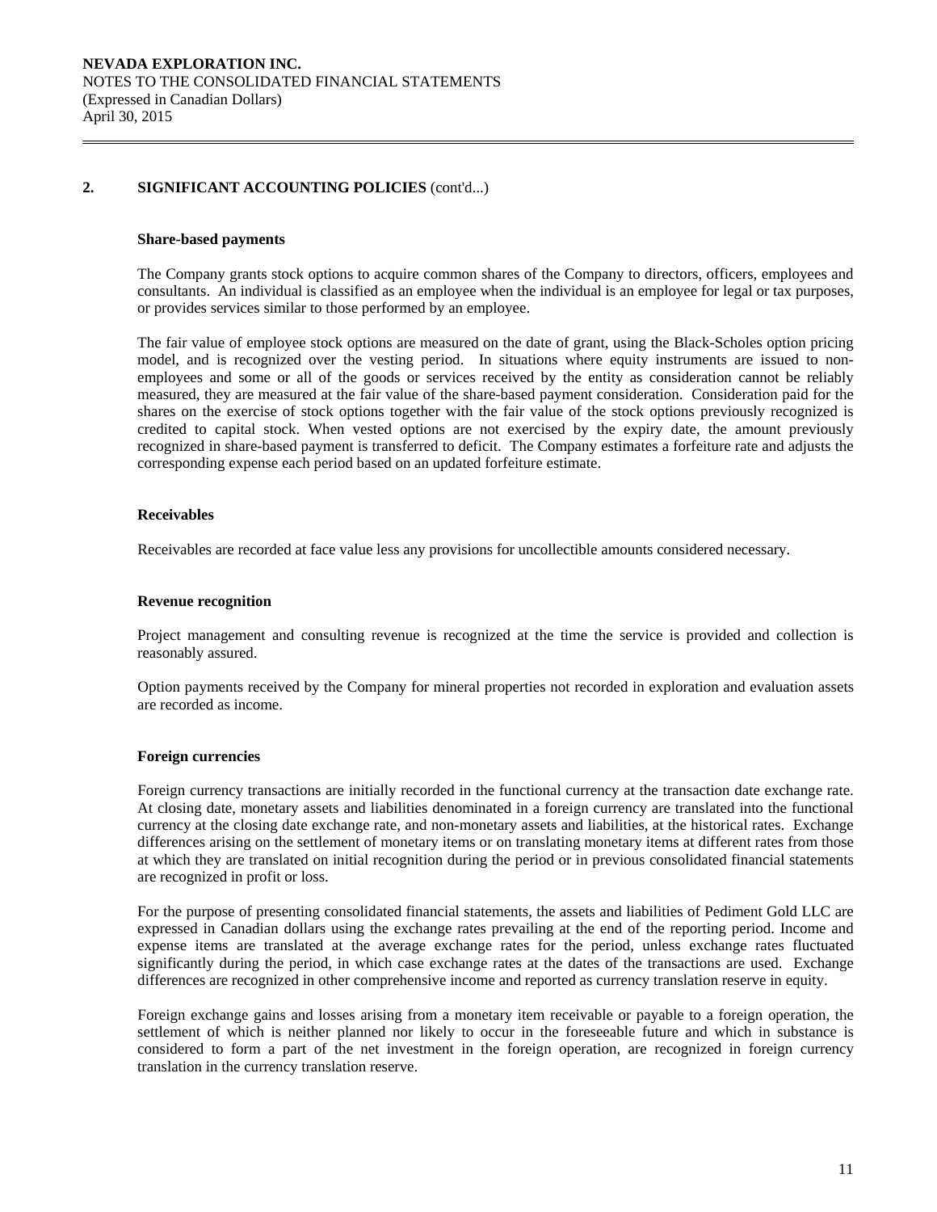## 2. SIGNIFICANT ACCOUNTING POLICIES (cont'd...)

### Share-based payments

The Company grants stock options to acquire common shares of the Company to directors, officers, employees and consultants. An individual is classified as an employee when the individual is an employee for legal or tax purposes, or provides services similar to those performed by an employee.

The fair value of employee stock options are measured on the date of grant, using the Black-Scholes option pricing model, and is recognized over the vesting period. In situations where equity instruments are issued to non-employees and some or all of the goods or services received by the entity as consideration cannot be reliably measured, they are measured at the fair value of the share-based payment consideration. Consideration paid for the shares on the exercise of stock options together with the fair value of the stock options previously recognized is credited to capital stock. When vested options are not exercised by the expiry date, the amount previously recognized in share-based payment is transferred to deficit. The Company estimates a forfeiture rate and adjusts the corresponding expense each period based on an updated forfeiture estimate.

### Receivables

Receivables are recorded at face value less any provisions for uncollectible amounts considered necessary.

### Revenue recognition

Project management and consulting revenue is recognized at the time the service is provided and collection is reasonably assured.

Option payments received by the Company for mineral properties not recorded in exploration and evaluation assets are recorded as income.

### Foreign currencies

Foreign currency transactions are initially recorded in the functional currency at the transaction date exchange rate. At closing date, monetary assets and liabilities denominated in a foreign currency are translated into the functional currency at the closing date exchange rate, and non-monetary assets and liabilities, at the historical rates. Exchange differences arising on the settlement of monetary items or on translating monetary items at different rates from those at which they are translated on initial recognition during the period or in previous consolidated financial statements are recognized in profit or loss.

For the purpose of presenting consolidated financial statements, the assets and liabilities of Pediment Gold LLC are expressed in Canadian dollars using the exchange rates prevailing at the end of the reporting period. Income and expense items are translated at the average exchange rates for the period, unless exchange rates fluctuated significantly during the period, in which case exchange rates at the dates of the transactions are used. Exchange differences are recognized in other comprehensive income and reported as currency translation reserve in equity.

Foreign exchange gains and losses arising from a monetary item receivable or payable to a foreign operation, the settlement of which is neither planned nor likely to occur in the foreseeable future and which in substance is considered to form a part of the net investment in the foreign operation, are recognized in foreign currency translation in the currency translation reserve.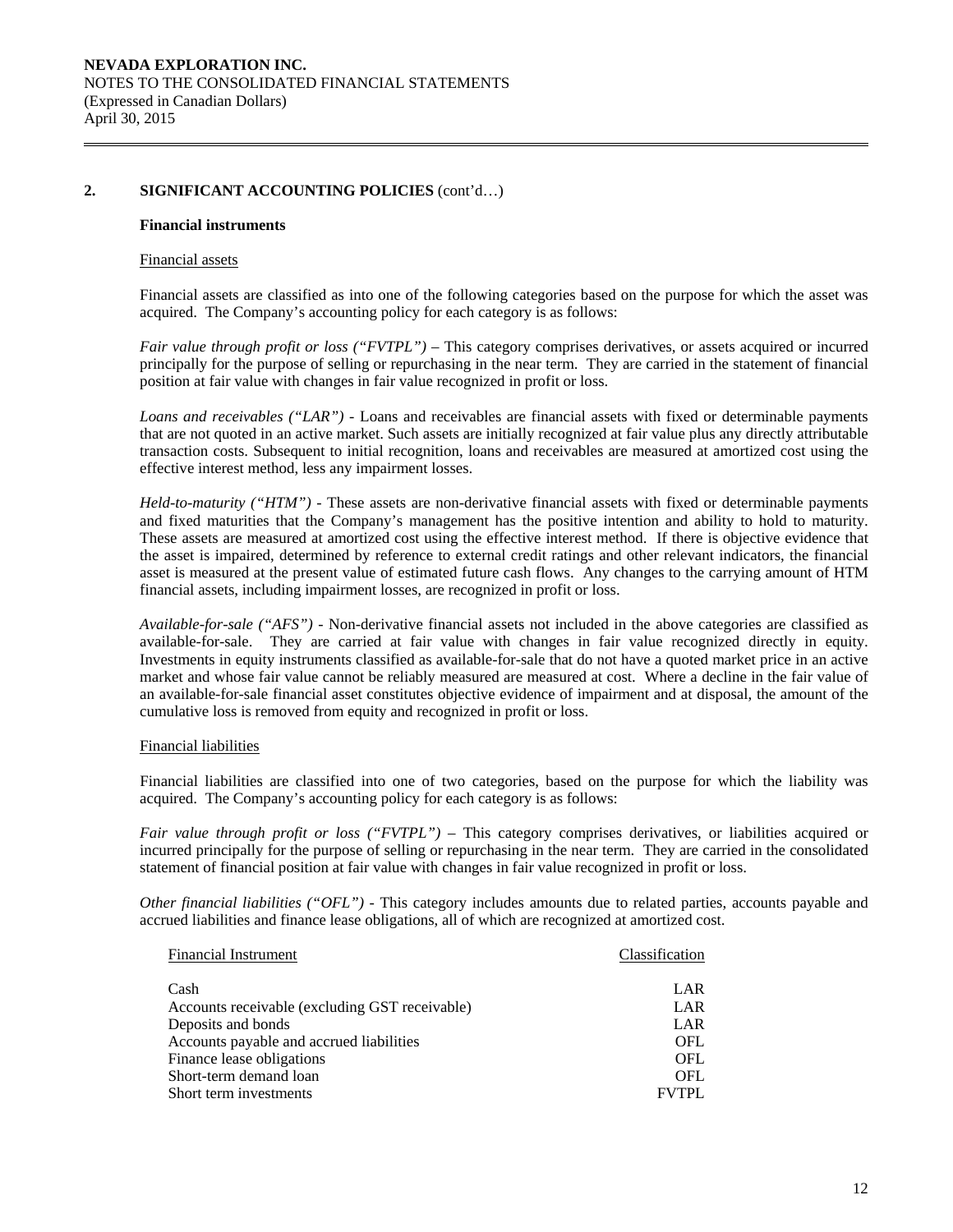## 2. SIGNIFICANT ACCOUNTING POLICIES (cont'd…)

### Financial instruments

Financial assets

Financial assets are classified as into one of the following categories based on the purpose for which the asset was acquired. The Company's accounting policy for each category is as follows:

*Fair value through profit or loss ("FVTPL")* – This category comprises derivatives, or assets acquired or incurred principally for the purpose of selling or repurchasing in the near term. They are carried in the statement of financial position at fair value with changes in fair value recognized in profit or loss.

*Loans and receivables ("LAR")* - Loans and receivables are financial assets with fixed or determinable payments that are not quoted in an active market. Such assets are initially recognized at fair value plus any directly attributable transaction costs. Subsequent to initial recognition, loans and receivables are measured at amortized cost using the effective interest method, less any impairment losses.

*Held-to-maturity ("HTM")* - These assets are non-derivative financial assets with fixed or determinable payments and fixed maturities that the Company's management has the positive intention and ability to hold to maturity. These assets are measured at amortized cost using the effective interest method. If there is objective evidence that the asset is impaired, determined by reference to external credit ratings and other relevant indicators, the financial asset is measured at the present value of estimated future cash flows. Any changes to the carrying amount of HTM financial assets, including impairment losses, are recognized in profit or loss.

*Available-for-sale ("AFS")* - Non-derivative financial assets not included in the above categories are classified as available-for-sale. They are carried at fair value with changes in fair value recognized directly in equity. Investments in equity instruments classified as available-for-sale that do not have a quoted market price in an active market and whose fair value cannot be reliably measured are measured at cost. Where a decline in the fair value of an available-for-sale financial asset constitutes objective evidence of impairment and at disposal, the amount of the cumulative loss is removed from equity and recognized in profit or loss.

Financial liabilities

Financial liabilities are classified into one of two categories, based on the purpose for which the liability was acquired. The Company's accounting policy for each category is as follows:

*Fair value through profit or loss ("FVTPL")* – This category comprises derivatives, or liabilities acquired or incurred principally for the purpose of selling or repurchasing in the near term. They are carried in the consolidated statement of financial position at fair value with changes in fair value recognized in profit or loss.

*Other financial liabilities ("OFL")* - This category includes amounts due to related parties, accounts payable and accrued liabilities and finance lease obligations, all of which are recognized at amortized cost.

| Financial Instrument | Classification |
|---|---|
| Cash | LAR |
| Accounts receivable (excluding GST receivable) | LAR |
| Deposits and bonds | LAR |
| Accounts payable and accrued liabilities | OFL |
| Finance lease obligations | OFL |
| Short-term demand loan | OFL |
| Short term investments | FVTPL |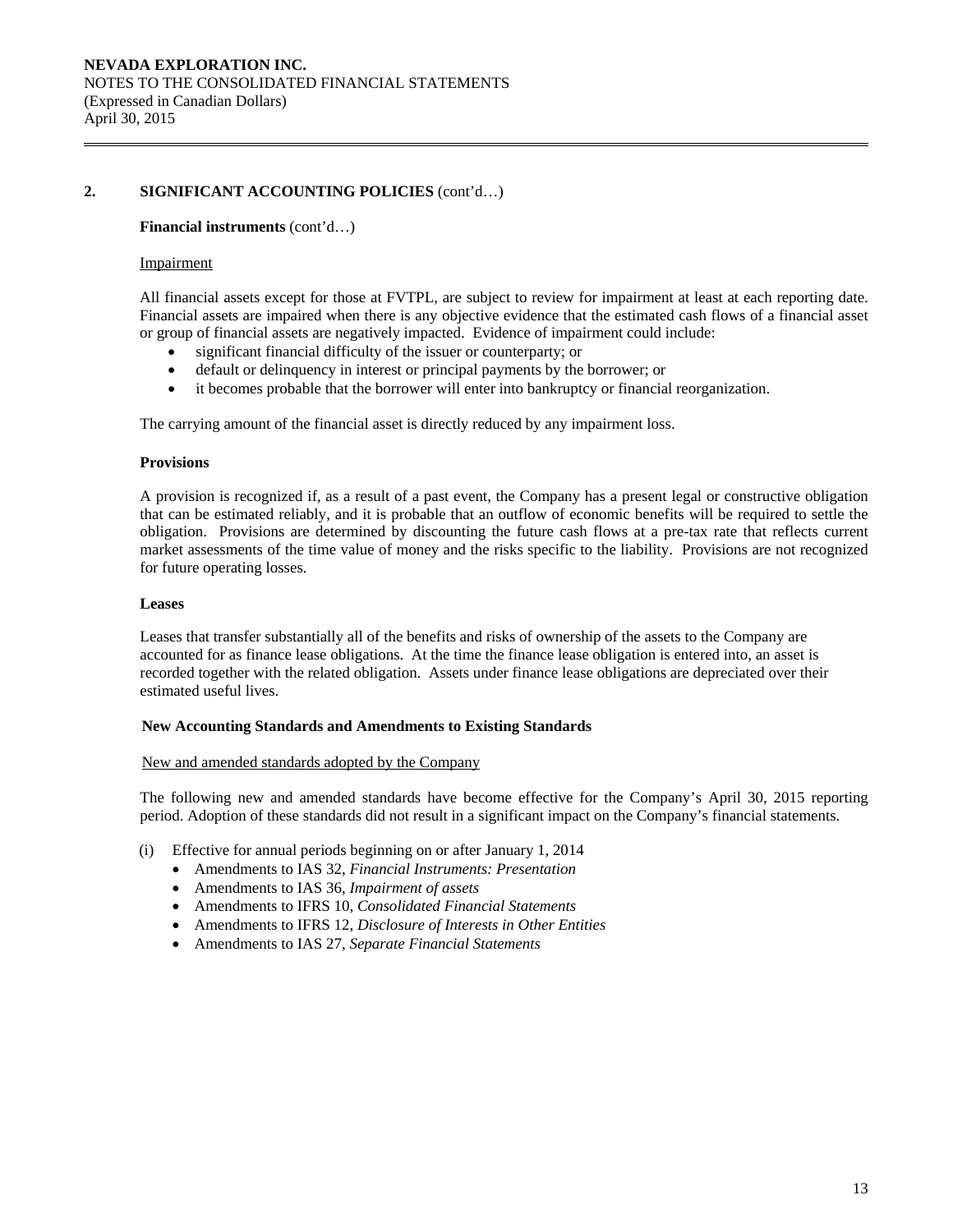## 2. SIGNIFICANT ACCOUNTING POLICIES (cont'd…)

**Financial instruments** (cont'd…)

Impairment

All financial assets except for those at FVTPL, are subject to review for impairment at least at each reporting date. Financial assets are impaired when there is any objective evidence that the estimated cash flows of a financial asset or group of financial assets are negatively impacted. Evidence of impairment could include:

- significant financial difficulty of the issuer or counterparty; or
- default or delinquency in interest or principal payments by the borrower; or
- it becomes probable that the borrower will enter into bankruptcy or financial reorganization.

The carrying amount of the financial asset is directly reduced by any impairment loss.

**Provisions**

A provision is recognized if, as a result of a past event, the Company has a present legal or constructive obligation that can be estimated reliably, and it is probable that an outflow of economic benefits will be required to settle the obligation. Provisions are determined by discounting the future cash flows at a pre-tax rate that reflects current market assessments of the time value of money and the risks specific to the liability. Provisions are not recognized for future operating losses.

**Leases**

Leases that transfer substantially all of the benefits and risks of ownership of the assets to the Company are accounted for as finance lease obligations. At the time the finance lease obligation is entered into, an asset is recorded together with the related obligation. Assets under finance lease obligations are depreciated over their estimated useful lives.

**New Accounting Standards and Amendments to Existing Standards**

New and amended standards adopted by the Company

The following new and amended standards have become effective for the Company's April 30, 2015 reporting period. Adoption of these standards did not result in a significant impact on the Company's financial statements.

(i) Effective for annual periods beginning on or after January 1, 2014
- Amendments to IAS 32, *Financial Instruments: Presentation*
- Amendments to IAS 36, *Impairment of assets*
- Amendments to IFRS 10, *Consolidated Financial Statements*
- Amendments to IFRS 12, *Disclosure of Interests in Other Entities*
- Amendments to IAS 27, *Separate Financial Statements*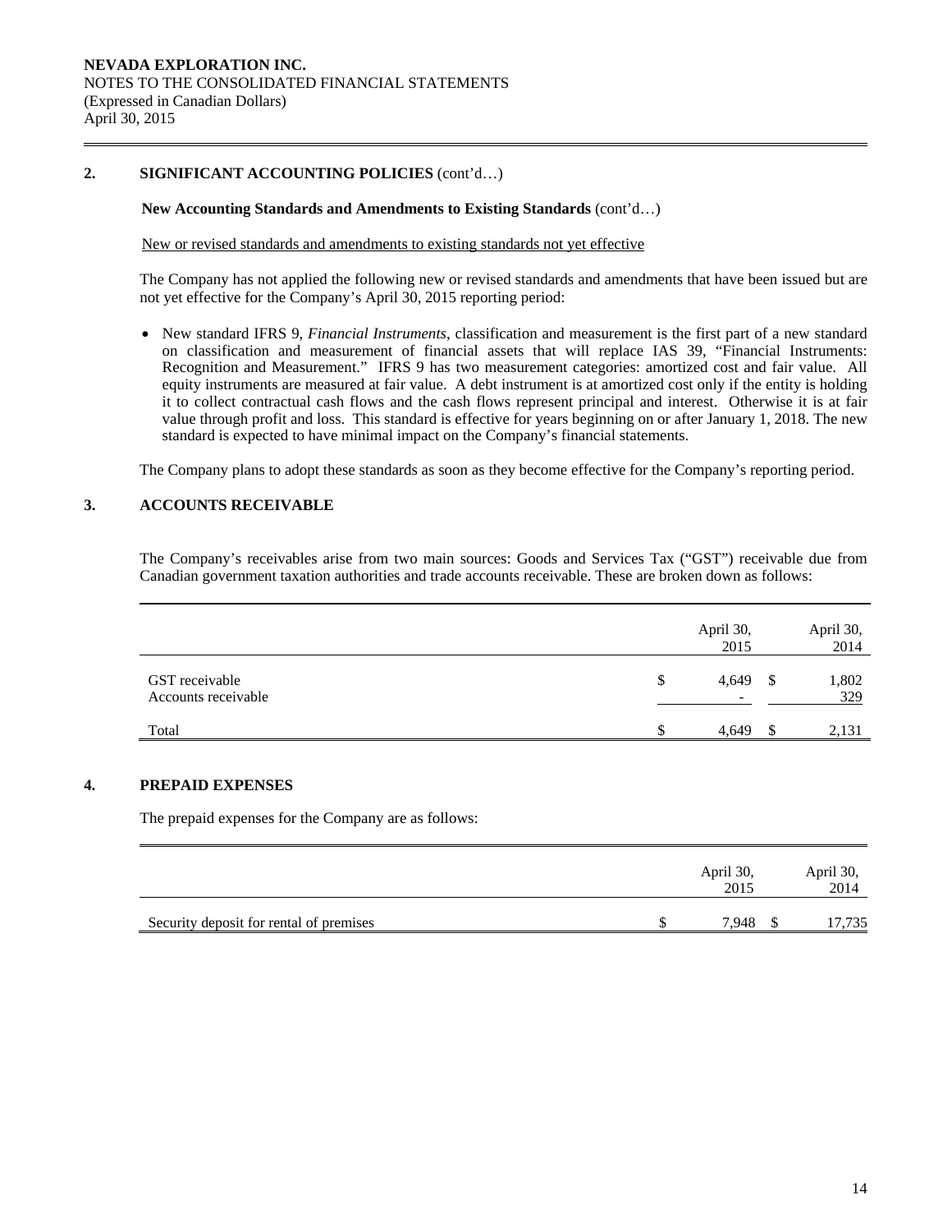## 2. SIGNIFICANT ACCOUNTING POLICIES (cont'd…)

**New Accounting Standards and Amendments to Existing Standards** (cont'd…)

New or revised standards and amendments to existing standards not yet effective

The Company has not applied the following new or revised standards and amendments that have been issued but are not yet effective for the Company's April 30, 2015 reporting period:

- New standard IFRS 9, *Financial Instruments*, classification and measurement is the first part of a new standard on classification and measurement of financial assets that will replace IAS 39, "Financial Instruments: Recognition and Measurement." IFRS 9 has two measurement categories: amortized cost and fair value. All equity instruments are measured at fair value. A debt instrument is at amortized cost only if the entity is holding it to collect contractual cash flows and the cash flows represent principal and interest. Otherwise it is at fair value through profit and loss. This standard is effective for years beginning on or after January 1, 2018. The new standard is expected to have minimal impact on the Company's financial statements.

The Company plans to adopt these standards as soon as they become effective for the Company's reporting period.

## 3. ACCOUNTS RECEIVABLE

The Company's receivables arise from two main sources: Goods and Services Tax ("GST") receivable due from Canadian government taxation authorities and trade accounts receivable. These are broken down as follows:

| | April 30, 2015 | April 30, 2014 |
|---|---|---|
| GST receivable | $ 4,649 | $ 1,802 |
| Accounts receivable | - | 329 |
| Total | $ 4,649 | $ 2,131 |

## 4. PREPAID EXPENSES

The prepaid expenses for the Company are as follows:

| | April 30, 2015 | April 30, 2014 |
|---|---|---|
| Security deposit for rental of premises | $ 7,948 | $ 17,735 |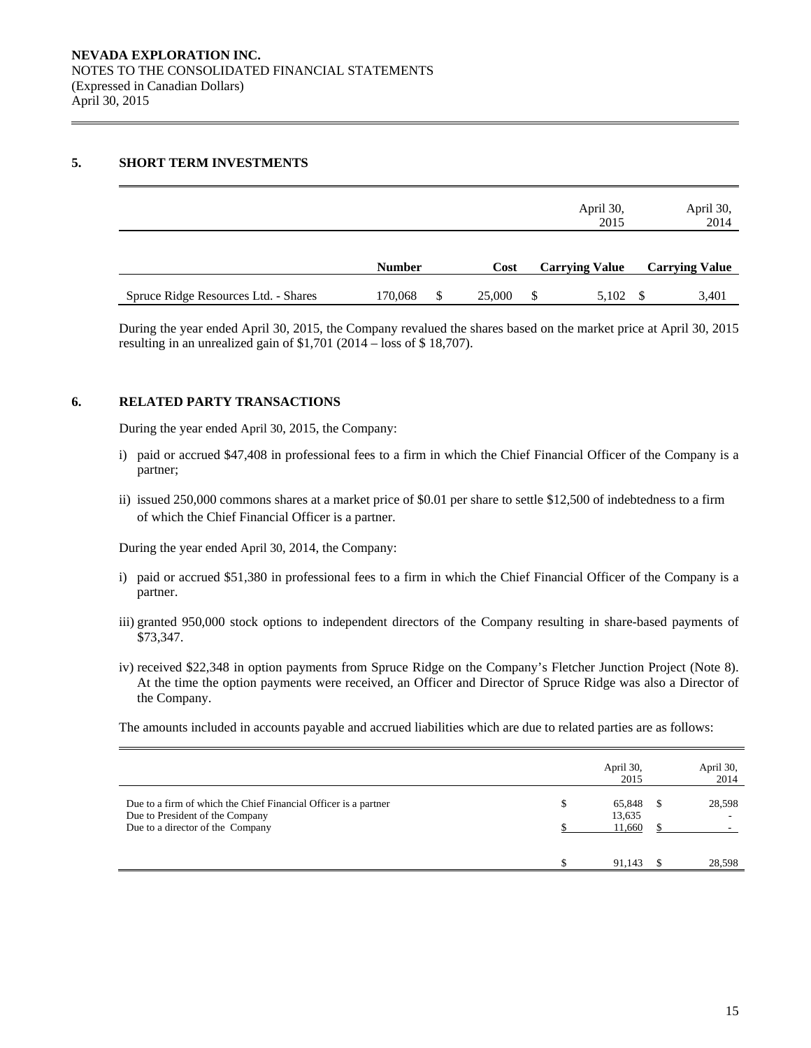**NEVADA EXPLORATION INC.**
NOTES TO THE CONSOLIDATED FINANCIAL STATEMENTS
(Expressed in Canadian Dollars)
April 30, 2015

## 5. SHORT TERM INVESTMENTS

| | | | April 30, 2015 | April 30, 2014 |
|---|---|---|---|---|
| | **Number** | **Cost** | **Carrying Value** | **Carrying Value** |
| Spruce Ridge Resources Ltd. - Shares | 170,068 | $ 25,000 | $ 5,102 | $ 3,401 |

During the year ended April 30, 2015, the Company revalued the shares based on the market price at April 30, 2015 resulting in an unrealized gain of $1,701 (2014 – loss of $ 18,707).

## 6. RELATED PARTY TRANSACTIONS

During the year ended April 30, 2015, the Company:

i) paid or accrued $47,408 in professional fees to a firm in which the Chief Financial Officer of the Company is a partner;

ii) issued 250,000 commons shares at a market price of $0.01 per share to settle $12,500 of indebtedness to a firm of which the Chief Financial Officer is a partner.

During the year ended April 30, 2014, the Company:

i) paid or accrued $51,380 in professional fees to a firm in which the Chief Financial Officer of the Company is a partner.

iii) granted 950,000 stock options to independent directors of the Company resulting in share-based payments of $73,347.

iv) received $22,348 in option payments from Spruce Ridge on the Company's Fletcher Junction Project (Note 8). At the time the option payments were received, an Officer and Director of Spruce Ridge was also a Director of the Company.

The amounts included in accounts payable and accrued liabilities which are due to related parties are as follows:

| | April 30, 2015 | April 30, 2014 |
|---|---|---|
| Due to a firm of which the Chief Financial Officer is a partner | $ 65,848 | $ 28,598 |
| Due to President of the Company | 13,635 | - |
| Due to a director of the Company | $ 11,660 | $ - |
| | $ 91,143 | $ 28,598 |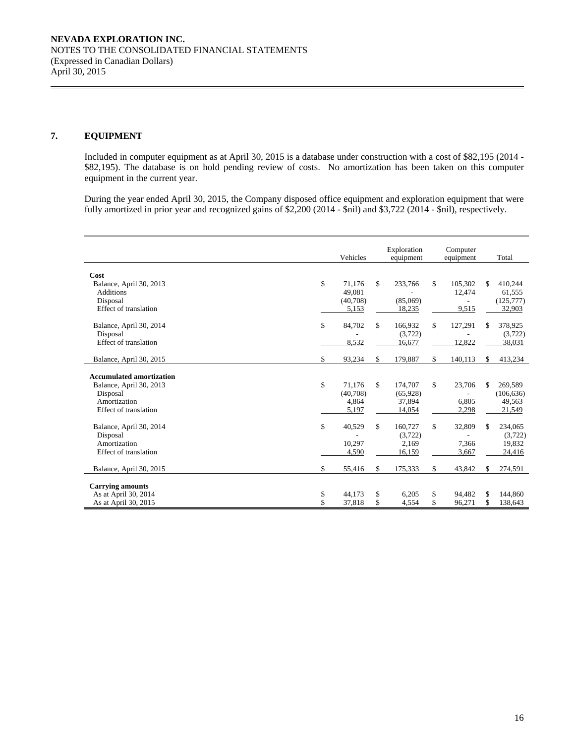## 7. EQUIPMENT

Included in computer equipment as at April 30, 2015 is a database under construction with a cost of $82,195 (2014 - $82,195). The database is on hold pending review of costs. No amortization has been taken on this computer equipment in the current year.

During the year ended April 30, 2015, the Company disposed office equipment and exploration equipment that were fully amortized in prior year and recognized gains of $2,200 (2014 - $nil) and $3,722 (2014 - $nil), respectively.

| | Vehicles | Exploration equipment | Computer equipment | Total |
|---|---|---|---|---|
| **Cost** | | | | |
| Balance, April 30, 2013 | $ 71,176 | $ 233,766 | $ 105,302 | $ 410,244 |
| Additions | 49,081 | - | 12,474 | 61,555 |
| Disposal | (40,708) | (85,069) | - | (125,777) |
| Effect of translation | 5,153 | 18,235 | 9,515 | 32,903 |
| Balance, April 30, 2014 | $ 84,702 | $ 166,932 | $ 127,291 | $ 378,925 |
| Disposal | - | (3,722) | - | (3,722) |
| Effect of translation | 8,532 | 16,677 | 12,822 | 38,031 |
| Balance, April 30, 2015 | $ 93,234 | $ 179,887 | $ 140,113 | $ 413,234 |
| **Accumulated amortization** | | | | |
| Balance, April 30, 2013 | $ 71,176 | $ 174,707 | $ 23,706 | $ 269,589 |
| Disposal | (40,708) | (65,928) | - | (106,636) |
| Amortization | 4,864 | 37,894 | 6,805 | 49,563 |
| Effect of translation | 5,197 | 14,054 | 2,298 | 21,549 |
| Balance, April 30, 2014 | $ 40,529 | $ 160,727 | $ 32,809 | $ 234,065 |
| Disposal | - | (3,722) | - | (3,722) |
| Amortization | 10,297 | 2,169 | 7,366 | 19,832 |
| Effect of translation | 4,590 | 16,159 | 3,667 | 24,416 |
| Balance, April 30, 2015 | $ 55,416 | $ 175,333 | $ 43,842 | $ 274,591 |
| **Carrying amounts** | | | | |
| As at April 30, 2014 | $ 44,173 | $ 6,205 | $ 94,482 | $ 144,860 |
| As at April 30, 2015 | $ 37,818 | $ 4,554 | $ 96,271 | $ 138,643 |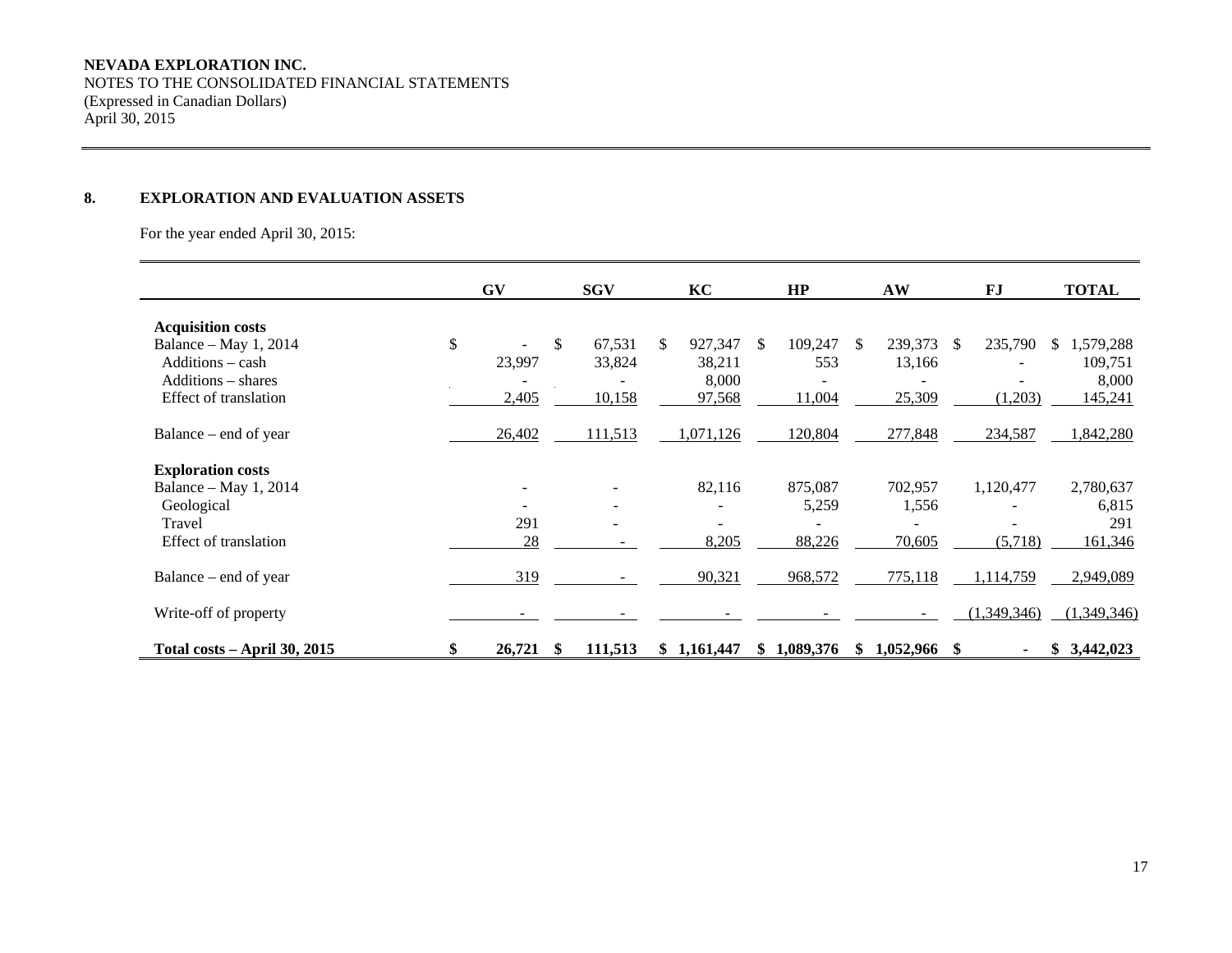NEVADA EXPLORATION INC.
NOTES TO THE CONSOLIDATED FINANCIAL STATEMENTS
(Expressed in Canadian Dollars)
April 30, 2015

## 8. EXPLORATION AND EVALUATION ASSETS

For the year ended April 30, 2015:

| | GV | SGV | KC | HP | AW | FJ | TOTAL |
|---|---|---|---|---|---|---|---|
| **Acquisition costs** | | | | | | | |
| Balance – May 1, 2014 | $ - | $ 67,531 | $ 927,347 | $ 109,247 | $ 239,373 | $ 235,790 | $ 1,579,288 |
| Additions – cash | 23,997 | 33,824 | 38,211 | 553 | 13,166 | - | 109,751 |
| Additions – shares | - | - | 8,000 | - | - | - | 8,000 |
| Effect of translation | 2,405 | 10,158 | 97,568 | 11,004 | 25,309 | (1,203) | 145,241 |
| Balance – end of year | 26,402 | 111,513 | 1,071,126 | 120,804 | 277,848 | 234,587 | 1,842,280 |
| **Exploration costs** | | | | | | | |
| Balance – May 1, 2014 | - | - | 82,116 | 875,087 | 702,957 | 1,120,477 | 2,780,637 |
| Geological | - | - | - | 5,259 | 1,556 | - | 6,815 |
| Travel | 291 | - | - | - | - | - | 291 |
| Effect of translation | 28 | - | 8,205 | 88,226 | 70,605 | (5,718) | 161,346 |
| Balance – end of year | 319 | - | 90,321 | 968,572 | 775,118 | 1,114,759 | 2,949,089 |
| Write-off of property | - | - | - | - | - | (1,349,346) | (1,349,346) |
| **Total costs – April 30, 2015** | **$ 26,721** | **$ 111,513** | **$ 1,161,447** | **$ 1,089,376** | **$ 1,052,966** | **$ -** | **$ 3,442,023** |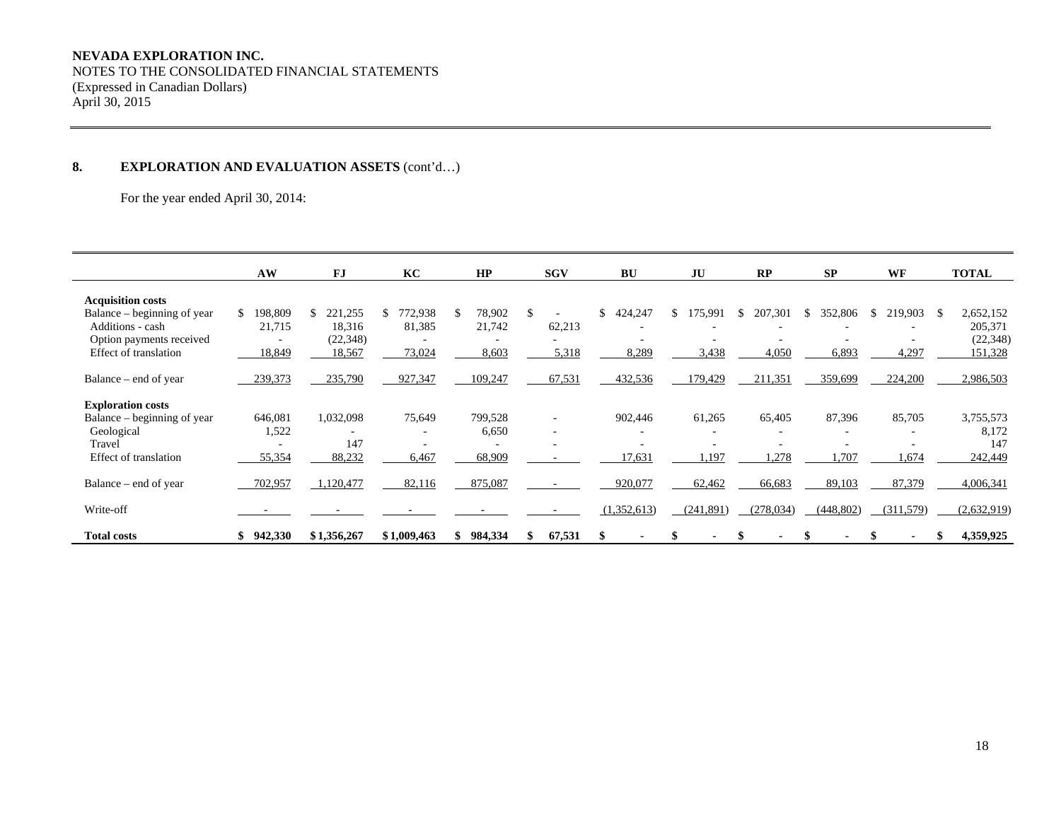## 8. EXPLORATION AND EVALUATION ASSETS (cont'd…)

For the year ended April 30, 2014:

| | AW | FJ | KC | HP | SGV | BU | JU | RP | SP | WF | TOTAL |
|---|---|---|---|---|---|---|---|---|---|---|---|
| **Acquisition costs** | | | | | | | | | | | |
| Balance – beginning of year | $ 198,809 | $ 221,255 | $ 772,938 | $ 78,902 | $ - | $ 424,247 | $ 175,991 | $ 207,301 | $ 352,806 | $ 219,903 | $ 2,652,152 |
| Additions - cash | 21,715 | 18,316 | 81,385 | 21,742 | 62,213 | - | - | - | - | - | 205,371 |
| Option payments received | - | (22,348) | - | - | - | - | - | - | - | - | (22,348) |
| Effect of translation | 18,849 | 18,567 | 73,024 | 8,603 | 5,318 | 8,289 | 3,438 | 4,050 | 6,893 | 4,297 | 151,328 |
| Balance – end of year | 239,373 | 235,790 | 927,347 | 109,247 | 67,531 | 432,536 | 179,429 | 211,351 | 359,699 | 224,200 | 2,986,503 |
| **Exploration costs** | | | | | | | | | | | |
| Balance – beginning of year | 646,081 | 1,032,098 | 75,649 | 799,528 | - | 902,446 | 61,265 | 65,405 | 87,396 | 85,705 | 3,755,573 |
| Geological | 1,522 | - | - | 6,650 | - | - | - | - | - | - | 8,172 |
| Travel | - | 147 | - | - | - | - | - | - | - | - | 147 |
| Effect of translation | 55,354 | 88,232 | 6,467 | 68,909 | - | 17,631 | 1,197 | 1,278 | 1,707 | 1,674 | 242,449 |
| Balance – end of year | 702,957 | 1,120,477 | 82,116 | 875,087 | - | 920,077 | 62,462 | 66,683 | 89,103 | 87,379 | 4,006,341 |
| Write-off | - | - | - | - | - | (1,352,613) | (241,891) | (278,034) | (448,802) | (311,579) | (2,632,919) |
| **Total costs** | **$ 942,330** | **$ 1,356,267** | **$ 1,009,463** | **$ 984,334** | **$ 67,531** | **$ -** | **$ -** | **$ -** | **$ -** | **$ -** | **$ 4,359,925** |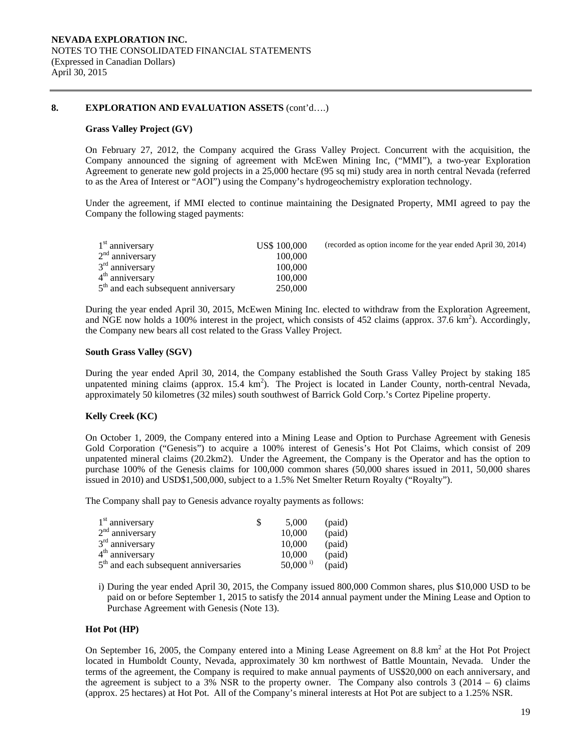**NEVADA EXPLORATION INC.**
NOTES TO THE CONSOLIDATED FINANCIAL STATEMENTS
(Expressed in Canadian Dollars)
April 30, 2015

## 8. EXPLORATION AND EVALUATION ASSETS (cont'd….)

### Grass Valley Project (GV)

On February 27, 2012, the Company acquired the Grass Valley Project. Concurrent with the acquisition, the Company announced the signing of agreement with McEwen Mining Inc, ("MMI"), a two-year Exploration Agreement to generate new gold projects in a 25,000 hectare (95 sq mi) study area in north central Nevada (referred to as the Area of Interest or "AOI") using the Company's hydrogeochemistry exploration technology.

Under the agreement, if MMI elected to continue maintaining the Designated Property, MMI agreed to pay the Company the following staged payments:

| | | |
|---|---|---|
| 1st anniversary | US$ 100,000 | (recorded as option income for the year ended April 30, 2014) |
| 2nd anniversary | 100,000 | |
| 3rd anniversary | 100,000 | |
| 4th anniversary | 100,000 | |
| 5th and each subsequent anniversary | 250,000 | |

During the year ended April 30, 2015, McEwen Mining Inc. elected to withdraw from the Exploration Agreement, and NGE now holds a 100% interest in the project, which consists of 452 claims (approx. 37.6 $km^2$). Accordingly, the Company new bears all cost related to the Grass Valley Project.

### South Grass Valley (SGV)

During the year ended April 30, 2014, the Company established the South Grass Valley Project by staking 185 unpatented mining claims (approx. 15.4 $km^2$). The Project is located in Lander County, north-central Nevada, approximately 50 kilometres (32 miles) south southwest of Barrick Gold Corp.'s Cortez Pipeline property.

### Kelly Creek (KC)

On October 1, 2009, the Company entered into a Mining Lease and Option to Purchase Agreement with Genesis Gold Corporation ("Genesis") to acquire a 100% interest of Genesis's Hot Pot Claims, which consist of 209 unpatented mineral claims (20.2km2). Under the Agreement, the Company is the Operator and has the option to purchase 100% of the Genesis claims for 100,000 common shares (50,000 shares issued in 2011, 50,000 shares issued in 2010) and USD$1,500,000, subject to a 1.5% Net Smelter Return Royalty ("Royalty").

The Company shall pay to Genesis advance royalty payments as follows:

| | | | |
|---|---|---|---|
| 1st anniversary | $ | 5,000 | (paid) |
| 2nd anniversary | | 10,000 | (paid) |
| 3rd anniversary | | 10,000 | (paid) |
| 4th anniversary | | 10,000 | (paid) |
| 5th and each subsequent anniversaries | | 50,000 i) | (paid) |

i) During the year ended April 30, 2015, the Company issued 800,000 Common shares, plus $10,000 USD to be paid on or before September 1, 2015 to satisfy the 2014 annual payment under the Mining Lease and Option to Purchase Agreement with Genesis (Note 13).

### Hot Pot (HP)

On September 16, 2005, the Company entered into a Mining Lease Agreement on 8.8 $km^2$ at the Hot Pot Project located in Humboldt County, Nevada, approximately 30 km northwest of Battle Mountain, Nevada. Under the terms of the agreement, the Company is required to make annual payments of US$20,000 on each anniversary, and the agreement is subject to a 3% NSR to the property owner. The Company also controls 3 (2014 – 6) claims (approx. 25 hectares) at Hot Pot. All of the Company's mineral interests at Hot Pot are subject to a 1.25% NSR.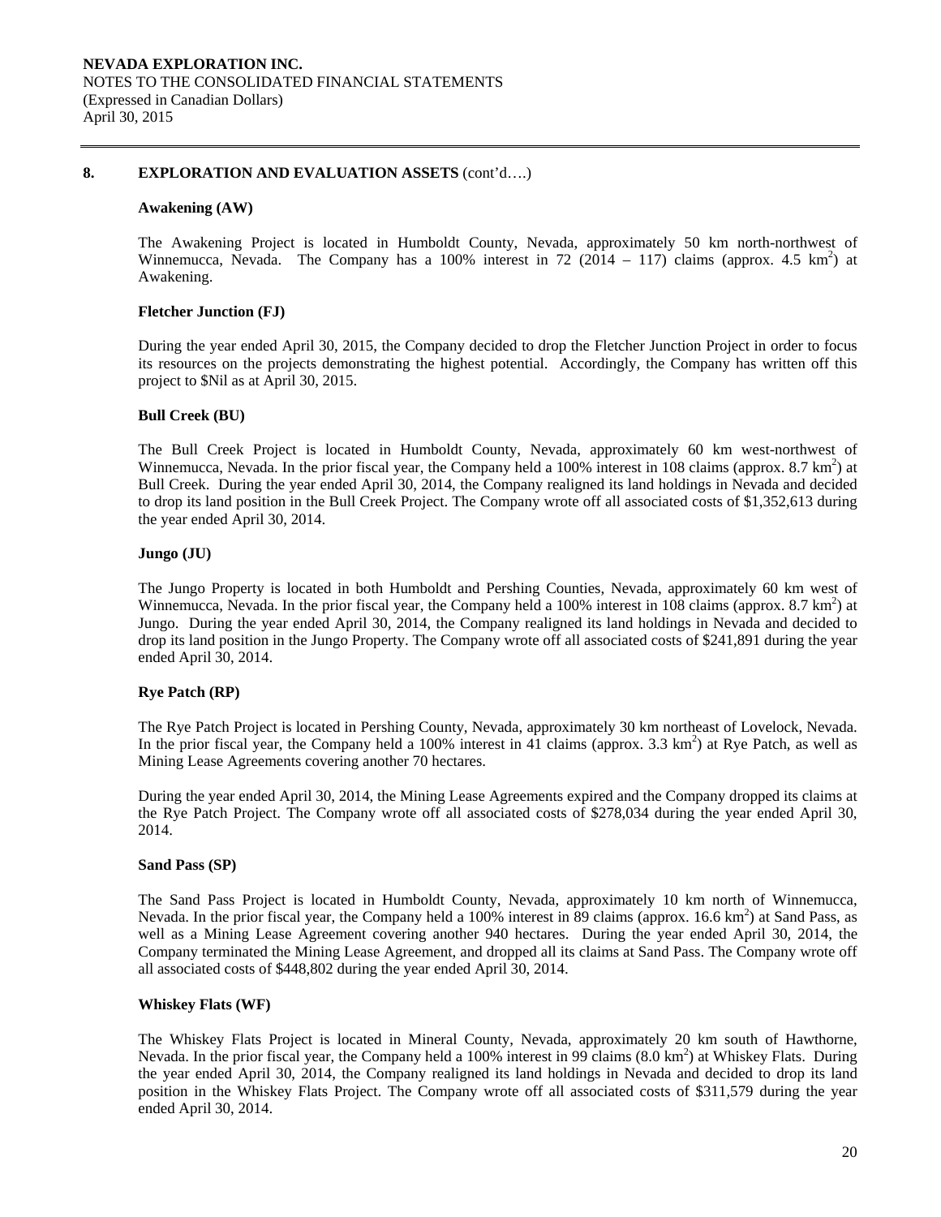## 8. EXPLORATION AND EVALUATION ASSETS (cont'd….)

### Awakening (AW)

The Awakening Project is located in Humboldt County, Nevada, approximately 50 km north-northwest of Winnemucca, Nevada. The Company has a 100% interest in 72 (2014 – 117) claims (approx. 4.5 km$^2$) at Awakening.

### Fletcher Junction (FJ)

During the year ended April 30, 2015, the Company decided to drop the Fletcher Junction Project in order to focus its resources on the projects demonstrating the highest potential. Accordingly, the Company has written off this project to $Nil as at April 30, 2015.

### Bull Creek (BU)

The Bull Creek Project is located in Humboldt County, Nevada, approximately 60 km west-northwest of Winnemucca, Nevada. In the prior fiscal year, the Company held a 100% interest in 108 claims (approx. 8.7 km$^2$) at Bull Creek. During the year ended April 30, 2014, the Company realigned its land holdings in Nevada and decided to drop its land position in the Bull Creek Project. The Company wrote off all associated costs of $1,352,613 during the year ended April 30, 2014.

### Jungo (JU)

The Jungo Property is located in both Humboldt and Pershing Counties, Nevada, approximately 60 km west of Winnemucca, Nevada. In the prior fiscal year, the Company held a 100% interest in 108 claims (approx. 8.7 km$^2$) at Jungo. During the year ended April 30, 2014, the Company realigned its land holdings in Nevada and decided to drop its land position in the Jungo Property. The Company wrote off all associated costs of $241,891 during the year ended April 30, 2014.

### Rye Patch (RP)

The Rye Patch Project is located in Pershing County, Nevada, approximately 30 km northeast of Lovelock, Nevada. In the prior fiscal year, the Company held a 100% interest in 41 claims (approx. 3.3 km$^2$) at Rye Patch, as well as Mining Lease Agreements covering another 70 hectares.

During the year ended April 30, 2014, the Mining Lease Agreements expired and the Company dropped its claims at the Rye Patch Project. The Company wrote off all associated costs of $278,034 during the year ended April 30, 2014.

### Sand Pass (SP)

The Sand Pass Project is located in Humboldt County, Nevada, approximately 10 km north of Winnemucca, Nevada. In the prior fiscal year, the Company held a 100% interest in 89 claims (approx. 16.6 km$^2$) at Sand Pass, as well as a Mining Lease Agreement covering another 940 hectares. During the year ended April 30, 2014, the Company terminated the Mining Lease Agreement, and dropped all its claims at Sand Pass. The Company wrote off all associated costs of $448,802 during the year ended April 30, 2014.

### Whiskey Flats (WF)

The Whiskey Flats Project is located in Mineral County, Nevada, approximately 20 km south of Hawthorne, Nevada. In the prior fiscal year, the Company held a 100% interest in 99 claims (8.0 km$^2$) at Whiskey Flats. During the year ended April 30, 2014, the Company realigned its land holdings in Nevada and decided to drop its land position in the Whiskey Flats Project. The Company wrote off all associated costs of $311,579 during the year ended April 30, 2014.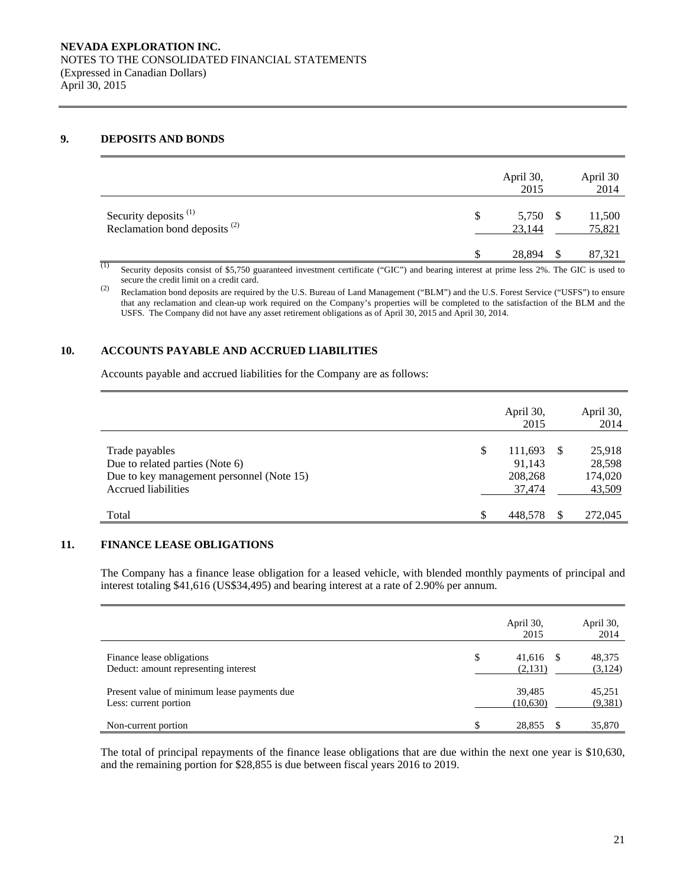**NEVADA EXPLORATION INC.**
NOTES TO THE CONSOLIDATED FINANCIAL STATEMENTS
(Expressed in Canadian Dollars)
April 30, 2015

## 9. DEPOSITS AND BONDS

| | | April 30, 2015 | | April 30 2014 |
|---|---|---|---|---|
| Security deposits [(1)] | $ | 5,750 | $ | 11,500 |
| Reclamation bond deposits [(2)] | | 23,144 | | 75,821 |
| | $ | 28,894 | $ | 87,321 |

(1) Security deposits consist of $5,750 guaranteed investment certificate ("GIC") and bearing interest at prime less 2%. The GIC is used to secure the credit limit on a credit card.

(2) Reclamation bond deposits are required by the U.S. Bureau of Land Management ("BLM") and the U.S. Forest Service ("USFS") to ensure that any reclamation and clean-up work required on the Company's properties will be completed to the satisfaction of the BLM and the USFS. The Company did not have any asset retirement obligations as of April 30, 2015 and April 30, 2014.

## 10. ACCOUNTS PAYABLE AND ACCRUED LIABILITIES

Accounts payable and accrued liabilities for the Company are as follows:

| | | April 30, 2015 | | April 30, 2014 |
|---|---|---|---|---|
| Trade payables | $ | 111,693 | $ | 25,918 |
| Due to related parties (Note 6) | | 91,143 | | 28,598 |
| Due to key management personnel (Note 15) | | 208,268 | | 174,020 |
| Accrued liabilities | | 37,474 | | 43,509 |
| Total | $ | 448,578 | $ | 272,045 |

## 11. FINANCE LEASE OBLIGATIONS

The Company has a finance lease obligation for a leased vehicle, with blended monthly payments of principal and interest totaling $41,616 (US$34,495) and bearing interest at a rate of 2.90% per annum.

| | | April 30, 2015 | | April 30, 2014 |
|---|---|---|---|---|
| Finance lease obligations | $ | 41,616 | $ | 48,375 |
| Deduct: amount representing interest | | (2,131) | | (3,124) |
| Present value of minimum lease payments due | | 39,485 | | 45,251 |
| Less: current portion | | (10,630) | | (9,381) |
| Non-current portion | $ | 28,855 | $ | 35,870 |

The total of principal repayments of the finance lease obligations that are due within the next one year is $10,630, and the remaining portion for $28,855 is due between fiscal years 2016 to 2019.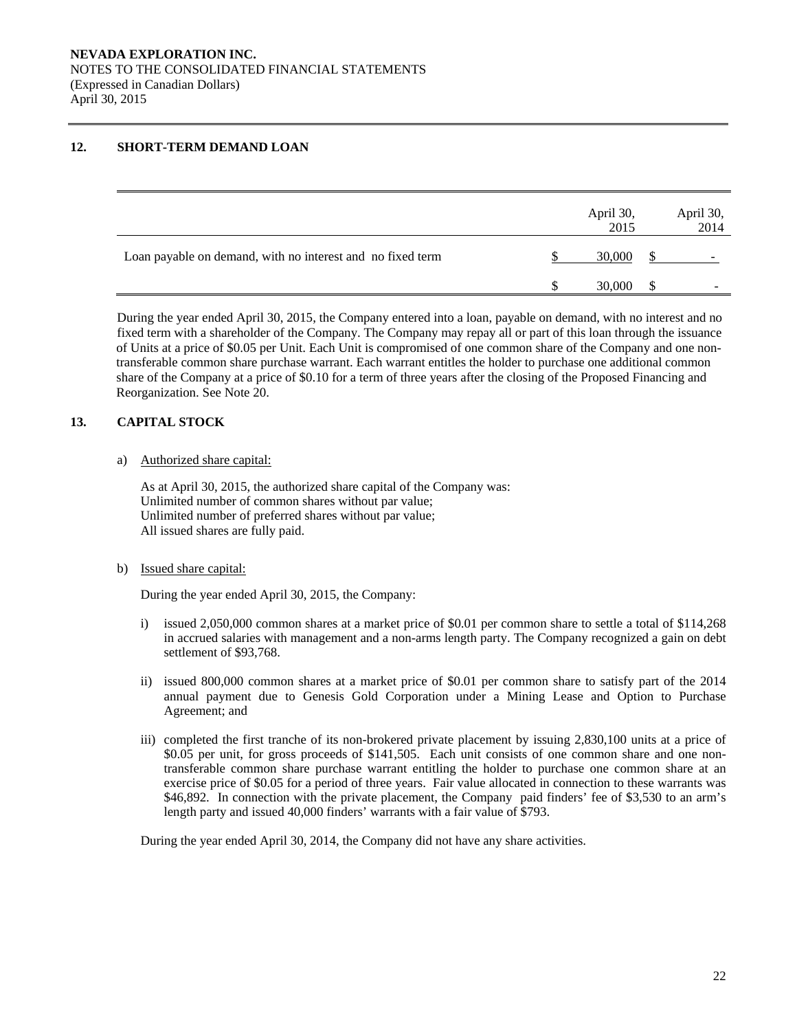**NEVADA EXPLORATION INC.**
NOTES TO THE CONSOLIDATED FINANCIAL STATEMENTS
(Expressed in Canadian Dollars)
April 30, 2015

## 12. SHORT-TERM DEMAND LOAN

| | April 30, 2015 | April 30, 2014 |
|---|---|---|
| Loan payable on demand, with no interest and no fixed term | $ 30,000 | $ - |
| | $ 30,000 | $ - |

During the year ended April 30, 2015, the Company entered into a loan, payable on demand, with no interest and no fixed term with a shareholder of the Company. The Company may repay all or part of this loan through the issuance of Units at a price of $0.05 per Unit. Each Unit is compromised of one common share of the Company and one non-transferable common share purchase warrant. Each warrant entitles the holder to purchase one additional common share of the Company at a price of $0.10 for a term of three years after the closing of the Proposed Financing and Reorganization. See Note 20.

## 13. CAPITAL STOCK

a) Authorized share capital:

As at April 30, 2015, the authorized share capital of the Company was:
Unlimited number of common shares without par value;
Unlimited number of preferred shares without par value;
All issued shares are fully paid.

b) Issued share capital:

During the year ended April 30, 2015, the Company:

i) issued 2,050,000 common shares at a market price of $0.01 per common share to settle a total of $114,268 in accrued salaries with management and a non-arms length party. The Company recognized a gain on debt settlement of $93,768.

ii) issued 800,000 common shares at a market price of $0.01 per common share to satisfy part of the 2014 annual payment due to Genesis Gold Corporation under a Mining Lease and Option to Purchase Agreement; and

iii) completed the first tranche of its non-brokered private placement by issuing 2,830,100 units at a price of $0.05 per unit, for gross proceeds of $141,505. Each unit consists of one common share and one non-transferable common share purchase warrant entitling the holder to purchase one common share at an exercise price of $0.05 for a period of three years. Fair value allocated in connection to these warrants was $46,892. In connection with the private placement, the Company paid finders' fee of $3,530 to an arm's length party and issued 40,000 finders' warrants with a fair value of $793.

During the year ended April 30, 2014, the Company did not have any share activities.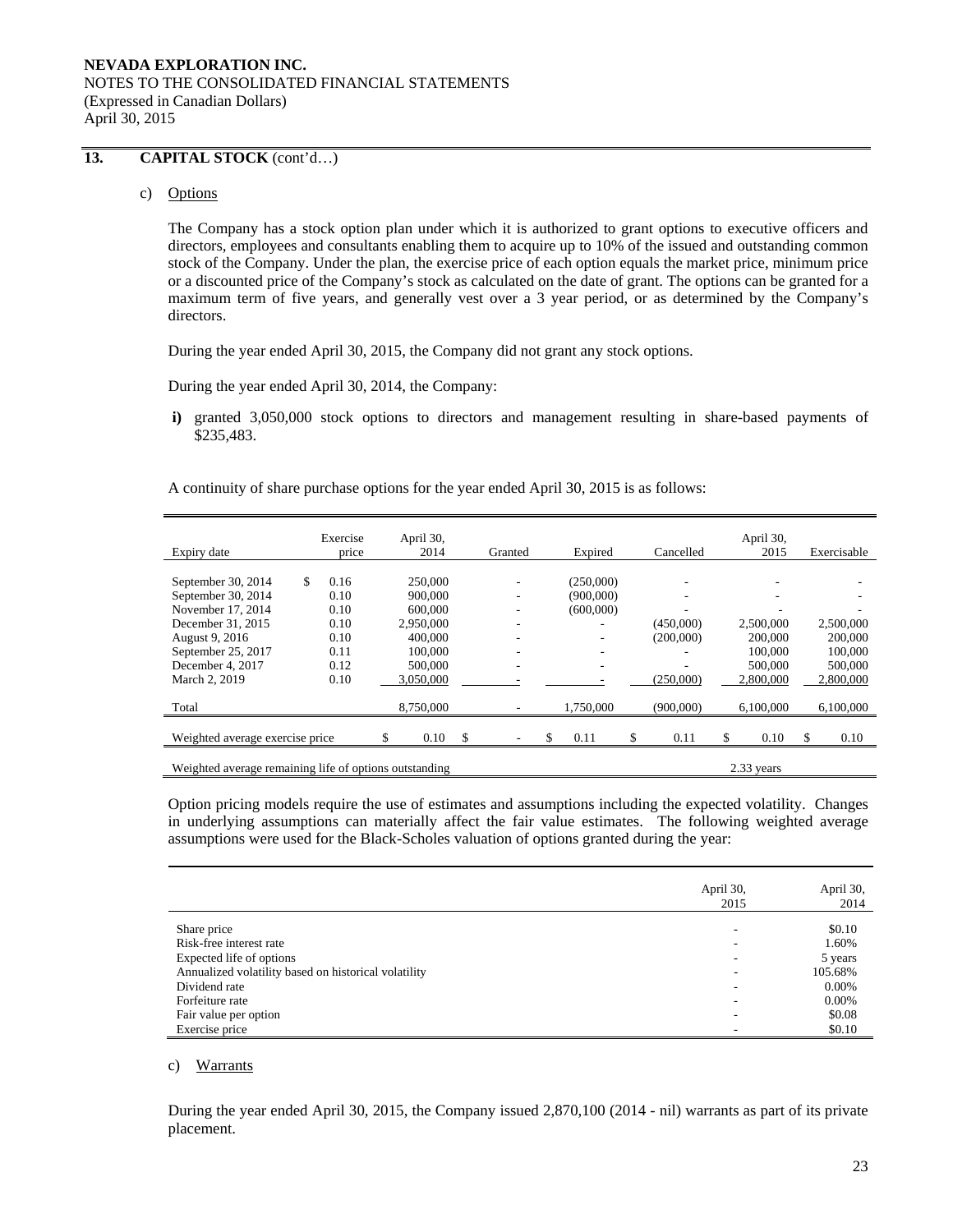NEVADA EXPLORATION INC.
NOTES TO THE CONSOLIDATED FINANCIAL STATEMENTS
(Expressed in Canadian Dollars)
April 30, 2015

## 13. CAPITAL STOCK (cont'd…)

c) Options

The Company has a stock option plan under which it is authorized to grant options to executive officers and directors, employees and consultants enabling them to acquire up to 10% of the issued and outstanding common stock of the Company. Under the plan, the exercise price of each option equals the market price, minimum price or a discounted price of the Company's stock as calculated on the date of grant. The options can be granted for a maximum term of five years, and generally vest over a 3 year period, or as determined by the Company's directors.

During the year ended April 30, 2015, the Company did not grant any stock options.

During the year ended April 30, 2014, the Company:

**i)** granted 3,050,000 stock options to directors and management resulting in share-based payments of $235,483.

A continuity of share purchase options for the year ended April 30, 2015 is as follows:

| Expiry date | Exercise price | April 30, 2014 | Granted | Expired | Cancelled | April 30, 2015 | Exercisable |
|---|---|---|---|---|---|---|---|
| September 30, 2014 | $ 0.16 | 250,000 | - | (250,000) | - | - | - |
| September 30, 2014 | 0.10 | 900,000 | - | (900,000) | - | - | - |
| November 17, 2014 | 0.10 | 600,000 | - | (600,000) | - | - | - |
| December 31, 2015 | 0.10 | 2,950,000 | - | - | (450,000) | 2,500,000 | 2,500,000 |
| August 9, 2016 | 0.10 | 400,000 | - | - | (200,000) | 200,000 | 200,000 |
| September 25, 2017 | 0.11 | 100,000 | - | - | - | 100,000 | 100,000 |
| December 4, 2017 | 0.12 | 500,000 | - | - | - | 500,000 | 500,000 |
| March 2, 2019 | 0.10 | 3,050,000 | - | - | (250,000) | 2,800,000 | 2,800,000 |
| Total | | 8,750,000 | - | 1,750,000 | (900,000) | 6,100,000 | 6,100,000 |
| Weighted average exercise price | | $ 0.10 | $ - | $ 0.11 | $ 0.11 | $ 0.10 | $ 0.10 |
| Weighted average remaining life of options outstanding | | | | | | 2.33 years | |

Option pricing models require the use of estimates and assumptions including the expected volatility. Changes in underlying assumptions can materially affect the fair value estimates. The following weighted average assumptions were used for the Black-Scholes valuation of options granted during the year:

| | April 30, 2015 | April 30, 2014 |
|---|---|---|
| Share price | - | $0.10 |
| Risk-free interest rate | - | 1.60% |
| Expected life of options | - | 5 years |
| Annualized volatility based on historical volatility | - | 105.68% |
| Dividend rate | - | 0.00% |
| Forfeiture rate | - | 0.00% |
| Fair value per option | - | $0.08 |
| Exercise price | - | $0.10 |

c) Warrants

During the year ended April 30, 2015, the Company issued 2,870,100 (2014 - nil) warrants as part of its private placement.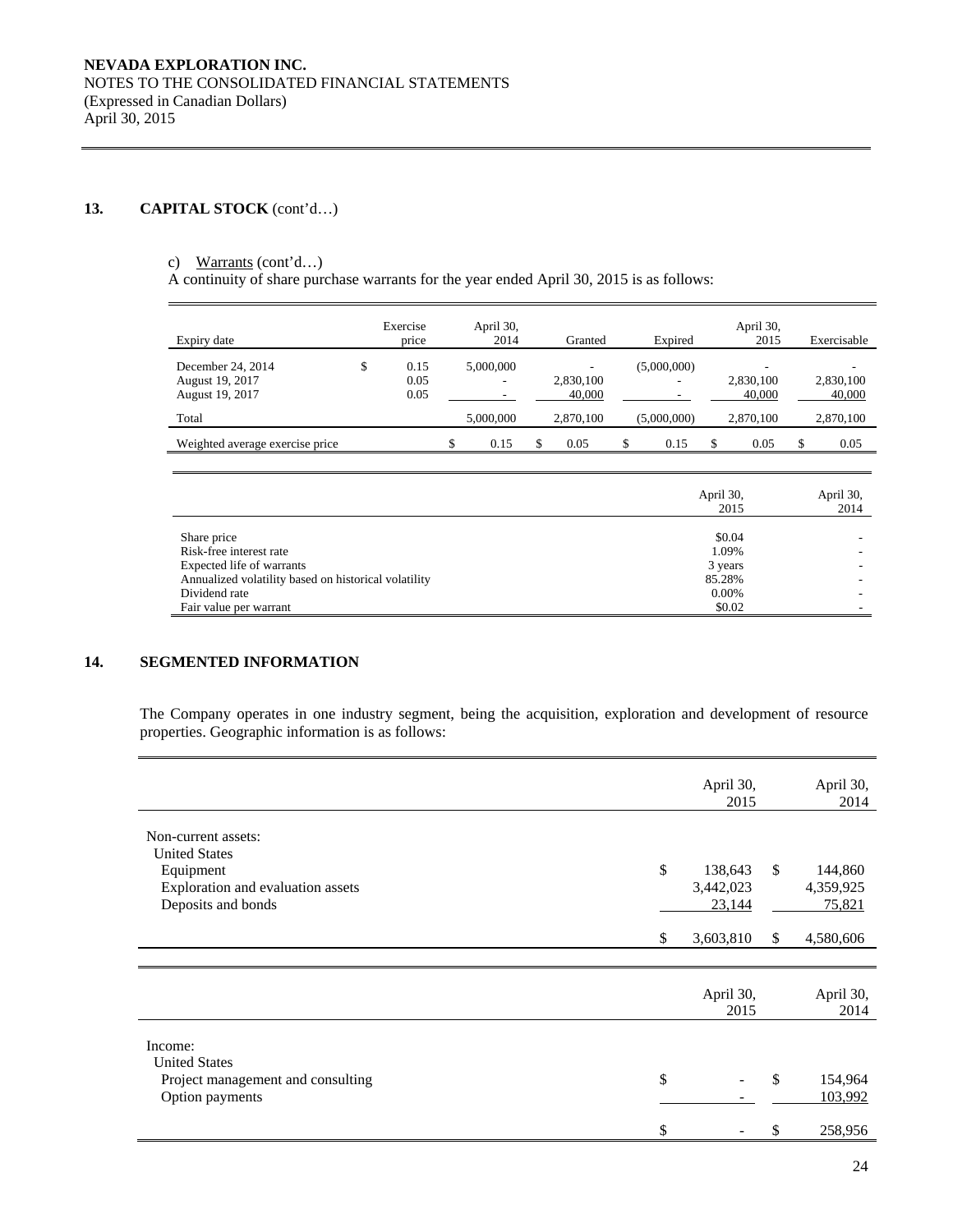## 13. CAPITAL STOCK (cont'd…)

c) Warrants (cont'd…)

A continuity of share purchase warrants for the year ended April 30, 2015 is as follows:

| Expiry date | Exercise price | April 30, 2014 | Granted | Expired | April 30, 2015 | Exercisable |
|---|---|---|---|---|---|---|
| December 24, 2014 | $ 0.15 | 5,000,000 | - | (5,000,000) | - | - |
| August 19, 2017 | 0.05 | - | 2,830,100 | - | 2,830,100 | 2,830,100 |
| August 19, 2017 | 0.05 | - | 40,000 | - | 40,000 | 40,000 |
| Total | | 5,000,000 | 2,870,100 | (5,000,000) | 2,870,100 | 2,870,100 |
| Weighted average exercise price | | $ 0.15 | $ 0.05 | $ 0.15 | $ 0.05 | $ 0.05 |

| | April 30, 2015 | April 30, 2014 |
|---|---|---|
| Share price | $0.04 | - |
| Risk-free interest rate | 1.09% | - |
| Expected life of warrants | 3 years | - |
| Annualized volatility based on historical volatility | 85.28% | - |
| Dividend rate | 0.00% | - |
| Fair value per warrant | $0.02 | - |

## 14. SEGMENTED INFORMATION

The Company operates in one industry segment, being the acquisition, exploration and development of resource properties. Geographic information is as follows:

| | April 30, 2015 | April 30, 2014 |
|---|---|---|
| Non-current assets: | | |
| United States | | |
| Equipment | $ 138,643 | $ 144,860 |
| Exploration and evaluation assets | 3,442,023 | 4,359,925 |
| Deposits and bonds | 23,144 | 75,821 |
| | $ 3,603,810 | $ 4,580,606 |

| | April 30, 2015 | April 30, 2014 |
|---|---|---|
| Income: | | |
| United States | | |
| Project management and consulting | $ - | $ 154,964 |
| Option payments | - | 103,992 |
| | $ - | $ 258,956 |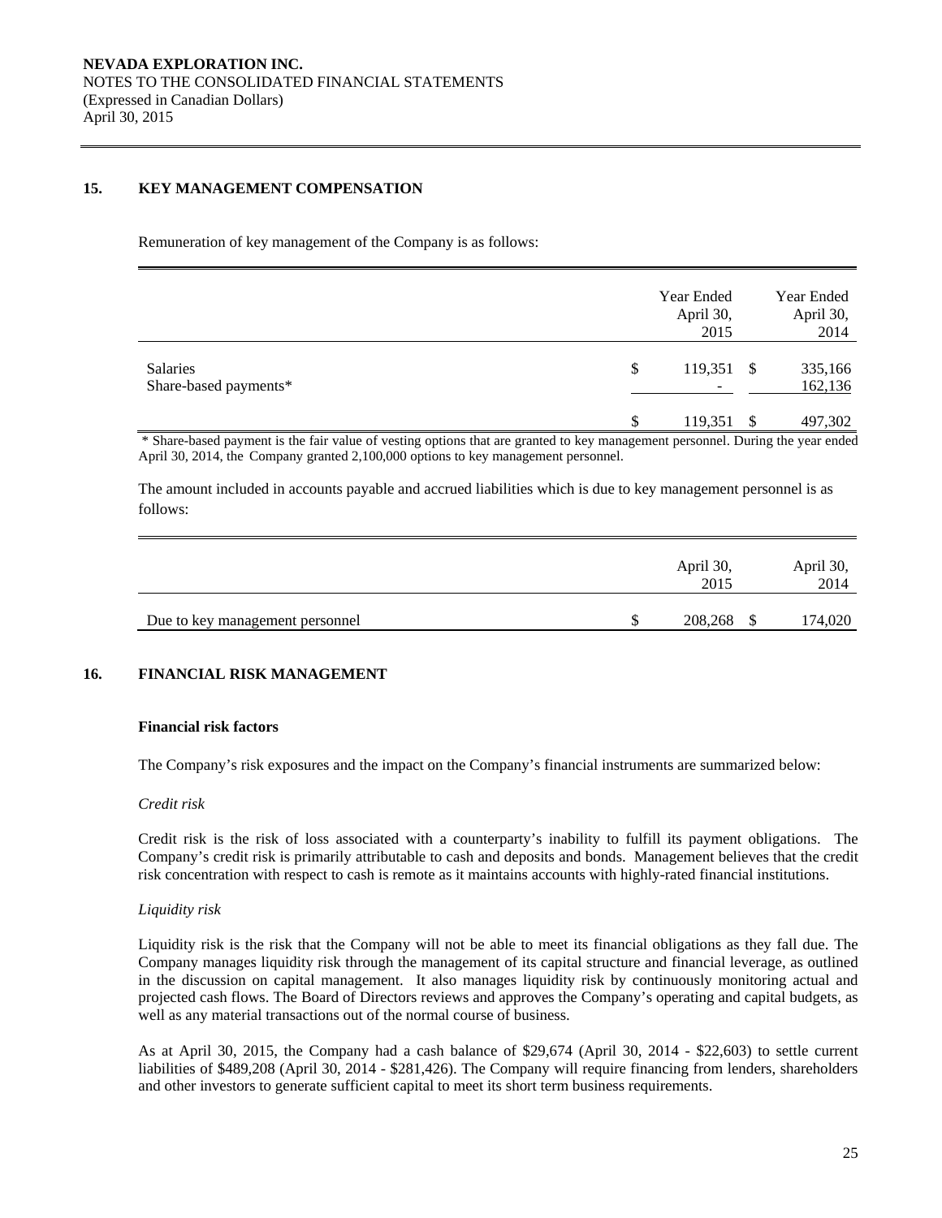## 15. KEY MANAGEMENT COMPENSATION

Remuneration of key management of the Company is as follows:

| | Year Ended April 30, 2015 | Year Ended April 30, 2014 |
|---|---|---|
| Salaries | $ 119,351 | $ 335,166 |
| Share-based payments* | - | 162,136 |
| | $ 119,351 | $ 497,302 |

\* Share-based payment is the fair value of vesting options that are granted to key management personnel. During the year ended April 30, 2014, the Company granted 2,100,000 options to key management personnel.

The amount included in accounts payable and accrued liabilities which is due to key management personnel is as follows:

| | April 30, 2015 | April 30, 2014 |
|---|---|---|
| Due to key management personnel | $ 208,268 | $ 174,020 |

## 16. FINANCIAL RISK MANAGEMENT

### Financial risk factors

The Company's risk exposures and the impact on the Company's financial instruments are summarized below:

*Credit risk*

Credit risk is the risk of loss associated with a counterparty's inability to fulfill its payment obligations. The Company's credit risk is primarily attributable to cash and deposits and bonds. Management believes that the credit risk concentration with respect to cash is remote as it maintains accounts with highly-rated financial institutions.

*Liquidity risk*

Liquidity risk is the risk that the Company will not be able to meet its financial obligations as they fall due. The Company manages liquidity risk through the management of its capital structure and financial leverage, as outlined in the discussion on capital management. It also manages liquidity risk by continuously monitoring actual and projected cash flows. The Board of Directors reviews and approves the Company's operating and capital budgets, as well as any material transactions out of the normal course of business.

As at April 30, 2015, the Company had a cash balance of $29,674 (April 30, 2014 - $22,603) to settle current liabilities of $489,208 (April 30, 2014 - $281,426). The Company will require financing from lenders, shareholders and other investors to generate sufficient capital to meet its short term business requirements.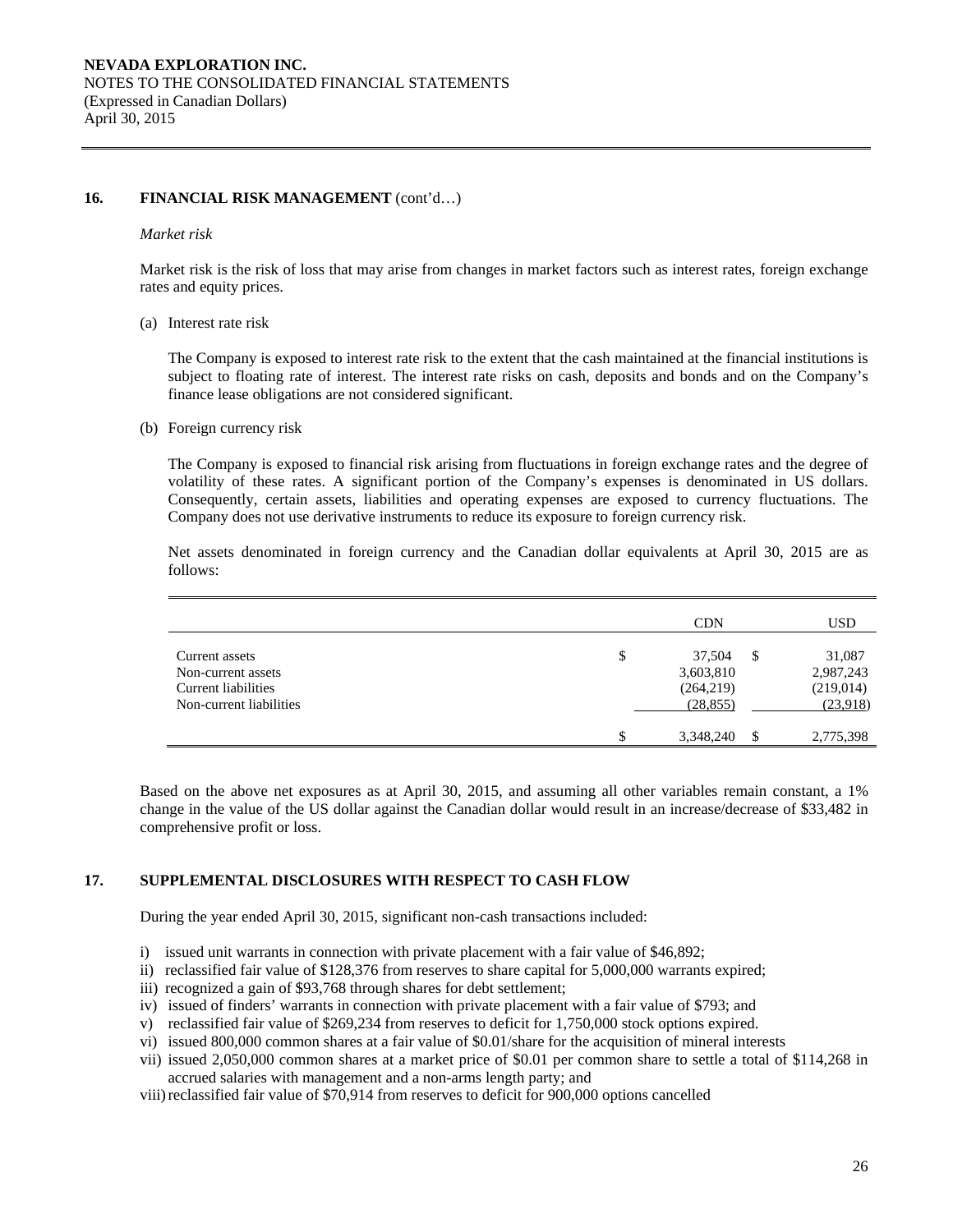## 16. FINANCIAL RISK MANAGEMENT (cont'd…)

*Market risk*

Market risk is the risk of loss that may arise from changes in market factors such as interest rates, foreign exchange rates and equity prices.

(a) Interest rate risk

The Company is exposed to interest rate risk to the extent that the cash maintained at the financial institutions is subject to floating rate of interest. The interest rate risks on cash, deposits and bonds and on the Company's finance lease obligations are not considered significant.

(b) Foreign currency risk

The Company is exposed to financial risk arising from fluctuations in foreign exchange rates and the degree of volatility of these rates. A significant portion of the Company's expenses is denominated in US dollars. Consequently, certain assets, liabilities and operating expenses are exposed to currency fluctuations. The Company does not use derivative instruments to reduce its exposure to foreign currency risk.

Net assets denominated in foreign currency and the Canadian dollar equivalents at April 30, 2015 are as follows:

| | CDN | USD |
|---|---|---|
| Current assets | $ 37,504 | $ 31,087 |
| Non-current assets | 3,603,810 | 2,987,243 |
| Current liabilities | (264,219) | (219,014) |
| Non-current liabilities | (28,855) | (23,918) |
| | $ 3,348,240 | $ 2,775,398 |

Based on the above net exposures as at April 30, 2015, and assuming all other variables remain constant, a 1% change in the value of the US dollar against the Canadian dollar would result in an increase/decrease of $33,482 in comprehensive profit or loss.

## 17. SUPPLEMENTAL DISCLOSURES WITH RESPECT TO CASH FLOW

During the year ended April 30, 2015, significant non-cash transactions included:

i) issued unit warrants in connection with private placement with a fair value of $46,892;
ii) reclassified fair value of $128,376 from reserves to share capital for 5,000,000 warrants expired;
iii) recognized a gain of $93,768 through shares for debt settlement;
iv) issued of finders' warrants in connection with private placement with a fair value of $793; and
v) reclassified fair value of $269,234 from reserves to deficit for 1,750,000 stock options expired.
vi) issued 800,000 common shares at a fair value of $0.01/share for the acquisition of mineral interests
vii) issued 2,050,000 common shares at a market price of $0.01 per common share to settle a total of $114,268 in accrued salaries with management and a non-arms length party; and
viii) reclassified fair value of $70,914 from reserves to deficit for 900,000 options cancelled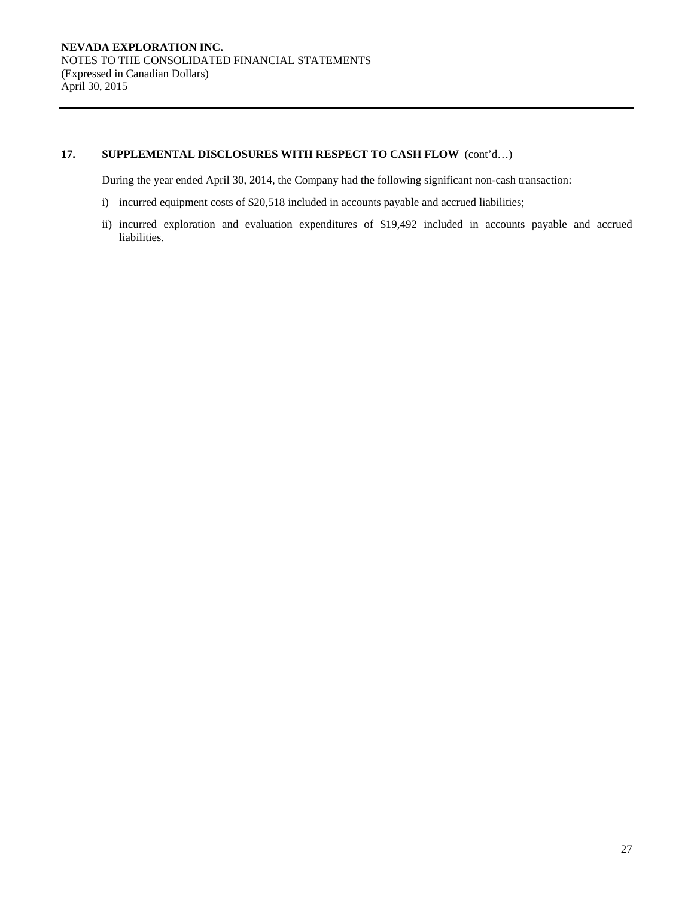## 17. SUPPLEMENTAL DISCLOSURES WITH RESPECT TO CASH FLOW (cont'd…)

During the year ended April 30, 2014, the Company had the following significant non-cash transaction:

i) incurred equipment costs of $20,518 included in accounts payable and accrued liabilities;

ii) incurred exploration and evaluation expenditures of $19,492 included in accounts payable and accrued liabilities.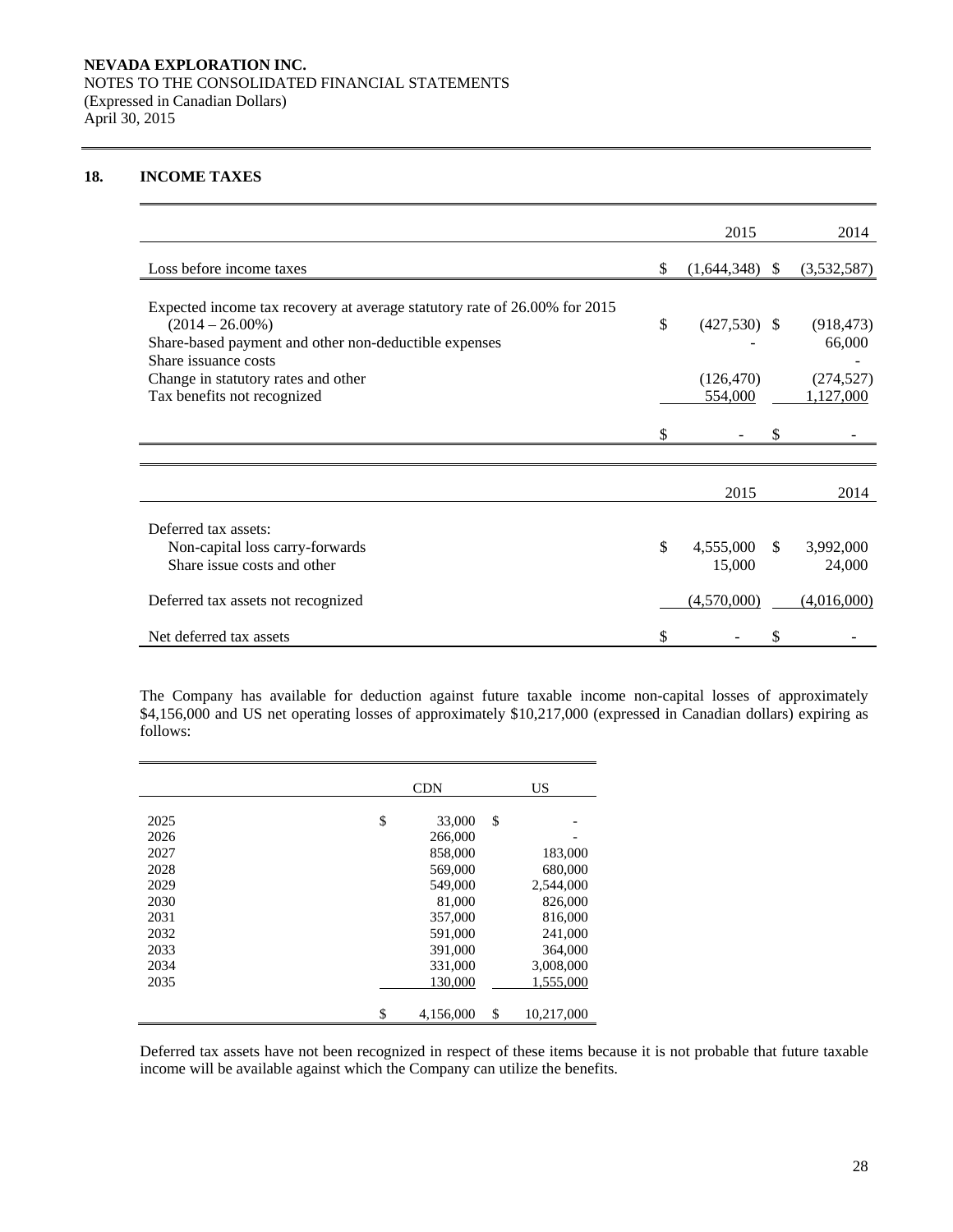## 18. INCOME TAXES

| | 2015 | 2014 |
|---|---|---|
| Loss before income taxes | $ (1,644,348) | $ (3,532,587) |
| | | |
| Expected income tax recovery at average statutory rate of 26.00% for 2015 (2014 – 26.00%) | $ (427,530) | $ (918,473) |
| Share-based payment and other non-deductible expenses | - | 66,000 |
| Share issuance costs | | - |
| Change in statutory rates and other | (126,470) | (274,527) |
| Tax benefits not recognized | 554,000 | 1,127,000 |
| | $ - | $ - |

| | 2015 | 2014 |
|---|---|---|
| Deferred tax assets: | | |
| Non-capital loss carry-forwards | $ 4,555,000 | $ 3,992,000 |
| Share issue costs and other | 15,000 | 24,000 |
| | | |
| Deferred tax assets not recognized | (4,570,000) | (4,016,000) |
| | | |
| Net deferred tax assets | $ - | $ - |

The Company has available for deduction against future taxable income non-capital losses of approximately $4,156,000 and US net operating losses of approximately $10,217,000 (expressed in Canadian dollars) expiring as follows:

| | CDN | US |
|---|---|---|
| 2025 | $ 33,000 | $ - |
| 2026 | 266,000 | - |
| 2027 | 858,000 | 183,000 |
| 2028 | 569,000 | 680,000 |
| 2029 | 549,000 | 2,544,000 |
| 2030 | 81,000 | 826,000 |
| 2031 | 357,000 | 816,000 |
| 2032 | 591,000 | 241,000 |
| 2033 | 391,000 | 364,000 |
| 2034 | 331,000 | 3,008,000 |
| 2035 | 130,000 | 1,555,000 |
| | $ 4,156,000 | $ 10,217,000 |

Deferred tax assets have not been recognized in respect of these items because it is not probable that future taxable income will be available against which the Company can utilize the benefits.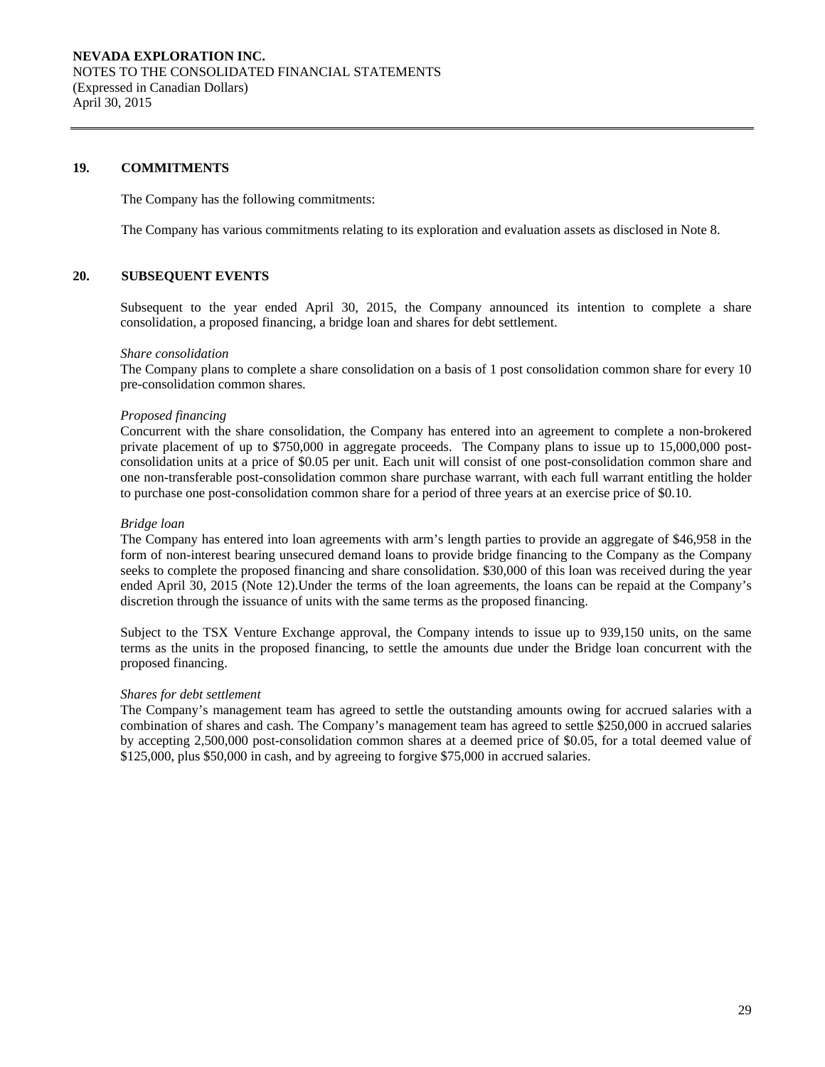## 19. COMMITMENTS

The Company has the following commitments:

The Company has various commitments relating to its exploration and evaluation assets as disclosed in Note 8.

## 20. SUBSEQUENT EVENTS

Subsequent to the year ended April 30, 2015, the Company announced its intention to complete a share consolidation, a proposed financing, a bridge loan and shares for debt settlement.

*Share consolidation*

The Company plans to complete a share consolidation on a basis of 1 post consolidation common share for every 10 pre-consolidation common shares.

*Proposed financing*

Concurrent with the share consolidation, the Company has entered into an agreement to complete a non-brokered private placement of up to $750,000 in aggregate proceeds. The Company plans to issue up to 15,000,000 post-consolidation units at a price of $0.05 per unit. Each unit will consist of one post-consolidation common share and one non-transferable post-consolidation common share purchase warrant, with each full warrant entitling the holder to purchase one post-consolidation common share for a period of three years at an exercise price of $0.10.

*Bridge loan*

The Company has entered into loan agreements with arm's length parties to provide an aggregate of $46,958 in the form of non-interest bearing unsecured demand loans to provide bridge financing to the Company as the Company seeks to complete the proposed financing and share consolidation. $30,000 of this loan was received during the year ended April 30, 2015 (Note 12).Under the terms of the loan agreements, the loans can be repaid at the Company's discretion through the issuance of units with the same terms as the proposed financing.

Subject to the TSX Venture Exchange approval, the Company intends to issue up to 939,150 units, on the same terms as the units in the proposed financing, to settle the amounts due under the Bridge loan concurrent with the proposed financing.

*Shares for debt settlement*

The Company's management team has agreed to settle the outstanding amounts owing for accrued salaries with a combination of shares and cash. The Company's management team has agreed to settle $250,000 in accrued salaries by accepting 2,500,000 post-consolidation common shares at a deemed price of $0.05, for a total deemed value of $125,000, plus $50,000 in cash, and by agreeing to forgive $75,000 in accrued salaries.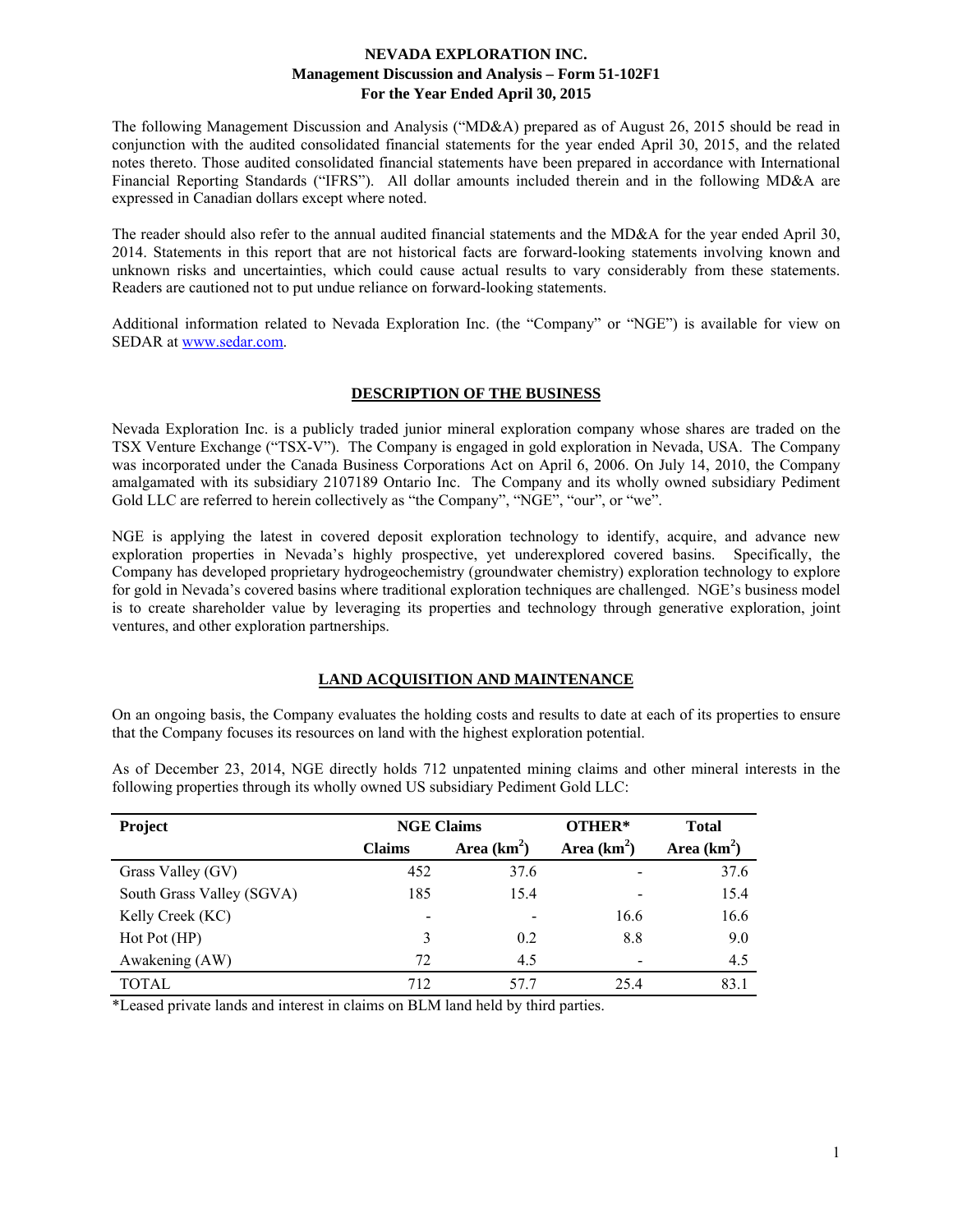# NEVADA EXPLORATION INC.
## Management Discussion and Analysis – Form 51-102F1
## For the Year Ended April 30, 2015

The following Management Discussion and Analysis ("MD&A) prepared as of August 26, 2015 should be read in conjunction with the audited consolidated financial statements for the year ended April 30, 2015, and the related notes thereto. Those audited consolidated financial statements have been prepared in accordance with International Financial Reporting Standards ("IFRS"). All dollar amounts included therein and in the following MD&A are expressed in Canadian dollars except where noted.

The reader should also refer to the annual audited financial statements and the MD&A for the year ended April 30, 2014. Statements in this report that are not historical facts are forward-looking statements involving known and unknown risks and uncertainties, which could cause actual results to vary considerably from these statements. Readers are cautioned not to put undue reliance on forward-looking statements.

Additional information related to Nevada Exploration Inc. (the "Company" or "NGE") is available for view on SEDAR at www.sedar.com.

## DESCRIPTION OF THE BUSINESS

Nevada Exploration Inc. is a publicly traded junior mineral exploration company whose shares are traded on the TSX Venture Exchange ("TSX-V"). The Company is engaged in gold exploration in Nevada, USA. The Company was incorporated under the Canada Business Corporations Act on April 6, 2006. On July 14, 2010, the Company amalgamated with its subsidiary 2107189 Ontario Inc. The Company and its wholly owned subsidiary Pediment Gold LLC are referred to herein collectively as "the Company", "NGE", "our", or "we".

NGE is applying the latest in covered deposit exploration technology to identify, acquire, and advance new exploration properties in Nevada's highly prospective, yet underexplored covered basins. Specifically, the Company has developed proprietary hydrogeochemistry (groundwater chemistry) exploration technology to explore for gold in Nevada's covered basins where traditional exploration techniques are challenged. NGE's business model is to create shareholder value by leveraging its properties and technology through generative exploration, joint ventures, and other exploration partnerships.

## LAND ACQUISITION AND MAINTENANCE

On an ongoing basis, the Company evaluates the holding costs and results to date at each of its properties to ensure that the Company focuses its resources on land with the highest exploration potential.

As of December 23, 2014, NGE directly holds 712 unpatented mining claims and other mineral interests in the following properties through its wholly owned US subsidiary Pediment Gold LLC:

| Project | NGE Claims | | OTHER* | Total |
|---|---|---|---|---|
| | Claims | Area ($km^2$) | Area ($km^2$) | Area ($km^2$) |
| Grass Valley (GV) | 452 | 37.6 | - | 37.6 |
| South Grass Valley (SGVA) | 185 | 15.4 | - | 15.4 |
| Kelly Creek (KC) | - | - | 16.6 | 16.6 |
| Hot Pot (HP) | 3 | 0.2 | 8.8 | 9.0 |
| Awakening (AW) | 72 | 4.5 | - | 4.5 |
| TOTAL | 712 | 57.7 | 25.4 | 83.1 |

*Leased private lands and interest in claims on BLM land held by third parties.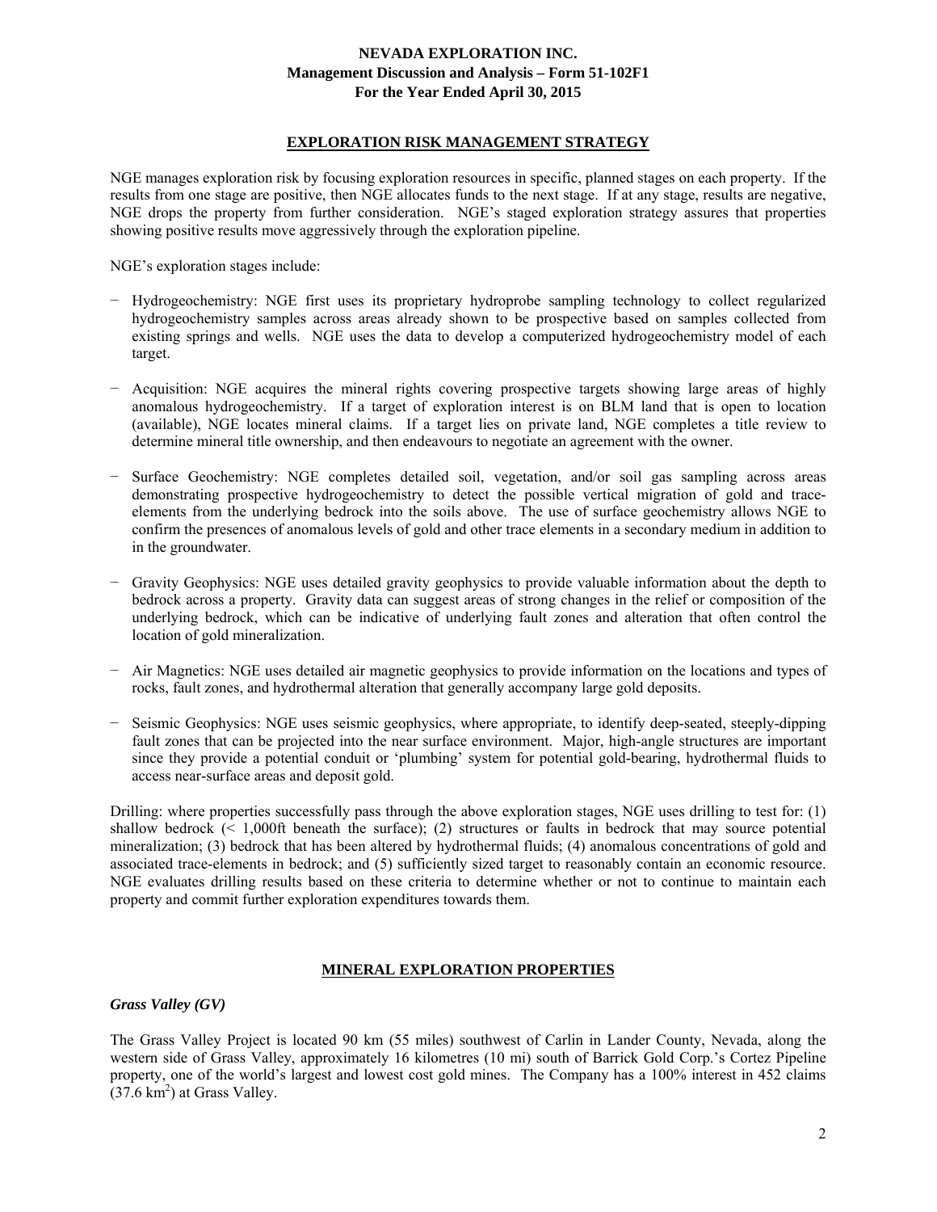## EXPLORATION RISK MANAGEMENT STRATEGY

NGE manages exploration risk by focusing exploration resources in specific, planned stages on each property. If the results from one stage are positive, then NGE allocates funds to the next stage. If at any stage, results are negative, NGE drops the property from further consideration. NGE's staged exploration strategy assures that properties showing positive results move aggressively through the exploration pipeline.

NGE's exploration stages include:

− Hydrogeochemistry: NGE first uses its proprietary hydroprobe sampling technology to collect regularized hydrogeochemistry samples across areas already shown to be prospective based on samples collected from existing springs and wells. NGE uses the data to develop a computerized hydrogeochemistry model of each target.

− Acquisition: NGE acquires the mineral rights covering prospective targets showing large areas of highly anomalous hydrogeochemistry. If a target of exploration interest is on BLM land that is open to location (available), NGE locates mineral claims. If a target lies on private land, NGE completes a title review to determine mineral title ownership, and then endeavours to negotiate an agreement with the owner.

− Surface Geochemistry: NGE completes detailed soil, vegetation, and/or soil gas sampling across areas demonstrating prospective hydrogeochemistry to detect the possible vertical migration of gold and trace-elements from the underlying bedrock into the soils above. The use of surface geochemistry allows NGE to confirm the presences of anomalous levels of gold and other trace elements in a secondary medium in addition to in the groundwater.

− Gravity Geophysics: NGE uses detailed gravity geophysics to provide valuable information about the depth to bedrock across a property. Gravity data can suggest areas of strong changes in the relief or composition of the underlying bedrock, which can be indicative of underlying fault zones and alteration that often control the location of gold mineralization.

− Air Magnetics: NGE uses detailed air magnetic geophysics to provide information on the locations and types of rocks, fault zones, and hydrothermal alteration that generally accompany large gold deposits.

− Seismic Geophysics: NGE uses seismic geophysics, where appropriate, to identify deep-seated, steeply-dipping fault zones that can be projected into the near surface environment. Major, high-angle structures are important since they provide a potential conduit or 'plumbing' system for potential gold-bearing, hydrothermal fluids to access near-surface areas and deposit gold.

Drilling: where properties successfully pass through the above exploration stages, NGE uses drilling to test for: (1) shallow bedrock (< 1,000ft beneath the surface); (2) structures or faults in bedrock that may source potential mineralization; (3) bedrock that has been altered by hydrothermal fluids; (4) anomalous concentrations of gold and associated trace-elements in bedrock; and (5) sufficiently sized target to reasonably contain an economic resource. NGE evaluates drilling results based on these criteria to determine whether or not to continue to maintain each property and commit further exploration expenditures towards them.

## MINERAL EXPLORATION PROPERTIES

### *Grass Valley (GV)*

The Grass Valley Project is located 90 km (55 miles) southwest of Carlin in Lander County, Nevada, along the western side of Grass Valley, approximately 16 kilometres (10 mi) south of Barrick Gold Corp.'s Cortez Pipeline property, one of the world's largest and lowest cost gold mines. The Company has a 100% interest in 452 claims (37.6 km$^2$) at Grass Valley.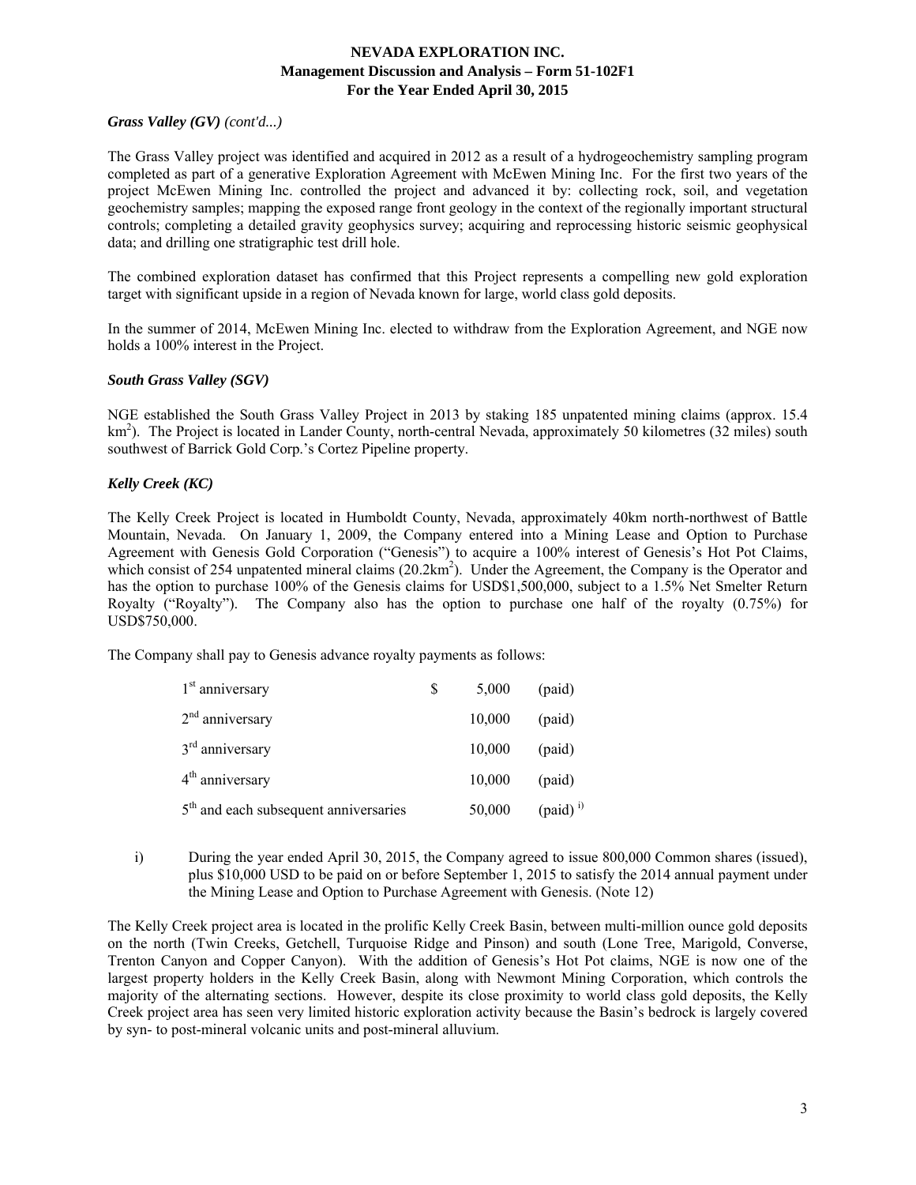### *Grass Valley (GV) (cont'd...)*

The Grass Valley project was identified and acquired in 2012 as a result of a hydrogeochemistry sampling program completed as part of a generative Exploration Agreement with McEwen Mining Inc. For the first two years of the project McEwen Mining Inc. controlled the project and advanced it by: collecting rock, soil, and vegetation geochemistry samples; mapping the exposed range front geology in the context of the regionally important structural controls; completing a detailed gravity geophysics survey; acquiring and reprocessing historic seismic geophysical data; and drilling one stratigraphic test drill hole.

The combined exploration dataset has confirmed that this Project represents a compelling new gold exploration target with significant upside in a region of Nevada known for large, world class gold deposits.

In the summer of 2014, McEwen Mining Inc. elected to withdraw from the Exploration Agreement, and NGE now holds a 100% interest in the Project.

### *South Grass Valley (SGV)*

NGE established the South Grass Valley Project in 2013 by staking 185 unpatented mining claims (approx. 15.4 $km^2$). The Project is located in Lander County, north-central Nevada, approximately 50 kilometres (32 miles) south southwest of Barrick Gold Corp.'s Cortez Pipeline property.

### *Kelly Creek (KC)*

The Kelly Creek Project is located in Humboldt County, Nevada, approximately 40km north-northwest of Battle Mountain, Nevada. On January 1, 2009, the Company entered into a Mining Lease and Option to Purchase Agreement with Genesis Gold Corporation ("Genesis") to acquire a 100% interest of Genesis's Hot Pot Claims, which consist of 254 unpatented mineral claims (20.2$km^2$). Under the Agreement, the Company is the Operator and has the option to purchase 100% of the Genesis claims for USD$1,500,000, subject to a 1.5% Net Smelter Return Royalty ("Royalty"). The Company also has the option to purchase one half of the royalty (0.75%) for USD$750,000.

The Company shall pay to Genesis advance royalty payments as follows:

| | | | |
|---|---|---|---|
| 1st anniversary | $ | 5,000 | (paid) |
| 2nd anniversary | | 10,000 | (paid) |
| 3rd anniversary | | 10,000 | (paid) |
| 4th anniversary | | 10,000 | (paid) |
| 5th and each subsequent anniversaries | | 50,000 | (paid) [i)] |

i) During the year ended April 30, 2015, the Company agreed to issue 800,000 Common shares (issued), plus $10,000 USD to be paid on or before September 1, 2015 to satisfy the 2014 annual payment under the Mining Lease and Option to Purchase Agreement with Genesis. (Note 12)

The Kelly Creek project area is located in the prolific Kelly Creek Basin, between multi-million ounce gold deposits on the north (Twin Creeks, Getchell, Turquoise Ridge and Pinson) and south (Lone Tree, Marigold, Converse, Trenton Canyon and Copper Canyon). With the addition of Genesis's Hot Pot claims, NGE is now one of the largest property holders in the Kelly Creek Basin, along with Newmont Mining Corporation, which controls the majority of the alternating sections. However, despite its close proximity to world class gold deposits, the Kelly Creek project area has seen very limited historic exploration activity because the Basin's bedrock is largely covered by syn- to post-mineral volcanic units and post-mineral alluvium.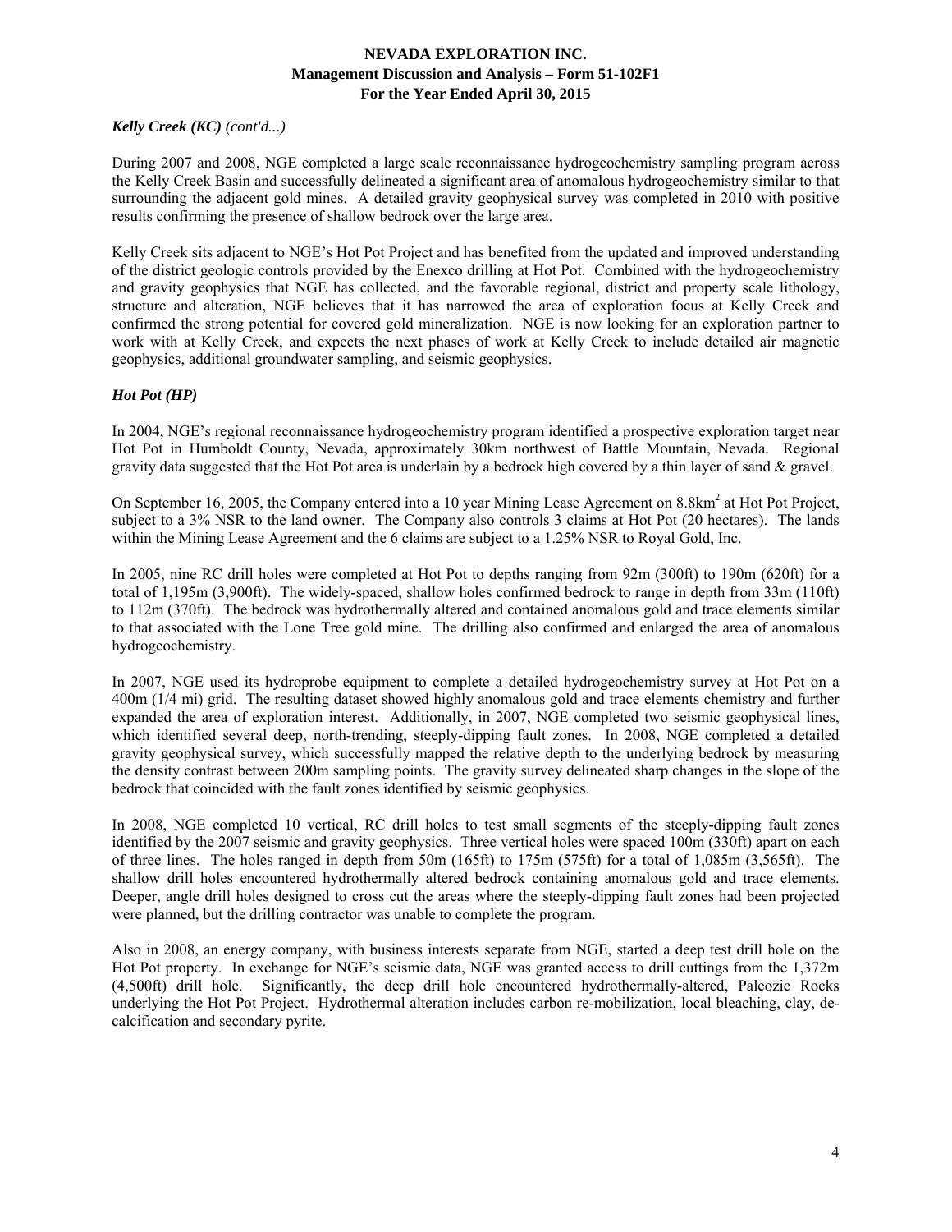### *Kelly Creek (KC) (cont'd...)*

During 2007 and 2008, NGE completed a large scale reconnaissance hydrogeochemistry sampling program across the Kelly Creek Basin and successfully delineated a significant area of anomalous hydrogeochemistry similar to that surrounding the adjacent gold mines. A detailed gravity geophysical survey was completed in 2010 with positive results confirming the presence of shallow bedrock over the large area.

Kelly Creek sits adjacent to NGE's Hot Pot Project and has benefited from the updated and improved understanding of the district geologic controls provided by the Enexco drilling at Hot Pot. Combined with the hydrogeochemistry and gravity geophysics that NGE has collected, and the favorable regional, district and property scale lithology, structure and alteration, NGE believes that it has narrowed the area of exploration focus at Kelly Creek and confirmed the strong potential for covered gold mineralization. NGE is now looking for an exploration partner to work with at Kelly Creek, and expects the next phases of work at Kelly Creek to include detailed air magnetic geophysics, additional groundwater sampling, and seismic geophysics.

### *Hot Pot (HP)*

In 2004, NGE's regional reconnaissance hydrogeochemistry program identified a prospective exploration target near Hot Pot in Humboldt County, Nevada, approximately 30km northwest of Battle Mountain, Nevada. Regional gravity data suggested that the Hot Pot area is underlain by a bedrock high covered by a thin layer of sand & gravel.

On September 16, 2005, the Company entered into a 10 year Mining Lease Agreement on 8.8km$^2$ at Hot Pot Project, subject to a 3% NSR to the land owner. The Company also controls 3 claims at Hot Pot (20 hectares). The lands within the Mining Lease Agreement and the 6 claims are subject to a 1.25% NSR to Royal Gold, Inc.

In 2005, nine RC drill holes were completed at Hot Pot to depths ranging from 92m (300ft) to 190m (620ft) for a total of 1,195m (3,900ft). The widely-spaced, shallow holes confirmed bedrock to range in depth from 33m (110ft) to 112m (370ft). The bedrock was hydrothermally altered and contained anomalous gold and trace elements similar to that associated with the Lone Tree gold mine. The drilling also confirmed and enlarged the area of anomalous hydrogeochemistry.

In 2007, NGE used its hydroprobe equipment to complete a detailed hydrogeochemistry survey at Hot Pot on a 400m (1/4 mi) grid. The resulting dataset showed highly anomalous gold and trace elements chemistry and further expanded the area of exploration interest. Additionally, in 2007, NGE completed two seismic geophysical lines, which identified several deep, north-trending, steeply-dipping fault zones. In 2008, NGE completed a detailed gravity geophysical survey, which successfully mapped the relative depth to the underlying bedrock by measuring the density contrast between 200m sampling points. The gravity survey delineated sharp changes in the slope of the bedrock that coincided with the fault zones identified by seismic geophysics.

In 2008, NGE completed 10 vertical, RC drill holes to test small segments of the steeply-dipping fault zones identified by the 2007 seismic and gravity geophysics. Three vertical holes were spaced 100m (330ft) apart on each of three lines. The holes ranged in depth from 50m (165ft) to 175m (575ft) for a total of 1,085m (3,565ft). The shallow drill holes encountered hydrothermally altered bedrock containing anomalous gold and trace elements. Deeper, angle drill holes designed to cross cut the areas where the steeply-dipping fault zones had been projected were planned, but the drilling contractor was unable to complete the program.

Also in 2008, an energy company, with business interests separate from NGE, started a deep test drill hole on the Hot Pot property. In exchange for NGE's seismic data, NGE was granted access to drill cuttings from the 1,372m (4,500ft) drill hole. Significantly, the deep drill hole encountered hydrothermally-altered, Paleozoic Rocks underlying the Hot Pot Project. Hydrothermal alteration includes carbon re-mobilization, local bleaching, clay, de-calcification and secondary pyrite.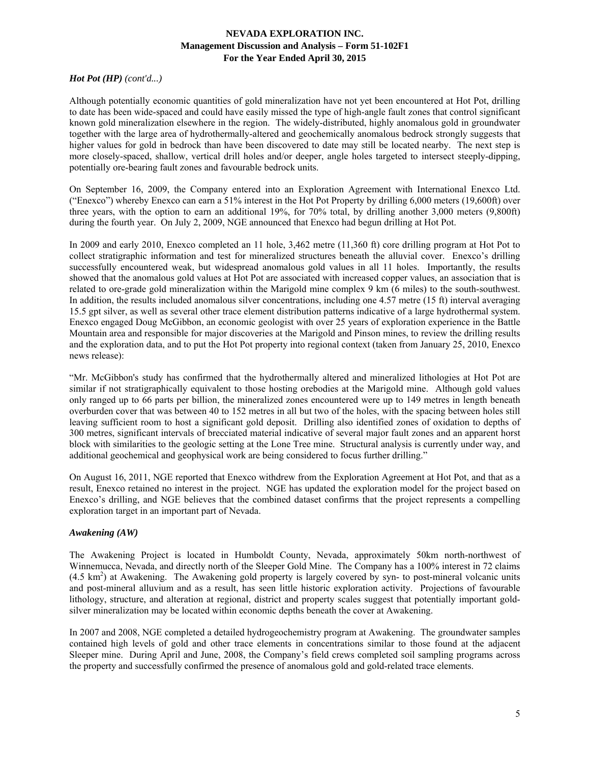### *Hot Pot (HP) (cont'd...)*

Although potentially economic quantities of gold mineralization have not yet been encountered at Hot Pot, drilling to date has been wide-spaced and could have easily missed the type of high-angle fault zones that control significant known gold mineralization elsewhere in the region. The widely-distributed, highly anomalous gold in groundwater together with the large area of hydrothermally-altered and geochemically anomalous bedrock strongly suggests that higher values for gold in bedrock than have been discovered to date may still be located nearby. The next step is more closely-spaced, shallow, vertical drill holes and/or deeper, angle holes targeted to intersect steeply-dipping, potentially ore-bearing fault zones and favourable bedrock units.

On September 16, 2009, the Company entered into an Exploration Agreement with International Enexco Ltd. ("Enexco") whereby Enexco can earn a 51% interest in the Hot Pot Property by drilling 6,000 meters (19,600ft) over three years, with the option to earn an additional 19%, for 70% total, by drilling another 3,000 meters (9,800ft) during the fourth year. On July 2, 2009, NGE announced that Enexco had begun drilling at Hot Pot.

In 2009 and early 2010, Enexco completed an 11 hole, 3,462 metre (11,360 ft) core drilling program at Hot Pot to collect stratigraphic information and test for mineralized structures beneath the alluvial cover. Enexco's drilling successfully encountered weak, but widespread anomalous gold values in all 11 holes. Importantly, the results showed that the anomalous gold values at Hot Pot are associated with increased copper values, an association that is related to ore-grade gold mineralization within the Marigold mine complex 9 km (6 miles) to the south-southwest. In addition, the results included anomalous silver concentrations, including one 4.57 metre (15 ft) interval averaging 15.5 gpt silver, as well as several other trace element distribution patterns indicative of a large hydrothermal system. Enexco engaged Doug McGibbon, an economic geologist with over 25 years of exploration experience in the Battle Mountain area and responsible for major discoveries at the Marigold and Pinson mines, to review the drilling results and the exploration data, and to put the Hot Pot property into regional context (taken from January 25, 2010, Enexco news release):

"Mr. McGibbon's study has confirmed that the hydrothermally altered and mineralized lithologies at Hot Pot are similar if not stratigraphically equivalent to those hosting orebodies at the Marigold mine. Although gold values only ranged up to 66 parts per billion, the mineralized zones encountered were up to 149 metres in length beneath overburden cover that was between 40 to 152 metres in all but two of the holes, with the spacing between holes still leaving sufficient room to host a significant gold deposit. Drilling also identified zones of oxidation to depths of 300 metres, significant intervals of brecciated material indicative of several major fault zones and an apparent horst block with similarities to the geologic setting at the Lone Tree mine. Structural analysis is currently under way, and additional geochemical and geophysical work are being considered to focus further drilling."

On August 16, 2011, NGE reported that Enexco withdrew from the Exploration Agreement at Hot Pot, and that as a result, Enexco retained no interest in the project. NGE has updated the exploration model for the project based on Enexco's drilling, and NGE believes that the combined dataset confirms that the project represents a compelling exploration target in an important part of Nevada.

### *Awakening (AW)*

The Awakening Project is located in Humboldt County, Nevada, approximately 50km north-northwest of Winnemucca, Nevada, and directly north of the Sleeper Gold Mine. The Company has a 100% interest in 72 claims (4.5 $km^2$) at Awakening. The Awakening gold property is largely covered by syn- to post-mineral volcanic units and post-mineral alluvium and as a result, has seen little historic exploration activity. Projections of favourable lithology, structure, and alteration at regional, district and property scales suggest that potentially important gold-silver mineralization may be located within economic depths beneath the cover at Awakening.

In 2007 and 2008, NGE completed a detailed hydrogeochemistry program at Awakening. The groundwater samples contained high levels of gold and other trace elements in concentrations similar to those found at the adjacent Sleeper mine. During April and June, 2008, the Company's field crews completed soil sampling programs across the property and successfully confirmed the presence of anomalous gold and gold-related trace elements.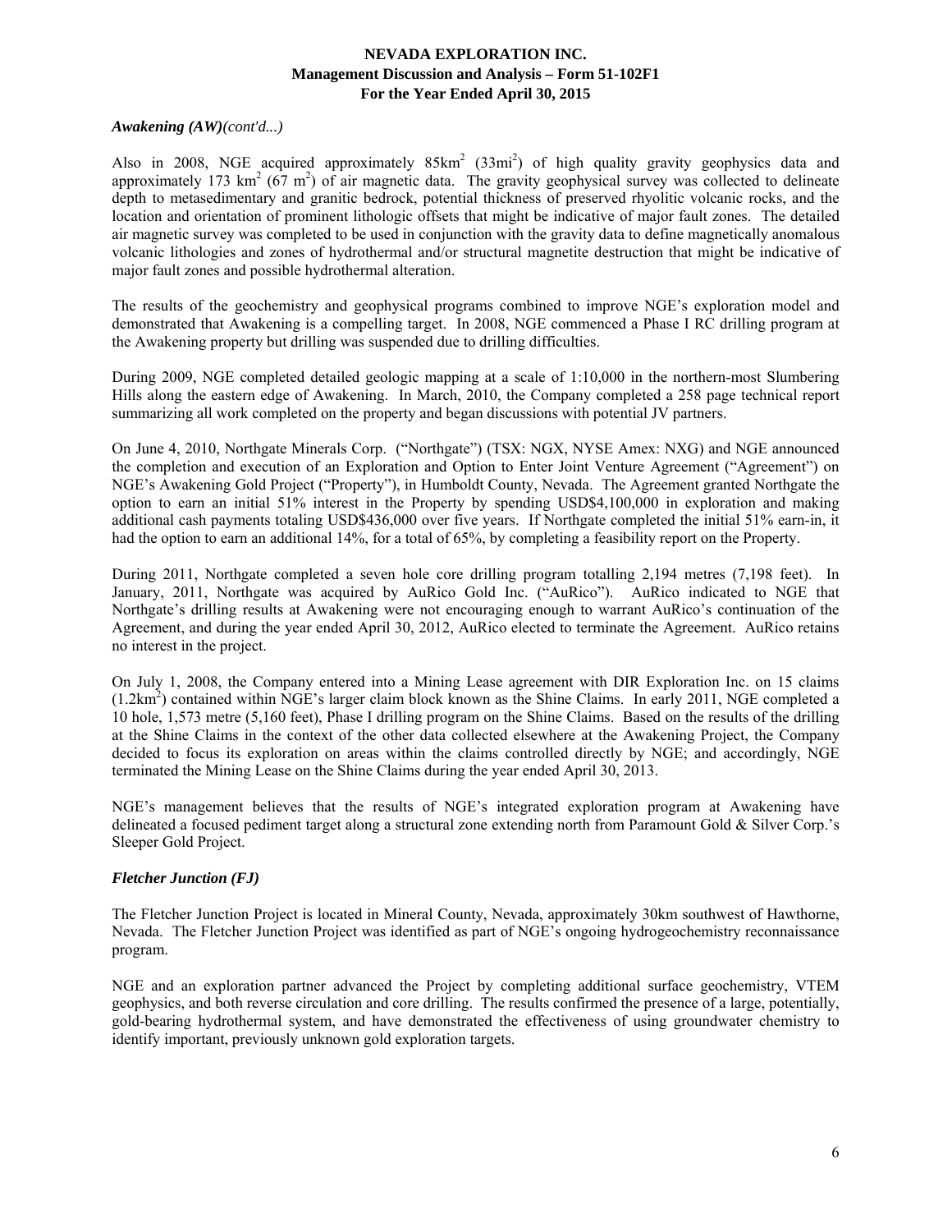### *Awakening (AW)(cont'd...)*

Also in 2008, NGE acquired approximately 85km$^2$ (33mi$^2$) of high quality gravity geophysics data and approximately 173 km$^2$ (67 m$^2$) of air magnetic data. The gravity geophysical survey was collected to delineate depth to metasedimentary and granitic bedrock, potential thickness of preserved rhyolitic volcanic rocks, and the location and orientation of prominent lithologic offsets that might be indicative of major fault zones. The detailed air magnetic survey was completed to be used in conjunction with the gravity data to define magnetically anomalous volcanic lithologies and zones of hydrothermal and/or structural magnetite destruction that might be indicative of major fault zones and possible hydrothermal alteration.

The results of the geochemistry and geophysical programs combined to improve NGE's exploration model and demonstrated that Awakening is a compelling target. In 2008, NGE commenced a Phase I RC drilling program at the Awakening property but drilling was suspended due to drilling difficulties.

During 2009, NGE completed detailed geologic mapping at a scale of 1:10,000 in the northern-most Slumbering Hills along the eastern edge of Awakening. In March, 2010, the Company completed a 258 page technical report summarizing all work completed on the property and began discussions with potential JV partners.

On June 4, 2010, Northgate Minerals Corp. ("Northgate") (TSX: NGX, NYSE Amex: NXG) and NGE announced the completion and execution of an Exploration and Option to Enter Joint Venture Agreement ("Agreement") on NGE's Awakening Gold Project ("Property"), in Humboldt County, Nevada. The Agreement granted Northgate the option to earn an initial 51% interest in the Property by spending USD$4,100,000 in exploration and making additional cash payments totaling USD$436,000 over five years. If Northgate completed the initial 51% earn-in, it had the option to earn an additional 14%, for a total of 65%, by completing a feasibility report on the Property.

During 2011, Northgate completed a seven hole core drilling program totalling 2,194 metres (7,198 feet). In January, 2011, Northgate was acquired by AuRico Gold Inc. ("AuRico"). AuRico indicated to NGE that Northgate's drilling results at Awakening were not encouraging enough to warrant AuRico's continuation of the Agreement, and during the year ended April 30, 2012, AuRico elected to terminate the Agreement. AuRico retains no interest in the project.

On July 1, 2008, the Company entered into a Mining Lease agreement with DIR Exploration Inc. on 15 claims (1.2km$^2$) contained within NGE's larger claim block known as the Shine Claims. In early 2011, NGE completed a 10 hole, 1,573 metre (5,160 feet), Phase I drilling program on the Shine Claims. Based on the results of the drilling at the Shine Claims in the context of the other data collected elsewhere at the Awakening Project, the Company decided to focus its exploration on areas within the claims controlled directly by NGE; and accordingly, NGE terminated the Mining Lease on the Shine Claims during the year ended April 30, 2013.

NGE's management believes that the results of NGE's integrated exploration program at Awakening have delineated a focused pediment target along a structural zone extending north from Paramount Gold & Silver Corp.'s Sleeper Gold Project.

### *Fletcher Junction (FJ)*

The Fletcher Junction Project is located in Mineral County, Nevada, approximately 30km southwest of Hawthorne, Nevada. The Fletcher Junction Project was identified as part of NGE's ongoing hydrogeochemistry reconnaissance program.

NGE and an exploration partner advanced the Project by completing additional surface geochemistry, VTEM geophysics, and both reverse circulation and core drilling. The results confirmed the presence of a large, potentially, gold-bearing hydrothermal system, and have demonstrated the effectiveness of using groundwater chemistry to identify important, previously unknown gold exploration targets.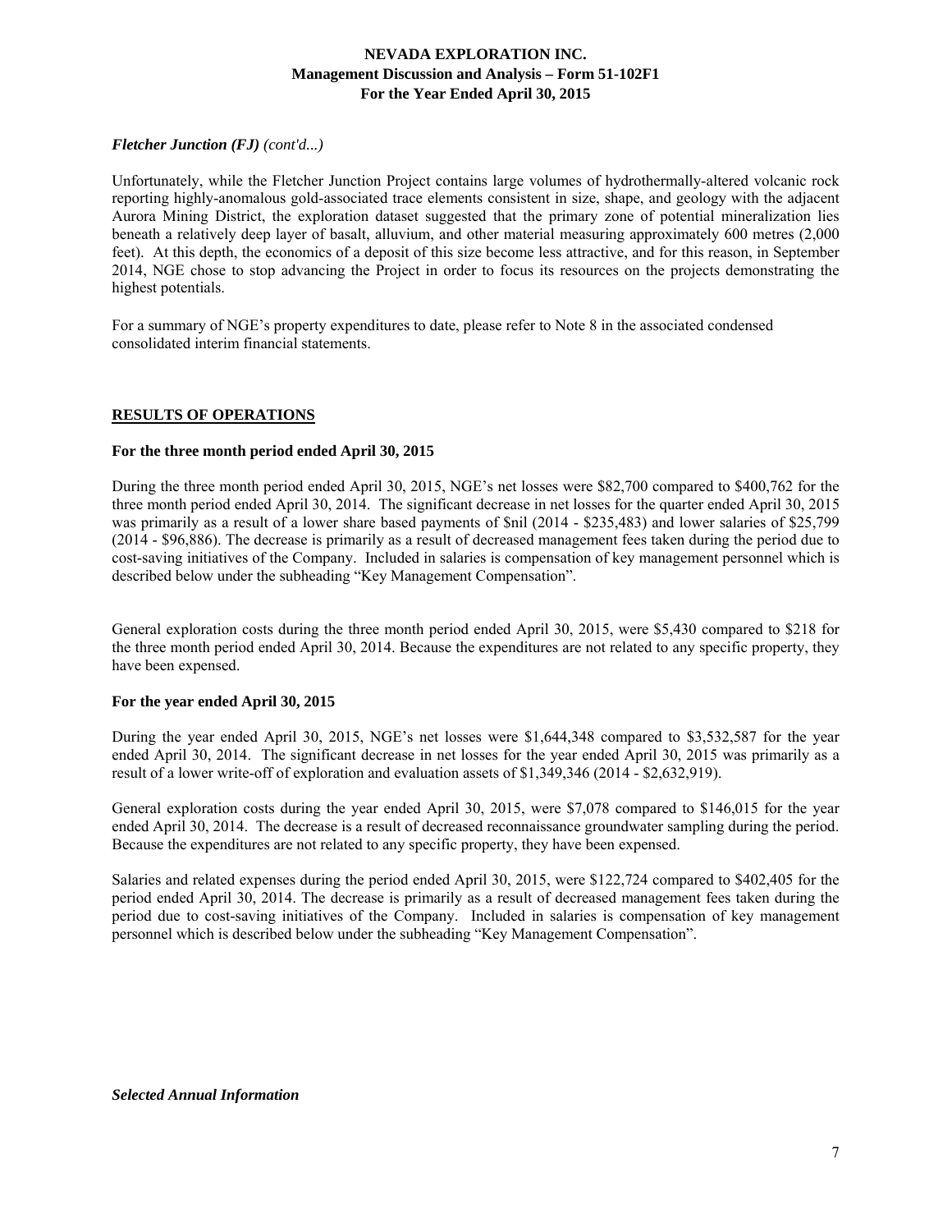*Fletcher Junction (FJ) (cont'd...)*

Unfortunately, while the Fletcher Junction Project contains large volumes of hydrothermally-altered volcanic rock reporting highly-anomalous gold-associated trace elements consistent in size, shape, and geology with the adjacent Aurora Mining District, the exploration dataset suggested that the primary zone of potential mineralization lies beneath a relatively deep layer of basalt, alluvium, and other material measuring approximately 600 metres (2,000 feet). At this depth, the economics of a deposit of this size become less attractive, and for this reason, in September 2014, NGE chose to stop advancing the Project in order to focus its resources on the projects demonstrating the highest potentials.

For a summary of NGE's property expenditures to date, please refer to Note 8 in the associated condensed consolidated interim financial statements.

## RESULTS OF OPERATIONS

**For the three month period ended April 30, 2015**

During the three month period ended April 30, 2015, NGE's net losses were $82,700 compared to $400,762 for the three month period ended April 30, 2014. The significant decrease in net losses for the quarter ended April 30, 2015 was primarily as a result of a lower share based payments of $nil (2014 - $235,483) and lower salaries of $25,799 (2014 - $96,886). The decrease is primarily as a result of decreased management fees taken during the period due to cost-saving initiatives of the Company. Included in salaries is compensation of key management personnel which is described below under the subheading "Key Management Compensation".

General exploration costs during the three month period ended April 30, 2015, were $5,430 compared to $218 for the three month period ended April 30, 2014. Because the expenditures are not related to any specific property, they have been expensed.

**For the year ended April 30, 2015**

During the year ended April 30, 2015, NGE's net losses were $1,644,348 compared to $3,532,587 for the year ended April 30, 2014. The significant decrease in net losses for the year ended April 30, 2015 was primarily as a result of a lower write-off of exploration and evaluation assets of $1,349,346 (2014 - $2,632,919).

General exploration costs during the year ended April 30, 2015, were $7,078 compared to $146,015 for the year ended April 30, 2014. The decrease is a result of decreased reconnaissance groundwater sampling during the period. Because the expenditures are not related to any specific property, they have been expensed.

Salaries and related expenses during the period ended April 30, 2015, were $122,724 compared to $402,405 for the period ended April 30, 2014. The decrease is primarily as a result of decreased management fees taken during the period due to cost-saving initiatives of the Company. Included in salaries is compensation of key management personnel which is described below under the subheading "Key Management Compensation".

***Selected Annual Information***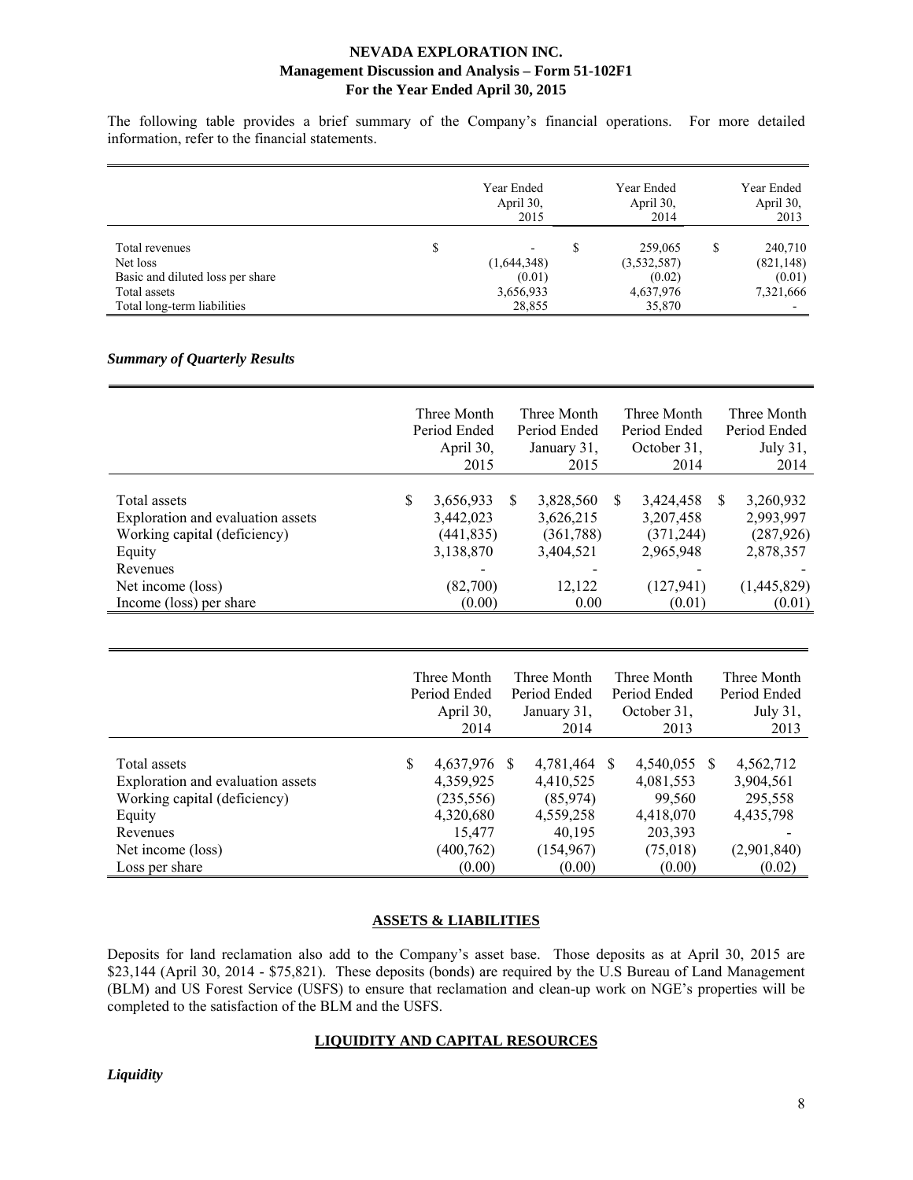The following table provides a brief summary of the Company's financial operations. For more detailed information, refer to the financial statements.

| | Year Ended April 30, 2015 | Year Ended April 30, 2014 | Year Ended April 30, 2013 |
|---|---|---|---|
| Total revenues | $ - | $ 259,065 | $ 240,710 |
| Net loss | (1,644,348) | (3,532,587) | (821,148) |
| Basic and diluted loss per share | (0.01) | (0.02) | (0.01) |
| Total assets | 3,656,933 | 4,637,976 | 7,321,666 |
| Total long-term liabilities | 28,855 | 35,870 | - |

### *Summary of Quarterly Results*

| | Three Month Period Ended April 30, 2015 | Three Month Period Ended January 31, 2015 | Three Month Period Ended October 31, 2014 | Three Month Period Ended July 31, 2014 |
|---|---|---|---|---|
| Total assets | $ 3,656,933 | $ 3,828,560 | $ 3,424,458 | $ 3,260,932 |
| Exploration and evaluation assets | 3,442,023 | 3,626,215 | 3,207,458 | 2,993,997 |
| Working capital (deficiency) | (441,835) | (361,788) | (371,244) | (287,926) |
| Equity | 3,138,870 | 3,404,521 | 2,965,948 | 2,878,357 |
| Revenues | - | - | - | - |
| Net income (loss) | (82,700) | 12,122 | (127,941) | (1,445,829) |
| Income (loss) per share | (0.00) | 0.00 | (0.01) | (0.01) |

| | Three Month Period Ended April 30, 2014 | Three Month Period Ended January 31, 2014 | Three Month Period Ended October 31, 2013 | Three Month Period Ended July 31, 2013 |
|---|---|---|---|---|
| Total assets | $ 4,637,976 | $ 4,781,464 | $ 4,540,055 | $ 4,562,712 |
| Exploration and evaluation assets | 4,359,925 | 4,410,525 | 4,081,553 | 3,904,561 |
| Working capital (deficiency) | (235,556) | (85,974) | 99,560 | 295,558 |
| Equity | 4,320,680 | 4,559,258 | 4,418,070 | 4,435,798 |
| Revenues | 15,477 | 40,195 | 203,393 | - |
| Net income (loss) | (400,762) | (154,967) | (75,018) | (2,901,840) |
| Loss per share | (0.00) | (0.00) | (0.00) | (0.02) |

## ASSETS & LIABILITIES

Deposits for land reclamation also add to the Company's asset base. Those deposits as at April 30, 2015 are \$23,144 (April 30, 2014 - \$75,821). These deposits (bonds) are required by the U.S Bureau of Land Management (BLM) and US Forest Service (USFS) to ensure that reclamation and clean-up work on NGE's properties will be completed to the satisfaction of the BLM and the USFS.

## LIQUIDITY AND CAPITAL RESOURCES

### *Liquidity*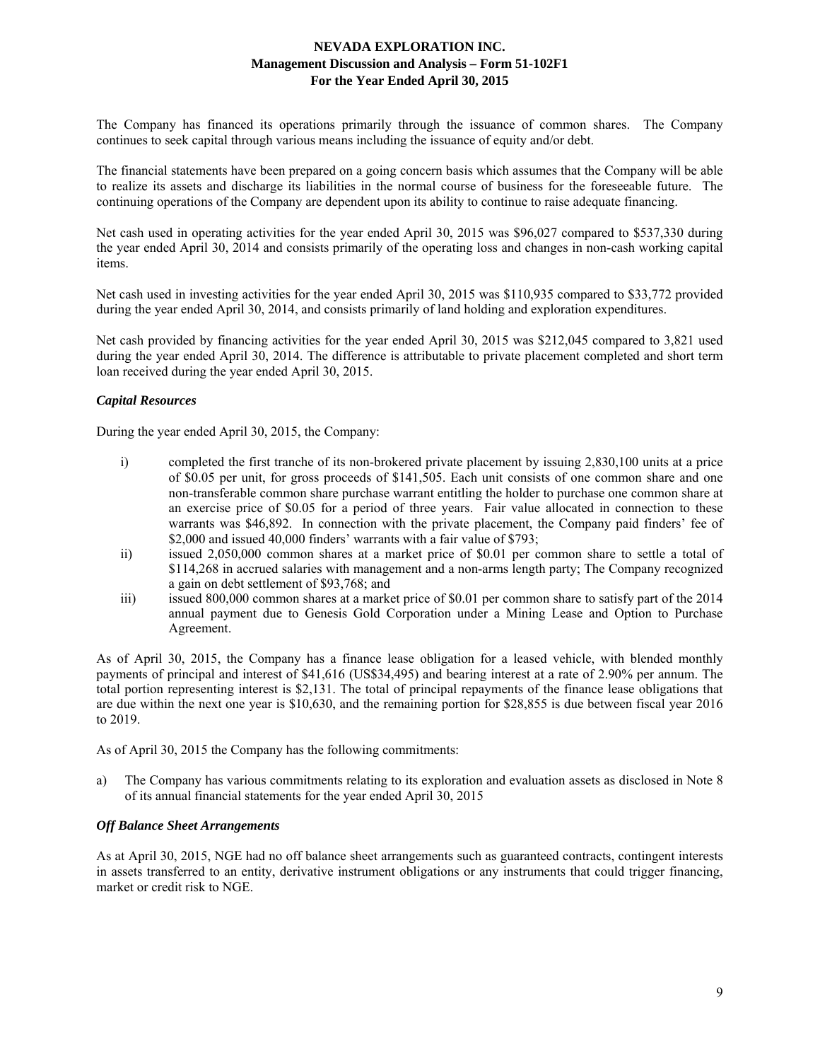The Company has financed its operations primarily through the issuance of common shares. The Company continues to seek capital through various means including the issuance of equity and/or debt.

The financial statements have been prepared on a going concern basis which assumes that the Company will be able to realize its assets and discharge its liabilities in the normal course of business for the foreseeable future. The continuing operations of the Company are dependent upon its ability to continue to raise adequate financing.

Net cash used in operating activities for the year ended April 30, 2015 was $96,027 compared to $537,330 during the year ended April 30, 2014 and consists primarily of the operating loss and changes in non-cash working capital items.

Net cash used in investing activities for the year ended April 30, 2015 was $110,935 compared to $33,772 provided during the year ended April 30, 2014, and consists primarily of land holding and exploration expenditures.

Net cash provided by financing activities for the year ended April 30, 2015 was $212,045 compared to 3,821 used during the year ended April 30, 2014. The difference is attributable to private placement completed and short term loan received during the year ended April 30, 2015.

### *Capital Resources*

During the year ended April 30, 2015, the Company:

i) completed the first tranche of its non-brokered private placement by issuing 2,830,100 units at a price of $0.05 per unit, for gross proceeds of $141,505. Each unit consists of one common share and one non-transferable common share purchase warrant entitling the holder to purchase one common share at an exercise price of $0.05 for a period of three years. Fair value allocated in connection to these warrants was $46,892. In connection with the private placement, the Company paid finders' fee of $2,000 and issued 40,000 finders' warrants with a fair value of $793;
ii) issued 2,050,000 common shares at a market price of $0.01 per common share to settle a total of $114,268 in accrued salaries with management and a non-arms length party; The Company recognized a gain on debt settlement of $93,768; and
iii) issued 800,000 common shares at a market price of $0.01 per common share to satisfy part of the 2014 annual payment due to Genesis Gold Corporation under a Mining Lease and Option to Purchase Agreement.

As of April 30, 2015, the Company has a finance lease obligation for a leased vehicle, with blended monthly payments of principal and interest of $41,616 (US$34,495) and bearing interest at a rate of 2.90% per annum. The total portion representing interest is $2,131. The total of principal repayments of the finance lease obligations that are due within the next one year is $10,630, and the remaining portion for $28,855 is due between fiscal year 2016 to 2019.

As of April 30, 2015 the Company has the following commitments:

a) The Company has various commitments relating to its exploration and evaluation assets as disclosed in Note 8 of its annual financial statements for the year ended April 30, 2015

### *Off Balance Sheet Arrangements*

As at April 30, 2015, NGE had no off balance sheet arrangements such as guaranteed contracts, contingent interests in assets transferred to an entity, derivative instrument obligations or any instruments that could trigger financing, market or credit risk to NGE.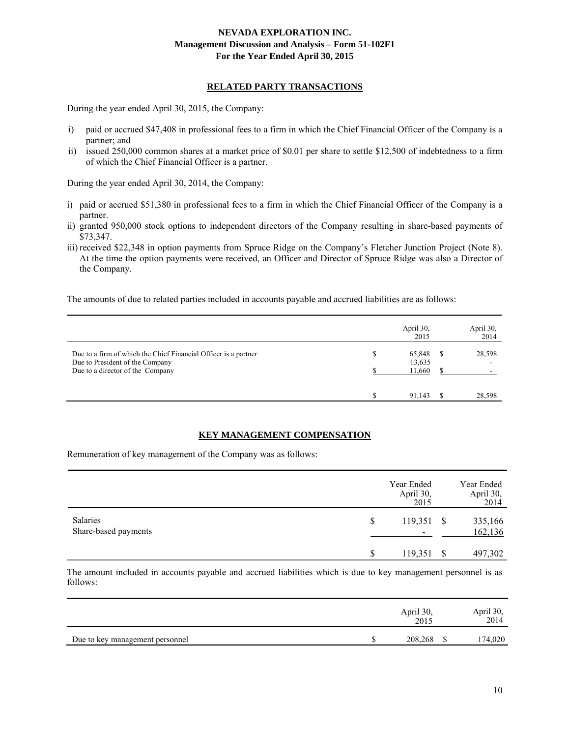## RELATED PARTY TRANSACTIONS

During the year ended April 30, 2015, the Company:

i) paid or accrued $47,408 in professional fees to a firm in which the Chief Financial Officer of the Company is a partner; and
ii) issued 250,000 common shares at a market price of $0.01 per share to settle $12,500 of indebtedness to a firm of which the Chief Financial Officer is a partner.

During the year ended April 30, 2014, the Company:

i) paid or accrued $51,380 in professional fees to a firm in which the Chief Financial Officer of the Company is a partner.
ii) granted 950,000 stock options to independent directors of the Company resulting in share-based payments of $73,347.
iii) received $22,348 in option payments from Spruce Ridge on the Company's Fletcher Junction Project (Note 8). At the time the option payments were received, an Officer and Director of Spruce Ridge was also a Director of the Company.

The amounts of due to related parties included in accounts payable and accrued liabilities are as follows:

| | April 30, 2015 | April 30, 2014 |
|---|---|---|
| Due to a firm of which the Chief Financial Officer is a partner | $ 65,848 | $ 28,598 |
| Due to President of the Company | 13,635 | - |
| Due to a director of the Company | $ 11,660 | $ - |
| | $ 91,143 | $ 28,598 |

## KEY MANAGEMENT COMPENSATION

Remuneration of key management of the Company was as follows:

| | Year Ended April 30, 2015 | Year Ended April 30, 2014 |
|---|---|---|
| Salaries | $ 119,351 | $ 335,166 |
| Share-based payments | - | 162,136 |
| | $ 119,351 | $ 497,302 |

The amount included in accounts payable and accrued liabilities which is due to key management personnel is as follows:

| | April 30, 2015 | April 30, 2014 |
|---|---|---|
| Due to key management personnel | $ 208,268 | $ 174,020 |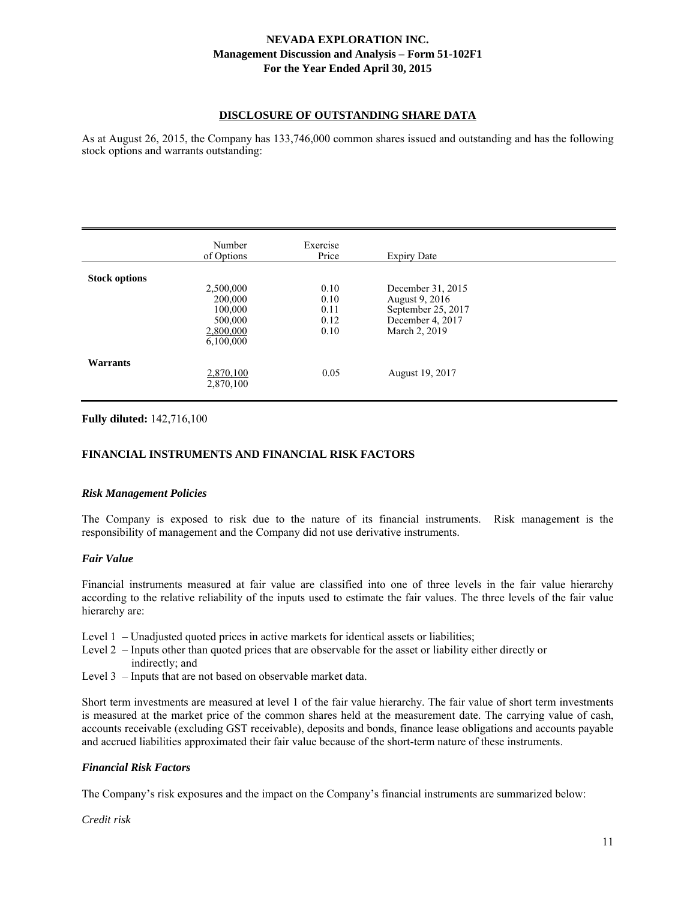## DISCLOSURE OF OUTSTANDING SHARE DATA

As at August 26, 2015, the Company has 133,746,000 common shares issued and outstanding and has the following stock options and warrants outstanding:

| | Number of Options | Exercise Price | Expiry Date |
|---|---|---|---|
| **Stock options** | | | |
| | 2,500,000 | 0.10 | December 31, 2015 |
| | 200,000 | 0.10 | August 9, 2016 |
| | 100,000 | 0.11 | September 25, 2017 |
| | 500,000 | 0.12 | December 4, 2017 |
| | 2,800,000 | 0.10 | March 2, 2019 |
| | 6,100,000 | | |
| **Warrants** | | | |
| | 2,870,100 | 0.05 | August 19, 2017 |
| | 2,870,100 | | |

**Fully diluted:** 142,716,100

## FINANCIAL INSTRUMENTS AND FINANCIAL RISK FACTORS

### *Risk Management Policies*

The Company is exposed to risk due to the nature of its financial instruments. Risk management is the responsibility of management and the Company did not use derivative instruments.

### *Fair Value*

Financial instruments measured at fair value are classified into one of three levels in the fair value hierarchy according to the relative reliability of the inputs used to estimate the fair values. The three levels of the fair value hierarchy are:

- Level 1 – Unadjusted quoted prices in active markets for identical assets or liabilities;
- Level 2 – Inputs other than quoted prices that are observable for the asset or liability either directly or indirectly; and
- Level 3 – Inputs that are not based on observable market data.

Short term investments are measured at level 1 of the fair value hierarchy. The fair value of short term investments is measured at the market price of the common shares held at the measurement date. The carrying value of cash, accounts receivable (excluding GST receivable), deposits and bonds, finance lease obligations and accounts payable and accrued liabilities approximated their fair value because of the short-term nature of these instruments.

### *Financial Risk Factors*

The Company's risk exposures and the impact on the Company's financial instruments are summarized below:

*Credit risk*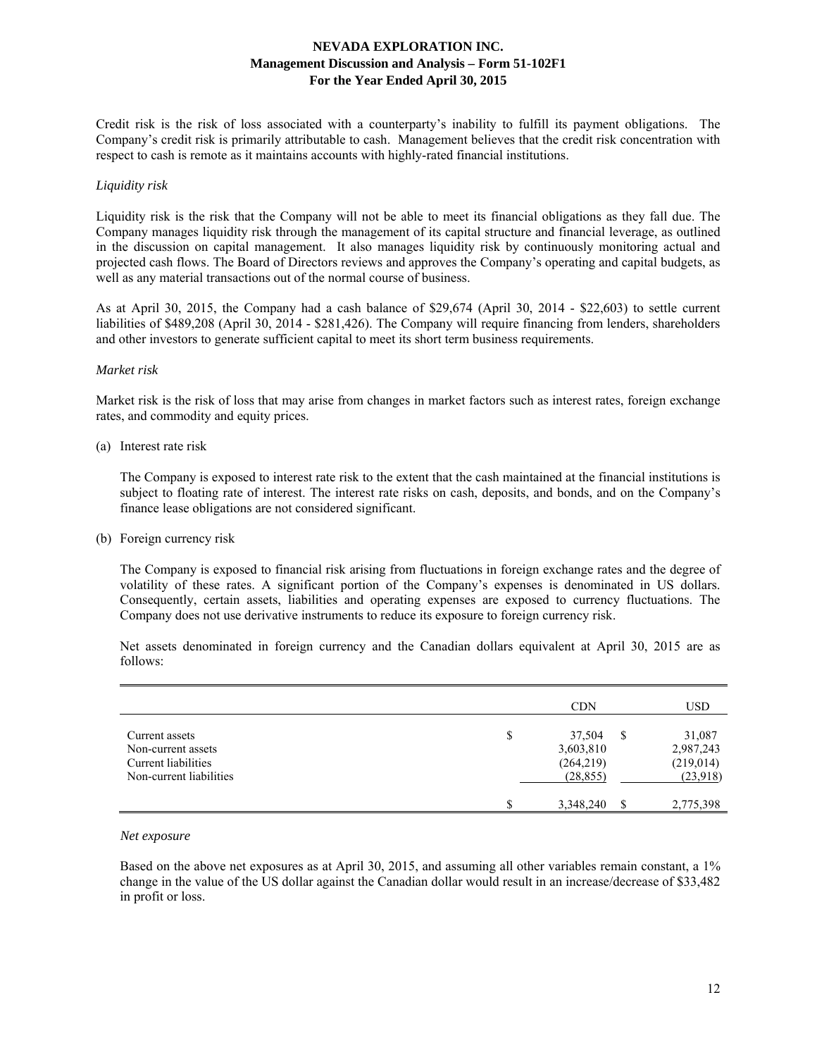Credit risk is the risk of loss associated with a counterparty's inability to fulfill its payment obligations. The Company's credit risk is primarily attributable to cash. Management believes that the credit risk concentration with respect to cash is remote as it maintains accounts with highly-rated financial institutions.

*Liquidity risk*

Liquidity risk is the risk that the Company will not be able to meet its financial obligations as they fall due. The Company manages liquidity risk through the management of its capital structure and financial leverage, as outlined in the discussion on capital management. It also manages liquidity risk by continuously monitoring actual and projected cash flows. The Board of Directors reviews and approves the Company's operating and capital budgets, as well as any material transactions out of the normal course of business.

As at April 30, 2015, the Company had a cash balance of $29,674 (April 30, 2014 - $22,603) to settle current liabilities of $489,208 (April 30, 2014 - $281,426). The Company will require financing from lenders, shareholders and other investors to generate sufficient capital to meet its short term business requirements.

*Market risk*

Market risk is the risk of loss that may arise from changes in market factors such as interest rates, foreign exchange rates, and commodity and equity prices.

(a) Interest rate risk

The Company is exposed to interest rate risk to the extent that the cash maintained at the financial institutions is subject to floating rate of interest. The interest rate risks on cash, deposits, and bonds, and on the Company's finance lease obligations are not considered significant.

(b) Foreign currency risk

The Company is exposed to financial risk arising from fluctuations in foreign exchange rates and the degree of volatility of these rates. A significant portion of the Company's expenses is denominated in US dollars. Consequently, certain assets, liabilities and operating expenses are exposed to currency fluctuations. The Company does not use derivative instruments to reduce its exposure to foreign currency risk.

Net assets denominated in foreign currency and the Canadian dollars equivalent at April 30, 2015 are as follows:

| | CDN | USD |
|---|---|---|
| Current assets | $ 37,504 | $ 31,087 |
| Non-current assets | 3,603,810 | 2,987,243 |
| Current liabilities | (264,219) | (219,014) |
| Non-current liabilities | (28,855) | (23,918) |
| | $ 3,348,240 | $ 2,775,398 |

*Net exposure*

Based on the above net exposures as at April 30, 2015, and assuming all other variables remain constant, a 1% change in the value of the US dollar against the Canadian dollar would result in an increase/decrease of $33,482 in profit or loss.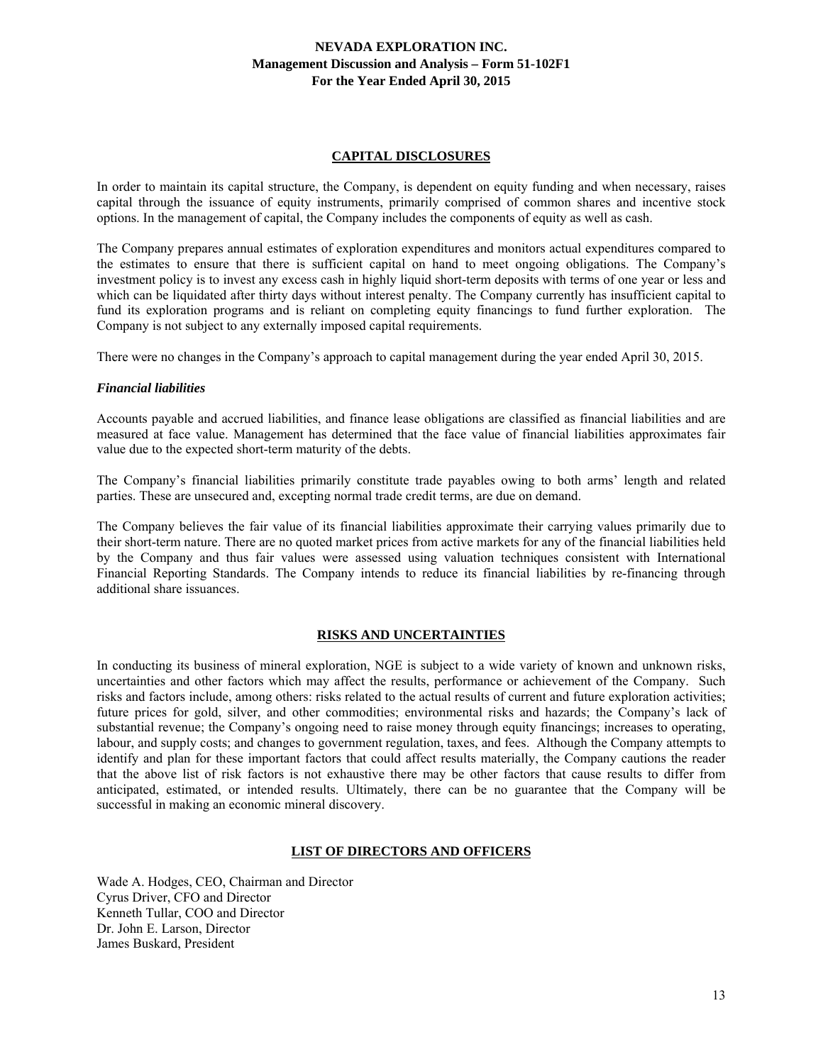## CAPITAL DISCLOSURES

In order to maintain its capital structure, the Company, is dependent on equity funding and when necessary, raises capital through the issuance of equity instruments, primarily comprised of common shares and incentive stock options. In the management of capital, the Company includes the components of equity as well as cash.

The Company prepares annual estimates of exploration expenditures and monitors actual expenditures compared to the estimates to ensure that there is sufficient capital on hand to meet ongoing obligations. The Company's investment policy is to invest any excess cash in highly liquid short-term deposits with terms of one year or less and which can be liquidated after thirty days without interest penalty. The Company currently has insufficient capital to fund its exploration programs and is reliant on completing equity financings to fund further exploration. The Company is not subject to any externally imposed capital requirements.

There were no changes in the Company's approach to capital management during the year ended April 30, 2015.

### *Financial liabilities*

Accounts payable and accrued liabilities, and finance lease obligations are classified as financial liabilities and are measured at face value. Management has determined that the face value of financial liabilities approximates fair value due to the expected short-term maturity of the debts.

The Company's financial liabilities primarily constitute trade payables owing to both arms' length and related parties. These are unsecured and, excepting normal trade credit terms, are due on demand.

The Company believes the fair value of its financial liabilities approximate their carrying values primarily due to their short-term nature. There are no quoted market prices from active markets for any of the financial liabilities held by the Company and thus fair values were assessed using valuation techniques consistent with International Financial Reporting Standards. The Company intends to reduce its financial liabilities by re-financing through additional share issuances.

## RISKS AND UNCERTAINTIES

In conducting its business of mineral exploration, NGE is subject to a wide variety of known and unknown risks, uncertainties and other factors which may affect the results, performance or achievement of the Company. Such risks and factors include, among others: risks related to the actual results of current and future exploration activities; future prices for gold, silver, and other commodities; environmental risks and hazards; the Company's lack of substantial revenue; the Company's ongoing need to raise money through equity financings; increases to operating, labour, and supply costs; and changes to government regulation, taxes, and fees. Although the Company attempts to identify and plan for these important factors that could affect results materially, the Company cautions the reader that the above list of risk factors is not exhaustive there may be other factors that cause results to differ from anticipated, estimated, or intended results. Ultimately, there can be no guarantee that the Company will be successful in making an economic mineral discovery.

## LIST OF DIRECTORS AND OFFICERS

Wade A. Hodges, CEO, Chairman and Director
Cyrus Driver, CFO and Director
Kenneth Tullar, COO and Director
Dr. John E. Larson, Director
James Buskard, President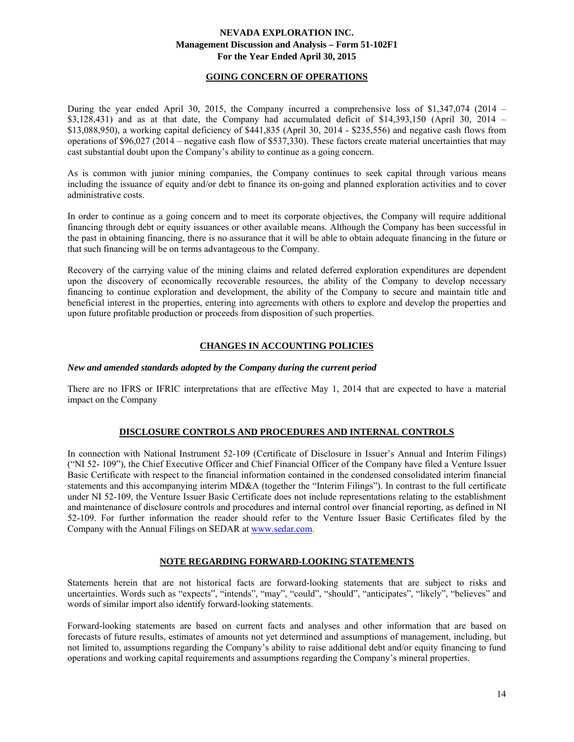## GOING CONCERN OF OPERATIONS

During the year ended April 30, 2015, the Company incurred a comprehensive loss of $1,347,074 (2014 – $3,128,431) and as at that date, the Company had accumulated deficit of $14,393,150 (April 30, 2014 – $13,088,950), a working capital deficiency of $441,835 (April 30, 2014 - $235,556) and negative cash flows from operations of $96,027 (2014 – negative cash flow of $537,330). These factors create material uncertainties that may cast substantial doubt upon the Company's ability to continue as a going concern.

As is common with junior mining companies, the Company continues to seek capital through various means including the issuance of equity and/or debt to finance its on-going and planned exploration activities and to cover administrative costs.

In order to continue as a going concern and to meet its corporate objectives, the Company will require additional financing through debt or equity issuances or other available means. Although the Company has been successful in the past in obtaining financing, there is no assurance that it will be able to obtain adequate financing in the future or that such financing will be on terms advantageous to the Company.

Recovery of the carrying value of the mining claims and related deferred exploration expenditures are dependent upon the discovery of economically recoverable resources, the ability of the Company to develop necessary financing to continue exploration and development, the ability of the Company to secure and maintain title and beneficial interest in the properties, entering into agreements with others to explore and develop the properties and upon future profitable production or proceeds from disposition of such properties.

## CHANGES IN ACCOUNTING POLICIES

### *New and amended standards adopted by the Company during the current period*

There are no IFRS or IFRIC interpretations that are effective May 1, 2014 that are expected to have a material impact on the Company

## DISCLOSURE CONTROLS AND PROCEDURES AND INTERNAL CONTROLS

In connection with National Instrument 52-109 (Certificate of Disclosure in Issuer's Annual and Interim Filings) ("NI 52- 109"), the Chief Executive Officer and Chief Financial Officer of the Company have filed a Venture Issuer Basic Certificate with respect to the financial information contained in the condensed consolidated interim financial statements and this accompanying interim MD&A (together the "Interim Filings"). In contrast to the full certificate under NI 52-109, the Venture Issuer Basic Certificate does not include representations relating to the establishment and maintenance of disclosure controls and procedures and internal control over financial reporting, as defined in NI 52-109. For further information the reader should refer to the Venture Issuer Basic Certificates filed by the Company with the Annual Filings on SEDAR at www.sedar.com.

## NOTE REGARDING FORWARD-LOOKING STATEMENTS

Statements herein that are not historical facts are forward-looking statements that are subject to risks and uncertainties. Words such as "expects", "intends", "may", "could", "should", "anticipates", "likely", "believes" and words of similar import also identify forward-looking statements.

Forward-looking statements are based on current facts and analyses and other information that are based on forecasts of future results, estimates of amounts not yet determined and assumptions of management, including, but not limited to, assumptions regarding the Company's ability to raise additional debt and/or equity financing to fund operations and working capital requirements and assumptions regarding the Company's mineral properties.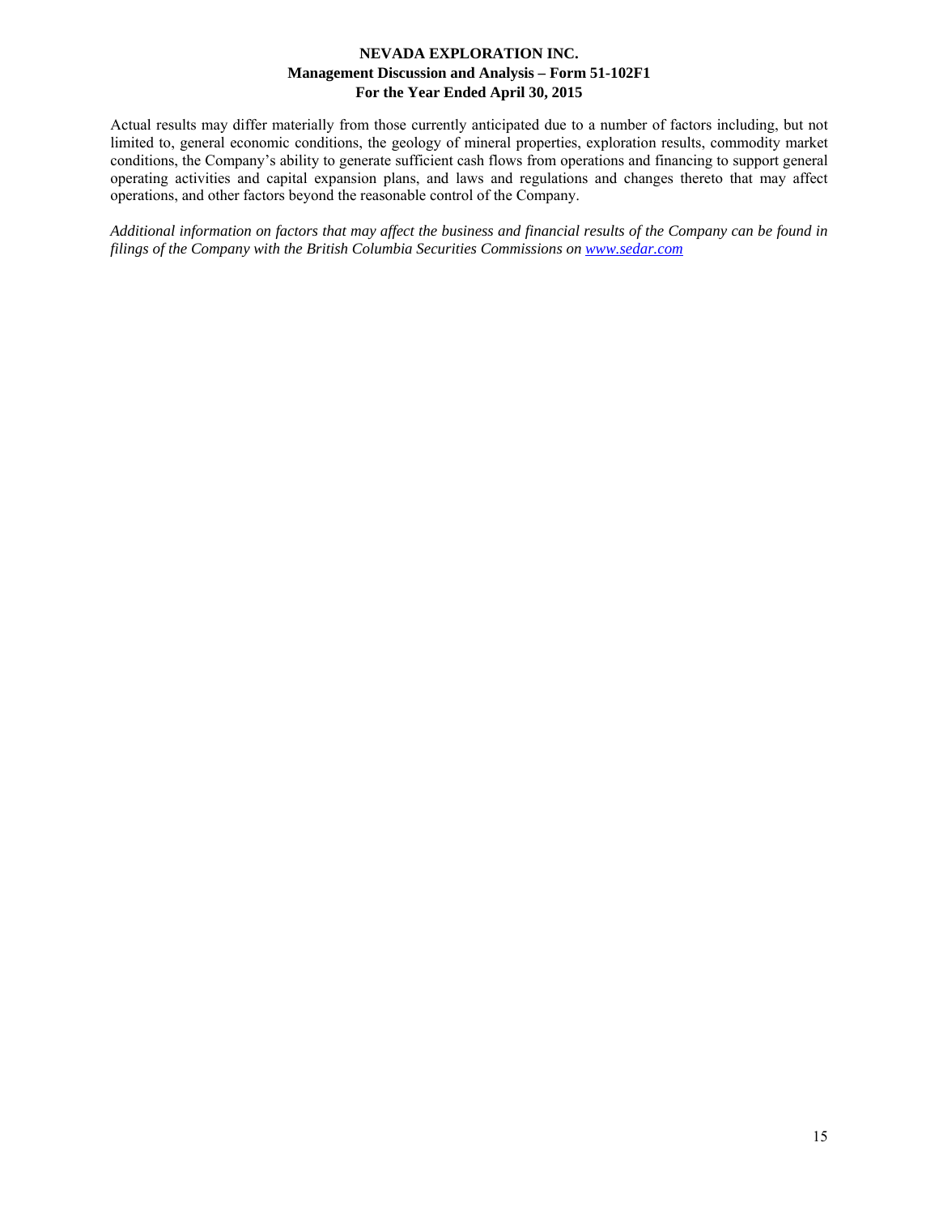Actual results may differ materially from those currently anticipated due to a number of factors including, but not limited to, general economic conditions, the geology of mineral properties, exploration results, commodity market conditions, the Company's ability to generate sufficient cash flows from operations and financing to support general operating activities and capital expansion plans, and laws and regulations and changes thereto that may affect operations, and other factors beyond the reasonable control of the Company.

*Additional information on factors that may affect the business and financial results of the Company can be found in filings of the Company with the British Columbia Securities Commissions on [www.sedar.com](www.sedar.com)*